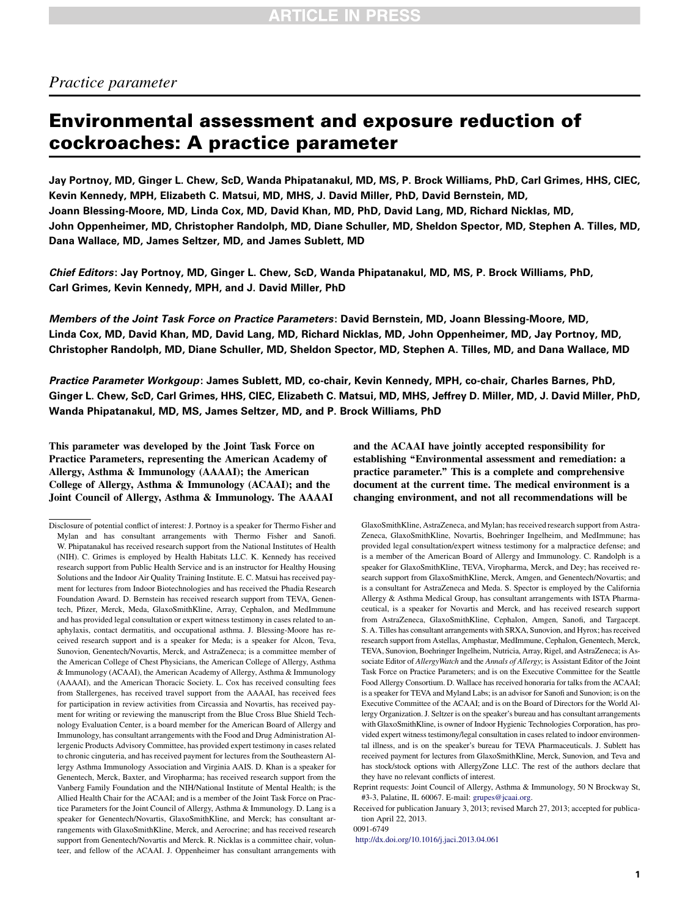*Practice parameter*

# Environmental assessment and exposure reduction of cockroaches: A practice parameter

**Jay Portnoy, MD, Ginger L. Chew, ScD, Wanda Phipatanakul, MD, MS, P. Brock Williams, PhD, Carl Grimes, HHS, CIEC, Kevin Kennedy, MPH, Elizabeth C. Matsui, MD, MHS, J. David Miller, PhD, David Bernstein, MD, Joann Blessing-Moore, MD, Linda Cox, MD, David Khan, MD, PhD, David Lang, MD, Richard Nicklas, MD, John Oppenheimer, MD, Christopher Randolph, MD, Diane Schuller, MD, Sheldon Spector, MD, Stephen A. Tilles, MD, Dana Wallace, MD, James Seltzer, MD, and James Sublett, MD**

***Chief Editors*: Jay Portnoy, MD, Ginger L. Chew, ScD, Wanda Phipatanakul, MD, MS, P. Brock Williams, PhD, Carl Grimes, Kevin Kennedy, MPH, and J. David Miller, PhD**

***Members of the Joint Task Force on Practice Parameters*: David Bernstein, MD, Joann Blessing-Moore, MD, Linda Cox, MD, David Khan, MD, David Lang, MD, Richard Nicklas, MD, John Oppenheimer, MD, Jay Portnoy, MD, Christopher Randolph, MD, Diane Schuller, MD, Sheldon Spector, MD, Stephen A. Tilles, MD, and Dana Wallace, MD**

***Practice Parameter Workgoup*: James Sublett, MD, co-chair, Kevin Kennedy, MPH, co-chair, Charles Barnes, PhD, Ginger L. Chew, ScD, Carl Grimes, HHS, CIEC, Elizabeth C. Matsui, MD, MHS, Jeffrey D. Miller, MD, J. David Miller, PhD, Wanda Phipatanakul, MD, MS, James Seltzer, MD, and P. Brock Williams, PhD**

**This parameter was developed by the Joint Task Force on Practice Parameters, representing the American Academy of Allergy, Asthma & Immunology (AAAAI); the American College of Allergy, Asthma & Immunology (ACAAI); and the Joint Council of Allergy, Asthma & Immunology. The AAAAI and the ACAAI have jointly accepted responsibility for establishing "Environmental assessment and remediation: a practice parameter." This is a complete and comprehensive document at the current time. The medical environment is a changing environment, and not all recommendations will be**

---

Disclosure of potential conflict of interest: J. Portnoy is a speaker for Thermo Fisher and Mylan and has consultant arrangements with Thermo Fisher and Sanofi. W. Phipatanakul has received research support from the National Institutes of Health (NIH). C. Grimes is employed by Health Habitats LLC. K. Kennedy has received research support from Public Health Service and is an instructor for Healthy Housing Solutions and the Indoor Air Quality Training Institute. E. C. Matsui has received payment for lectures from Indoor Biotechnologies and has received the Phadia Research Foundation Award. D. Bernstein has received research support from TEVA, Genentech, Pfizer, Merck, Meda, GlaxoSmithKline, Array, Cephalon, and MedImmune and has provided legal consultation or expert witness testimony in cases related to anaphylaxis, contact dermatitis, and occupational asthma. J. Blessing-Moore has received research support and is a speaker for Meda; is a speaker for Alcon, Teva, Sunovion, Genentech/Novartis, Merck, and AstraZeneca; is a committee member of the American College of Chest Physicians, the American College of Allergy, Asthma & Immunology (ACAAI), the American Academy of Allergy, Asthma & Immunology (AAAAI), and the American Thoracic Society. L. Cox has received consulting fees from Stallergenes, has received travel support from the AAAAI, has received fees for participation in review activities from Circassia and Novartis, has received payment for writing or reviewing the manuscript from the Blue Cross Blue Shield Technology Evaluation Center, is a board member for the American Board of Allergy and Immunology, has consultant arrangements with the Food and Drug Administration Allergenic Products Advisory Committee, has provided expert testimony in cases related to chronic cinguteria, and has received payment for lectures from the Southeastern Allergy Asthma Immunology Association and Virginia AAIS. D. Khan is a speaker for Genentech, Merck, Baxter, and Viropharma; has received research support from the Vanberg Family Foundation and the NIH/National Institute of Mental Health; is the Allied Health Chair for the ACAAI; and is a member of the Joint Task Force on Practice Parameters for the Joint Council of Allergy, Asthma & Immunology. D. Lang is a speaker for Genentech/Novartis, GlaxoSmithKline, and Merck; has consultant arrangements with GlaxoSmithKline, Merck, and Aerocrine; and has received research support from Genentech/Novartis and Merck. R. Nicklas is a committee chair, volunteer, and fellow of the ACAAI. J. Oppenheimer has consultant arrangements with GlaxoSmithKline, AstraZeneca, and Mylan; has received research support from AstraZeneca, GlaxoSmithKline, Novartis, Boehringer Ingelheim, and MedImmune; has provided legal consultation/expert witness testimony for a malpractice defense; and is a member of the American Board of Allergy and Immunology. C. Randolph is a speaker for GlaxoSmithKline, TEVA, Viropharma, Merck, and Dey; has received research support from GlaxoSmithKline, Merck, Amgen, and Genentech/Novartis; and is a consultant for AstraZeneca and Meda. S. Spector is employed by the California Allergy & Asthma Medical Group, has consultant arrangements with ISTA Pharmaceutical, is a speaker for Novartis and Merck, and has received research support from AstraZeneca, GlaxoSmithKline, Cephalon, Amgen, Sanofi, and Targacept. S. A. Tilles has consultant arrangements with SRXA, Sunovion, and Hyrox; has received research support from Astellas, Amphastar, MedImmune, Cephalon, Genentech, Merck, TEVA, Sunovion, Boehringer Ingelheim, Nutricia, Array, Rigel, and AstraZeneca; is Associate Editor of *AllergyWatch* and the *Annals of Allergy*; is Assistant Editor of the Joint Task Force on Practice Parameters; and is on the Executive Committee for the Seattle Food Allergy Consortium. D. Wallace has received honoraria for talks from the ACAAI; is a speaker for TEVA and Myland Labs; is an advisor for Sanofi and Sunovion; is on the Executive Committee of the ACAAI; and is on the Board of Directors for the World Allergy Organization. J. Seltzer is on the speaker's bureau and has consultant arrangements with GlaxoSmithKline, is owner of Indoor Hygienic Technologies Corporation, has provided expert witness testimony/legal consultation in cases related to indoor environmental illness, and is on the speaker's bureau for TEVA Pharmaceuticals. J. Sublett has received payment for lectures from GlaxoSmithKline, Merck, Sunovion, and Teva and has stock/stock options with AllergyZone LLC. The rest of the authors declare that they have no relevant conflicts of interest.

Reprint requests: Joint Council of Allergy, Asthma & Immunology, 50 N Brockway St, #3-3, Palatine, IL 60067. E-mail: grupes@jcaai.org.

Received for publication January 3, 2013; revised March 27, 2013; accepted for publication April 22, 2013.

0091-6749

http://dx.doi.org/10.1016/j.jaci.2013.04.061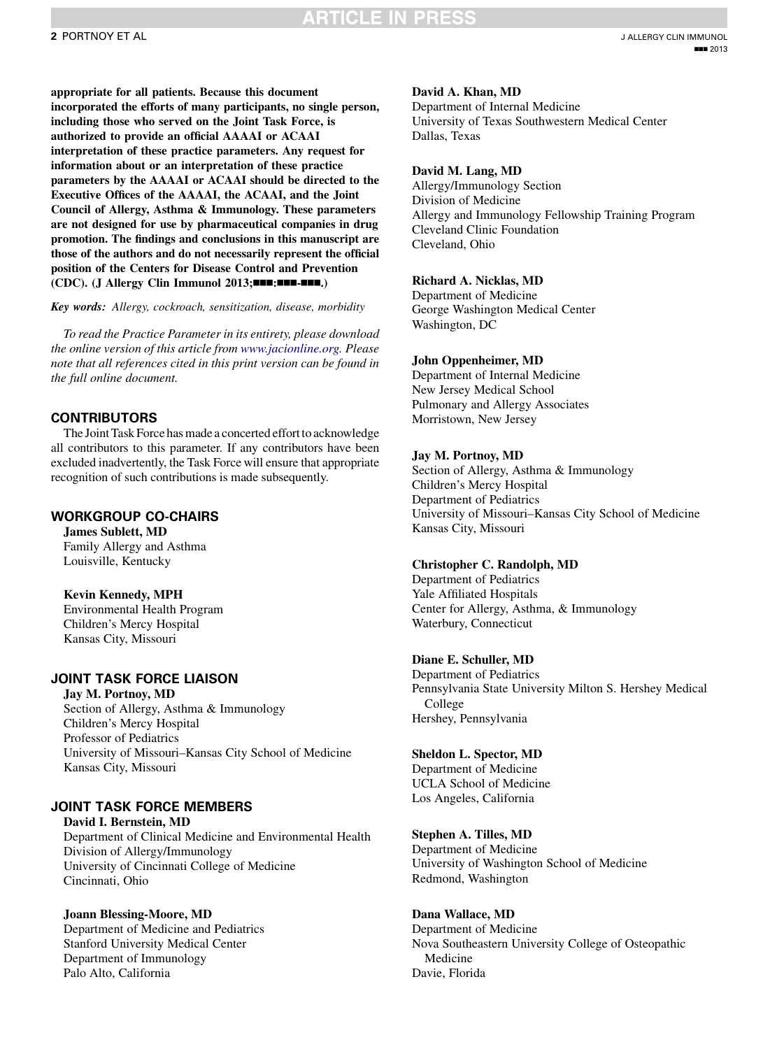**appropriate for all patients. Because this document incorporated the efforts of many participants, no single person, including those who served on the Joint Task Force, is authorized to provide an official AAAAI or ACAAI interpretation of these practice parameters. Any request for information about or an interpretation of these practice parameters by the AAAAI or ACAAI should be directed to the Executive Offices of the AAAAI, the ACAAI, and the Joint Council of Allergy, Asthma & Immunology. These parameters are not designed for use by pharmaceutical companies in drug promotion. The findings and conclusions in this manuscript are those of the authors and do not necessarily represent the official position of the Centers for Disease Control and Prevention (CDC). (J Allergy Clin Immunol 2013;■■■:■■■-■■■.)**

***Key words:*** *Allergy, cockroach, sensitization, disease, morbidity*

*To read the Practice Parameter in its entirety, please download the online version of this article from www.jacionline.org. Please note that all references cited in this print version can be found in the full online document.*

## CONTRIBUTORS

The Joint Task Force has made a concerted effort to acknowledge all contributors to this parameter. If any contributors have been excluded inadvertently, the Task Force will ensure that appropriate recognition of such contributions is made subsequently.

## WORKGROUP CO-CHAIRS

**James Sublett, MD**
Family Allergy and Asthma
Louisville, Kentucky

**Kevin Kennedy, MPH**
Environmental Health Program
Children's Mercy Hospital
Kansas City, Missouri

## JOINT TASK FORCE LIAISON

**Jay M. Portnoy, MD**
Section of Allergy, Asthma & Immunology
Children's Mercy Hospital
Professor of Pediatrics
University of Missouri–Kansas City School of Medicine
Kansas City, Missouri

## JOINT TASK FORCE MEMBERS

**David I. Bernstein, MD**
Department of Clinical Medicine and Environmental Health
Division of Allergy/Immunology
University of Cincinnati College of Medicine
Cincinnati, Ohio

**Joann Blessing-Moore, MD**
Department of Medicine and Pediatrics
Stanford University Medical Center
Department of Immunology
Palo Alto, California

**David A. Khan, MD**
Department of Internal Medicine
University of Texas Southwestern Medical Center
Dallas, Texas

**David M. Lang, MD**
Allergy/Immunology Section
Division of Medicine
Allergy and Immunology Fellowship Training Program
Cleveland Clinic Foundation
Cleveland, Ohio

**Richard A. Nicklas, MD**
Department of Medicine
George Washington Medical Center
Washington, DC

**John Oppenheimer, MD**
Department of Internal Medicine
New Jersey Medical School
Pulmonary and Allergy Associates
Morristown, New Jersey

**Jay M. Portnoy, MD**
Section of Allergy, Asthma & Immunology
Children's Mercy Hospital
Department of Pediatrics
University of Missouri–Kansas City School of Medicine
Kansas City, Missouri

**Christopher C. Randolph, MD**
Department of Pediatrics
Yale Affiliated Hospitals
Center for Allergy, Asthma, & Immunology
Waterbury, Connecticut

**Diane E. Schuller, MD**
Department of Pediatrics
Pennsylvania State University Milton S. Hershey Medical College
Hershey, Pennsylvania

**Sheldon L. Spector, MD**
Department of Medicine
UCLA School of Medicine
Los Angeles, California

**Stephen A. Tilles, MD**
Department of Medicine
University of Washington School of Medicine
Redmond, Washington

**Dana Wallace, MD**
Department of Medicine
Nova Southeastern University College of Osteopathic Medicine
Davie, Florida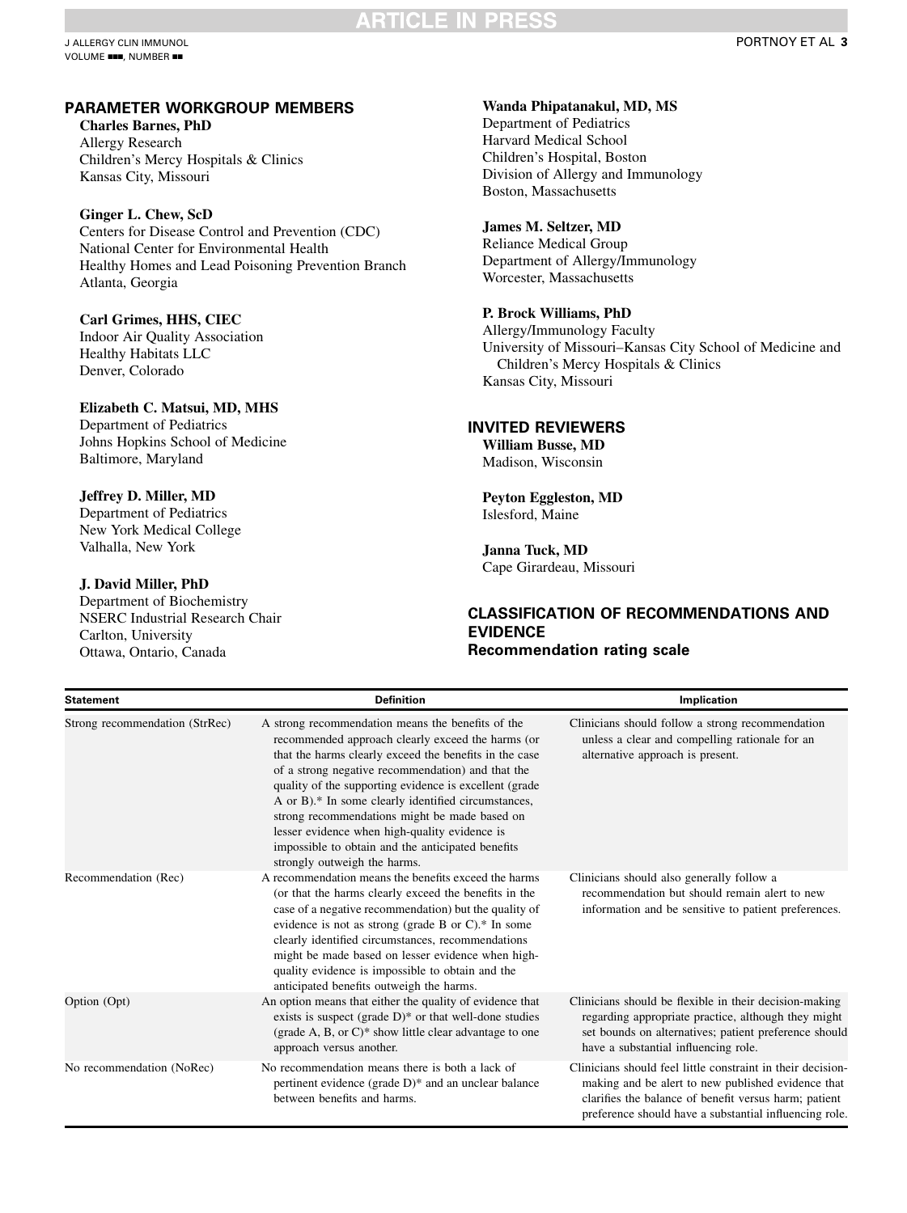## PARAMETER WORKGROUP MEMBERS

**Charles Barnes, PhD**
Allergy Research
Children's Mercy Hospitals & Clinics
Kansas City, Missouri

**Ginger L. Chew, ScD**
Centers for Disease Control and Prevention (CDC)
National Center for Environmental Health
Healthy Homes and Lead Poisoning Prevention Branch
Atlanta, Georgia

**Carl Grimes, HHS, CIEC**
Indoor Air Quality Association
Healthy Habitats LLC
Denver, Colorado

**Elizabeth C. Matsui, MD, MHS**
Department of Pediatrics
Johns Hopkins School of Medicine
Baltimore, Maryland

**Jeffrey D. Miller, MD**
Department of Pediatrics
New York Medical College
Valhalla, New York

**J. David Miller, PhD**
Department of Biochemistry
NSERC Industrial Research Chair
Carlton, University
Ottawa, Ontario, Canada

**Wanda Phipatanakul, MD, MS**
Department of Pediatrics
Harvard Medical School
Children's Hospital, Boston
Division of Allergy and Immunology
Boston, Massachusetts

**James M. Seltzer, MD**
Reliance Medical Group
Department of Allergy/Immunology
Worcester, Massachusetts

**P. Brock Williams, PhD**
Allergy/Immunology Faculty
University of Missouri–Kansas City School of Medicine and Children's Mercy Hospitals & Clinics
Kansas City, Missouri

## INVITED REVIEWERS

**William Busse, MD**
Madison, Wisconsin

**Peyton Eggleston, MD**
Islesford, Maine

**Janna Tuck, MD**
Cape Girardeau, Missouri

## CLASSIFICATION OF RECOMMENDATIONS AND EVIDENCE

### Recommendation rating scale

| Statement | Definition | Implication |
|---|---|---|
| Strong recommendation (StrRec) | A strong recommendation means the benefits of the recommended approach clearly exceed the harms (or that the harms clearly exceed the benefits in the case of a strong negative recommendation) and that the quality of the supporting evidence is excellent (grade A or B).* In some clearly identified circumstances, strong recommendations might be made based on lesser evidence when high-quality evidence is impossible to obtain and the anticipated benefits strongly outweigh the harms. | Clinicians should follow a strong recommendation unless a clear and compelling rationale for an alternative approach is present. |
| Recommendation (Rec) | A recommendation means the benefits exceed the harms (or that the harms clearly exceed the benefits in the case of a negative recommendation) but the quality of evidence is not as strong (grade B or C).* In some clearly identified circumstances, recommendations might be made based on lesser evidence when high-quality evidence is impossible to obtain and the anticipated benefits outweigh the harms. | Clinicians should also generally follow a recommendation but should remain alert to new information and be sensitive to patient preferences. |
| Option (Opt) | An option means that either the quality of evidence that exists is suspect (grade D)* or that well-done studies (grade A, B, or C)* show little clear advantage to one approach versus another. | Clinicians should be flexible in their decision-making regarding appropriate practice, although they might set bounds on alternatives; patient preference should have a substantial influencing role. |
| No recommendation (NoRec) | No recommendation means there is both a lack of pertinent evidence (grade D)* and an unclear balance between benefits and harms. | Clinicians should feel little constraint in their decision-making and be alert to new published evidence that clarifies the balance of benefit versus harm; patient preference should have a substantial influencing role. |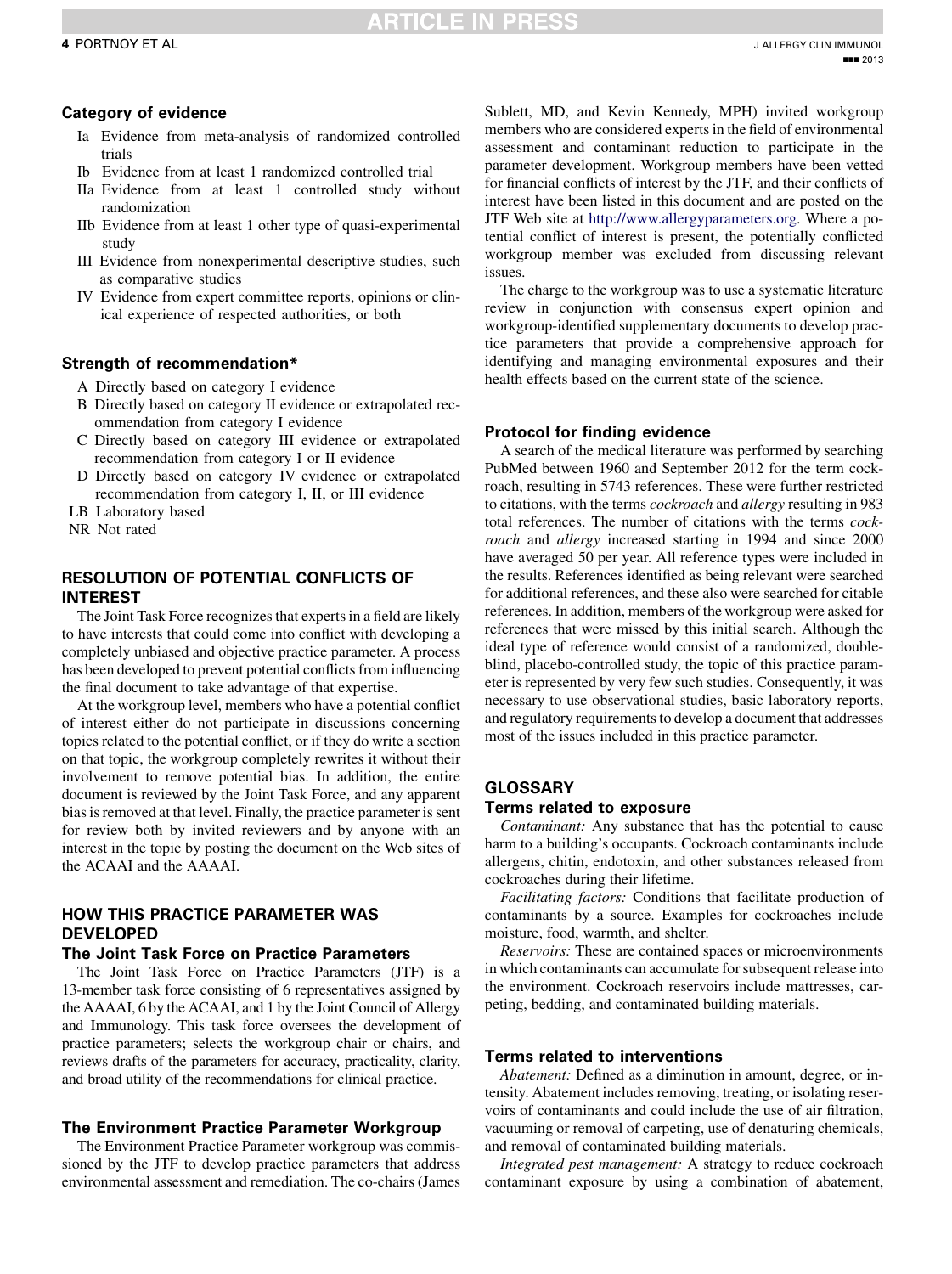## Category of evidence

- Ia Evidence from meta-analysis of randomized controlled trials
- Ib Evidence from at least 1 randomized controlled trial
- IIa Evidence from at least 1 controlled study without randomization
- IIb Evidence from at least 1 other type of quasi-experimental study
- III Evidence from nonexperimental descriptive studies, such as comparative studies
- IV Evidence from expert committee reports, opinions or clinical experience of respected authorities, or both

## Strength of recommendation*

- A Directly based on category I evidence
- B Directly based on category II evidence or extrapolated recommendation from category I evidence
- C Directly based on category III evidence or extrapolated recommendation from category I or II evidence
- D Directly based on category IV evidence or extrapolated recommendation from category I, II, or III evidence
- LB Laboratory based
- NR Not rated

## RESOLUTION OF POTENTIAL CONFLICTS OF INTEREST

The Joint Task Force recognizes that experts in a field are likely to have interests that could come into conflict with developing a completely unbiased and objective practice parameter. A process has been developed to prevent potential conflicts from influencing the final document to take advantage of that expertise.

At the workgroup level, members who have a potential conflict of interest either do not participate in discussions concerning topics related to the potential conflict, or if they do write a section on that topic, the workgroup completely rewrites it without their involvement to remove potential bias. In addition, the entire document is reviewed by the Joint Task Force, and any apparent bias is removed at that level. Finally, the practice parameter is sent for review both by invited reviewers and by anyone with an interest in the topic by posting the document on the Web sites of the ACAAI and the AAAAI.

## HOW THIS PRACTICE PARAMETER WAS DEVELOPED

### The Joint Task Force on Practice Parameters

The Joint Task Force on Practice Parameters (JTF) is a 13-member task force consisting of 6 representatives assigned by the AAAAI, 6 by the ACAAI, and 1 by the Joint Council of Allergy and Immunology. This task force oversees the development of practice parameters; selects the workgroup chair or chairs, and reviews drafts of the parameters for accuracy, practicality, clarity, and broad utility of the recommendations for clinical practice.

### The Environment Practice Parameter Workgroup

The Environment Practice Parameter workgroup was commissioned by the JTF to develop practice parameters that address environmental assessment and remediation. The co-chairs (James Sublett, MD, and Kevin Kennedy, MPH) invited workgroup members who are considered experts in the field of environmental assessment and contaminant reduction to participate in the parameter development. Workgroup members have been vetted for financial conflicts of interest by the JTF, and their conflicts of interest have been listed in this document and are posted on the JTF Web site at http://www.allergyparameters.org. Where a potential conflict of interest is present, the potentially conflicted workgroup member was excluded from discussing relevant issues.

The charge to the workgroup was to use a systematic literature review in conjunction with consensus expert opinion and workgroup-identified supplementary documents to develop practice parameters that provide a comprehensive approach for identifying and managing environmental exposures and their health effects based on the current state of the science.

### Protocol for finding evidence

A search of the medical literature was performed by searching PubMed between 1960 and September 2012 for the term cockroach, resulting in 5743 references. These were further restricted to citations, with the terms *cockroach* and *allergy* resulting in 983 total references. The number of citations with the terms *cockroach* and *allergy* increased starting in 1994 and since 2000 have averaged 50 per year. All reference types were included in the results. References identified as being relevant were searched for additional references, and these also were searched for citable references. In addition, members of the workgroup were asked for references that were missed by this initial search. Although the ideal type of reference would consist of a randomized, double-blind, placebo-controlled study, the topic of this practice parameter is represented by very few such studies. Consequently, it was necessary to use observational studies, basic laboratory reports, and regulatory requirements to develop a document that addresses most of the issues included in this practice parameter.

## GLOSSARY

### Terms related to exposure

*Contaminant:* Any substance that has the potential to cause harm to a building's occupants. Cockroach contaminants include allergens, chitin, endotoxin, and other substances released from cockroaches during their lifetime.

*Facilitating factors:* Conditions that facilitate production of contaminants by a source. Examples for cockroaches include moisture, food, warmth, and shelter.

*Reservoirs:* These are contained spaces or microenvironments in which contaminants can accumulate for subsequent release into the environment. Cockroach reservoirs include mattresses, carpeting, bedding, and contaminated building materials.

### Terms related to interventions

*Abatement:* Defined as a diminution in amount, degree, or intensity. Abatement includes removing, treating, or isolating reservoirs of contaminants and could include the use of air filtration, vacuuming or removal of carpeting, use of denaturing chemicals, and removal of contaminated building materials.

*Integrated pest management:* A strategy to reduce cockroach contaminant exposure by using a combination of abatement,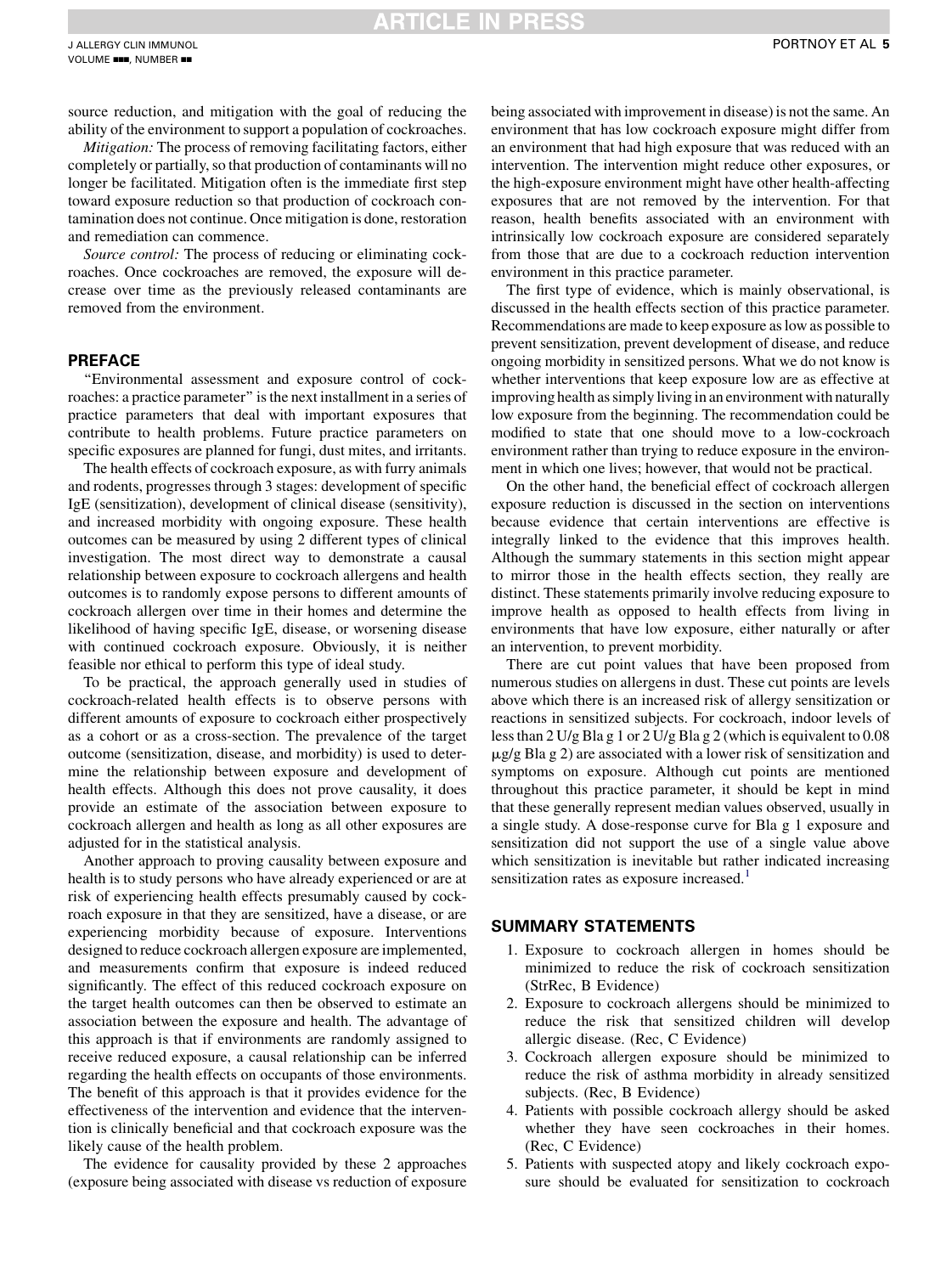source reduction, and mitigation with the goal of reducing the ability of the environment to support a population of cockroaches.

*Mitigation:* The process of removing facilitating factors, either completely or partially, so that production of contaminants will no longer be facilitated. Mitigation often is the immediate first step toward exposure reduction so that production of cockroach contamination does not continue. Once mitigation is done, restoration and remediation can commence.

*Source control:* The process of reducing or eliminating cockroaches. Once cockroaches are removed, the exposure will decrease over time as the previously released contaminants are removed from the environment.

## PREFACE

"Environmental assessment and exposure control of cockroaches: a practice parameter" is the next installment in a series of practice parameters that deal with important exposures that contribute to health problems. Future practice parameters on specific exposures are planned for fungi, dust mites, and irritants.

The health effects of cockroach exposure, as with furry animals and rodents, progresses through 3 stages: development of specific IgE (sensitization), development of clinical disease (sensitivity), and increased morbidity with ongoing exposure. These health outcomes can be measured by using 2 different types of clinical investigation. The most direct way to demonstrate a causal relationship between exposure to cockroach allergens and health outcomes is to randomly expose persons to different amounts of cockroach allergen over time in their homes and determine the likelihood of having specific IgE, disease, or worsening disease with continued cockroach exposure. Obviously, it is neither feasible nor ethical to perform this type of ideal study.

To be practical, the approach generally used in studies of cockroach-related health effects is to observe persons with different amounts of exposure to cockroach either prospectively as a cohort or as a cross-section. The prevalence of the target outcome (sensitization, disease, and morbidity) is used to determine the relationship between exposure and development of health effects. Although this does not prove causality, it does provide an estimate of the association between exposure to cockroach allergen and health as long as all other exposures are adjusted for in the statistical analysis.

Another approach to proving causality between exposure and health is to study persons who have already experienced or are at risk of experiencing health effects presumably caused by cockroach exposure in that they are sensitized, have a disease, or are experiencing morbidity because of exposure. Interventions designed to reduce cockroach allergen exposure are implemented, and measurements confirm that exposure is indeed reduced significantly. The effect of this reduced cockroach exposure on the target health outcomes can then be observed to estimate an association between the exposure and health. The advantage of this approach is that if environments are randomly assigned to receive reduced exposure, a causal relationship can be inferred regarding the health effects on occupants of those environments. The benefit of this approach is that it provides evidence for the effectiveness of the intervention and evidence that the intervention is clinically beneficial and that cockroach exposure was the likely cause of the health problem.

The evidence for causality provided by these 2 approaches (exposure being associated with disease vs reduction of exposure being associated with improvement in disease) is not the same. An environment that has low cockroach exposure might differ from an environment that had high exposure that was reduced with an intervention. The intervention might reduce other exposures, or the high-exposure environment might have other health-affecting exposures that are not removed by the intervention. For that reason, health benefits associated with an environment with intrinsically low cockroach exposure are considered separately from those that are due to a cockroach reduction intervention environment in this practice parameter.

The first type of evidence, which is mainly observational, is discussed in the health effects section of this practice parameter. Recommendations are made to keep exposure as low as possible to prevent sensitization, prevent development of disease, and reduce ongoing morbidity in sensitized persons. What we do not know is whether interventions that keep exposure low are as effective at improving health as simply living in an environment with naturally low exposure from the beginning. The recommendation could be modified to state that one should move to a low-cockroach environment rather than trying to reduce exposure in the environment in which one lives; however, that would not be practical.

On the other hand, the beneficial effect of cockroach allergen exposure reduction is discussed in the section on interventions because evidence that certain interventions are effective is integrally linked to the evidence that this improves health. Although the summary statements in this section might appear to mirror those in the health effects section, they really are distinct. These statements primarily involve reducing exposure to improve health as opposed to health effects from living in environments that have low exposure, either naturally or after an intervention, to prevent morbidity.

There are cut point values that have been proposed from numerous studies on allergens in dust. These cut points are levels above which there is an increased risk of allergy sensitization or reactions in sensitized subjects. For cockroach, indoor levels of less than 2 U/g Bla g 1 or 2 U/g Bla g 2 (which is equivalent to 0.08 μg/g Bla g 2) are associated with a lower risk of sensitization and symptoms on exposure. Although cut points are mentioned throughout this practice parameter, it should be kept in mind that these generally represent median values observed, usually in a single study. A dose-response curve for Bla g 1 exposure and sensitization did not support the use of a single value above which sensitization is inevitable but rather indicated increasing sensitization rates as exposure increased.[1]

## SUMMARY STATEMENTS

1. Exposure to cockroach allergen in homes should be minimized to reduce the risk of cockroach sensitization (StrRec, B Evidence)
2. Exposure to cockroach allergens should be minimized to reduce the risk that sensitized children will develop allergic disease. (Rec, C Evidence)
3. Cockroach allergen exposure should be minimized to reduce the risk of asthma morbidity in already sensitized subjects. (Rec, B Evidence)
4. Patients with possible cockroach allergy should be asked whether they have seen cockroaches in their homes. (Rec, C Evidence)
5. Patients with suspected atopy and likely cockroach exposure should be evaluated for sensitization to cockroach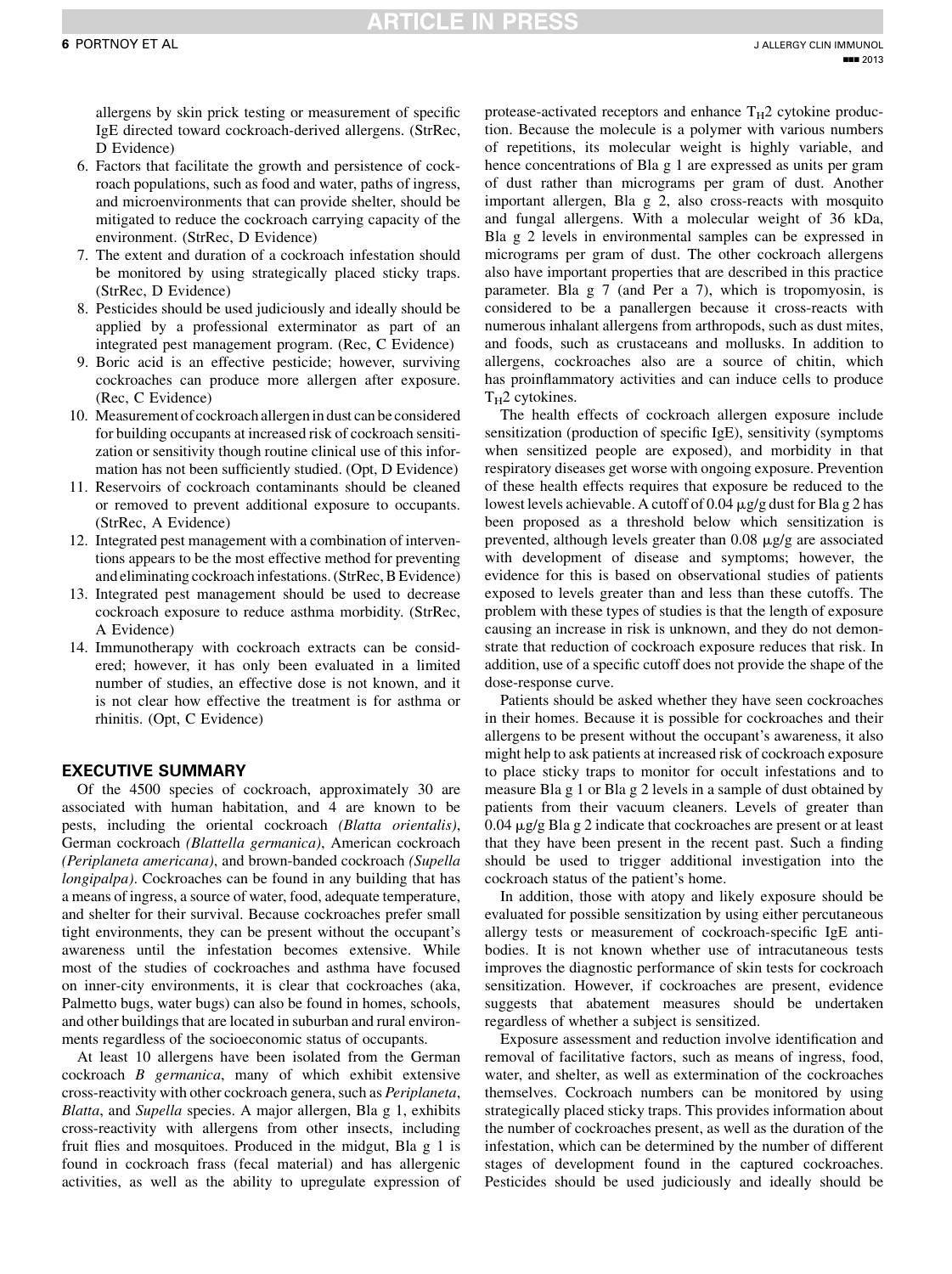allergens by skin prick testing or measurement of specific IgE directed toward cockroach-derived allergens. (StrRec, D Evidence)

6. Factors that facilitate the growth and persistence of cockroach populations, such as food and water, paths of ingress, and microenvironments that can provide shelter, should be mitigated to reduce the cockroach carrying capacity of the environment. (StrRec, D Evidence)
7. The extent and duration of a cockroach infestation should be monitored by using strategically placed sticky traps. (StrRec, D Evidence)
8. Pesticides should be used judiciously and ideally should be applied by a professional exterminator as part of an integrated pest management program. (Rec, C Evidence)
9. Boric acid is an effective pesticide; however, surviving cockroaches can produce more allergen after exposure. (Rec, C Evidence)
10. Measurement of cockroach allergen in dust can be considered for building occupants at increased risk of cockroach sensitization or sensitivity though routine clinical use of this information has not been sufficiently studied. (Opt, D Evidence)
11. Reservoirs of cockroach contaminants should be cleaned or removed to prevent additional exposure to occupants. (StrRec, A Evidence)
12. Integrated pest management with a combination of interventions appears to be the most effective method for preventing and eliminating cockroach infestations. (StrRec, B Evidence)
13. Integrated pest management should be used to decrease cockroach exposure to reduce asthma morbidity. (StrRec, A Evidence)
14. Immunotherapy with cockroach extracts can be considered; however, it has only been evaluated in a limited number of studies, an effective dose is not known, and it is not clear how effective the treatment is for asthma or rhinitis. (Opt, C Evidence)

## EXECUTIVE SUMMARY

Of the 4500 species of cockroach, approximately 30 are associated with human habitation, and 4 are known to be pests, including the oriental cockroach *(Blatta orientalis)*, German cockroach *(Blattella germanica)*, American cockroach *(Periplaneta americana)*, and brown-banded cockroach *(Supella longipalpa)*. Cockroaches can be found in any building that has a means of ingress, a source of water, food, adequate temperature, and shelter for their survival. Because cockroaches prefer small tight environments, they can be present without the occupant's awareness until the infestation becomes extensive. While most of the studies of cockroaches and asthma have focused on inner-city environments, it is clear that cockroaches (aka, Palmetto bugs, water bugs) can also be found in homes, schools, and other buildings that are located in suburban and rural environments regardless of the socioeconomic status of occupants.

At least 10 allergens have been isolated from the German cockroach *B germanica*, many of which exhibit extensive cross-reactivity with other cockroach genera, such as *Periplaneta*, *Blatta*, and *Supella* species. A major allergen, Bla g 1, exhibits cross-reactivity with allergens from other insects, including fruit flies and mosquitoes. Produced in the midgut, Bla g 1 is found in cockroach frass (fecal material) and has allergenic activities, as well as the ability to upregulate expression of protease-activated receptors and enhance $T_H2$ cytokine production. Because the molecule is a polymer with various numbers of repetitions, its molecular weight is highly variable, and hence concentrations of Bla g 1 are expressed as units per gram of dust rather than micrograms per gram of dust. Another important allergen, Bla g 2, also cross-reacts with mosquito and fungal allergens. With a molecular weight of 36 kDa, Bla g 2 levels in environmental samples can be expressed in micrograms per gram of dust. The other cockroach allergens also have important properties that are described in this practice parameter. Bla g 7 (and Per a 7), which is tropomyosin, is considered to be a panallergen because it cross-reacts with numerous inhalant allergens from arthropods, such as dust mites, and foods, such as crustaceans and mollusks. In addition to allergens, cockroaches also are a source of chitin, which has proinflammatory activities and can induce cells to produce $T_H2$ cytokines.

The health effects of cockroach allergen exposure include sensitization (production of specific IgE), sensitivity (symptoms when sensitized people are exposed), and morbidity in that respiratory diseases get worse with ongoing exposure. Prevention of these health effects requires that exposure be reduced to the lowest levels achievable. A cutoff of 0.04 μg/g dust for Bla g 2 has been proposed as a threshold below which sensitization is prevented, although levels greater than 0.08 μg/g are associated with development of disease and symptoms; however, the evidence for this is based on observational studies of patients exposed to levels greater than and less than these cutoffs. The problem with these types of studies is that the length of exposure causing an increase in risk is unknown, and they do not demonstrate that reduction of cockroach exposure reduces that risk. In addition, use of a specific cutoff does not provide the shape of the dose-response curve.

Patients should be asked whether they have seen cockroaches in their homes. Because it is possible for cockroaches and their allergens to be present without the occupant's awareness, it also might help to ask patients at increased risk of cockroach exposure to place sticky traps to monitor for occult infestations and to measure Bla g 1 or Bla g 2 levels in a sample of dust obtained by patients from their vacuum cleaners. Levels of greater than 0.04 μg/g Bla g 2 indicate that cockroaches are present or at least that they have been present in the recent past. Such a finding should be used to trigger additional investigation into the cockroach status of the patient's home.

In addition, those with atopy and likely exposure should be evaluated for possible sensitization by using either percutaneous allergy tests or measurement of cockroach-specific IgE antibodies. It is not known whether use of intracutaneous tests improves the diagnostic performance of skin tests for cockroach sensitization. However, if cockroaches are present, evidence suggests that abatement measures should be undertaken regardless of whether a subject is sensitized.

Exposure assessment and reduction involve identification and removal of facilitative factors, such as means of ingress, food, water, and shelter, as well as extermination of the cockroaches themselves. Cockroach numbers can be monitored by using strategically placed sticky traps. This provides information about the number of cockroaches present, as well as the duration of the infestation, which can be determined by the number of different stages of development found in the captured cockroaches. Pesticides should be used judiciously and ideally should be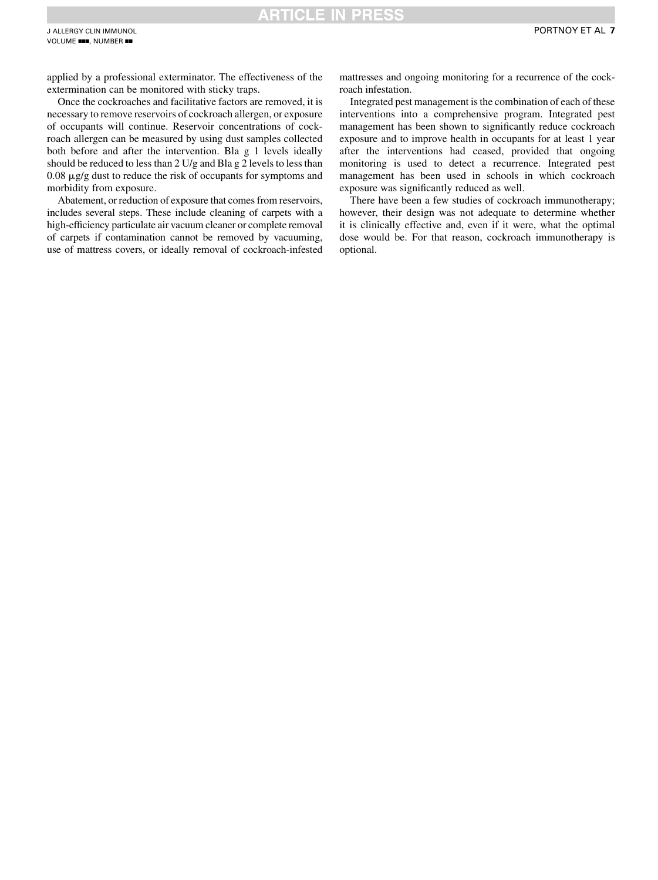applied by a professional exterminator. The effectiveness of the extermination can be monitored with sticky traps.

Once the cockroaches and facilitative factors are removed, it is necessary to remove reservoirs of cockroach allergen, or exposure of occupants will continue. Reservoir concentrations of cockroach allergen can be measured by using dust samples collected both before and after the intervention. Bla g 1 levels ideally should be reduced to less than 2 U/g and Bla g 2 levels to less than 0.08 μg/g dust to reduce the risk of occupants for symptoms and morbidity from exposure.

Abatement, or reduction of exposure that comes from reservoirs, includes several steps. These include cleaning of carpets with a high-efficiency particulate air vacuum cleaner or complete removal of carpets if contamination cannot be removed by vacuuming, use of mattress covers, or ideally removal of cockroach-infested mattresses and ongoing monitoring for a recurrence of the cockroach infestation.

Integrated pest management is the combination of each of these interventions into a comprehensive program. Integrated pest management has been shown to significantly reduce cockroach exposure and to improve health in occupants for at least 1 year after the interventions had ceased, provided that ongoing monitoring is used to detect a recurrence. Integrated pest management has been used in schools in which cockroach exposure was significantly reduced as well.

There have been a few studies of cockroach immunotherapy; however, their design was not adequate to determine whether it is clinically effective and, even if it were, what the optimal dose would be. For that reason, cockroach immunotherapy is optional.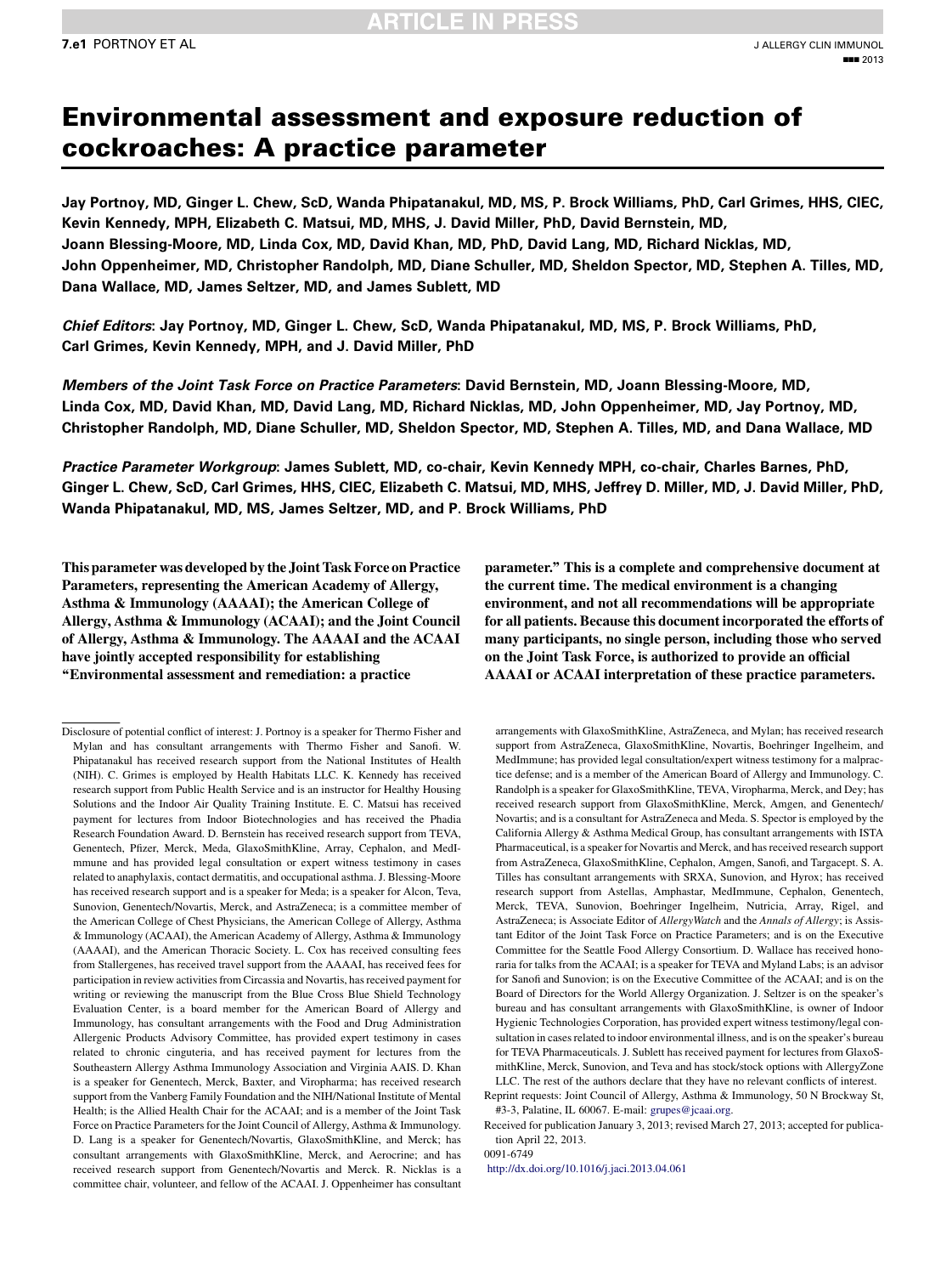# Environmental assessment and exposure reduction of cockroaches: A practice parameter

**Jay Portnoy, MD, Ginger L. Chew, ScD, Wanda Phipatanakul, MD, MS, P. Brock Williams, PhD, Carl Grimes, HHS, CIEC, Kevin Kennedy, MPH, Elizabeth C. Matsui, MD, MHS, J. David Miller, PhD, David Bernstein, MD, Joann Blessing-Moore, MD, Linda Cox, MD, David Khan, MD, David Lang, MD, Richard Nicklas, MD, John Oppenheimer, MD, Christopher Randolph, MD, Diane Schuller, MD, Sheldon Spector, MD, Stephen A. Tilles, MD, Dana Wallace, MD, James Seltzer, MD, and James Sublett, MD**

***Chief Editors*: Jay Portnoy, MD, Ginger L. Chew, ScD, Wanda Phipatanakul, MD, MS, P. Brock Williams, PhD, Carl Grimes, Kevin Kennedy, MPH, and J. David Miller, PhD**

***Members of the Joint Task Force on Practice Parameters*: David Bernstein, MD, Joann Blessing-Moore, MD, Linda Cox, MD, David Khan, MD, David Lang, MD, Richard Nicklas, MD, John Oppenheimer, MD, Jay Portnoy, MD, Christopher Randolph, MD, Diane Schuller, MD, Sheldon Spector, MD, Stephen A. Tilles, MD, and Dana Wallace, MD**

***Practice Parameter Workgroup*: James Sublett, MD, co-chair, Kevin Kennedy MPH, co-chair, Charles Barnes, PhD, Ginger L. Chew, ScD, Carl Grimes, HHS, CIEC, Elizabeth C. Matsui, MD, MHS, Jeffrey D. Miller, MD, J. David Miller, PhD, Wanda Phipatanakul, MD, MS, James Seltzer, MD, and P. Brock Williams, PhD**

**This parameter was developed by the Joint Task Force on Practice Parameters, representing the American Academy of Allergy, Asthma & Immunology (AAAAI); the American College of Allergy, Asthma & Immunology (ACAAI); and the Joint Council of Allergy, Asthma & Immunology. The AAAAI and the ACAAI have jointly accepted responsibility for establishing "Environmental assessment and remediation: a practice parameter." This is a complete and comprehensive document at the current time. The medical environment is a changing environment, and not all recommendations will be appropriate for all patients. Because this document incorporated the efforts of many participants, no single person, including those who served on the Joint Task Force, is authorized to provide an official AAAAI or ACAAI interpretation of these practice parameters.**

Disclosure of potential conflict of interest: J. Portnoy is a speaker for Thermo Fisher and Mylan and has consultant arrangements with Thermo Fisher and Sanofi. W. Phipatanakul has received research support from the National Institutes of Health (NIH). C. Grimes is employed by Health Habitats LLC. K. Kennedy has received research support from Public Health Service and is an instructor for Healthy Housing Solutions and the Indoor Air Quality Training Institute. E. C. Matsui has received payment for lectures from Indoor Biotechnologies and has received the Phadia Research Foundation Award. D. Bernstein has received research support from TEVA, Genentech, Pfizer, Merck, Meda, GlaxoSmithKline, Array, Cephalon, and MedImmune and has provided legal consultation or expert witness testimony in cases related to anaphylaxis, contact dermatitis, and occupational asthma. J. Blessing-Moore has received research support and is a speaker for Meda; is a speaker for Alcon, Teva, Sunovion, Genentech/Novartis, Merck, and AstraZeneca; is a committee member of the American College of Chest Physicians, the American College of Allergy, Asthma & Immunology (ACAAI), the American Academy of Allergy, Asthma & Immunology (AAAAI), and the American Thoracic Society. L. Cox has received consulting fees from Stallergenes, has received travel support from the AAAAI, has received fees for participation in review activities from Circassia and Novartis, has received payment for writing or reviewing the manuscript from the Blue Cross Blue Shield Technology Evaluation Center, is a board member for the American Board of Allergy and Immunology, has consultant arrangements with the Food and Drug Administration Allergenic Products Advisory Committee, has provided expert testimony in cases related to chronic cinguteria, and has received payment for lectures from the Southeastern Allergy Asthma Immunology Association and Virginia AAIS. D. Khan is a speaker for Genentech, Merck, Baxter, and Viropharma; has received research support from the Vanberg Family Foundation and the NIH/National Institute of Mental Health; is the Allied Health Chair for the ACAAI; and is a member of the Joint Task Force on Practice Parameters for the Joint Council of Allergy, Asthma & Immunology. D. Lang is a speaker for Genentech/Novartis, GlaxoSmithKline, and Merck; has consultant arrangements with GlaxoSmithKline, Merck, and Aerocrine; and has received research support from Genentech/Novartis and Merck. R. Nicklas is a committee chair, volunteer, and fellow of the ACAAI. J. Oppenheimer has consultant arrangements with GlaxoSmithKline, AstraZeneca, and Mylan; has received research support from AstraZeneca, GlaxoSmithKline, Novartis, Boehringer Ingelheim, and MedImmune; has provided legal consultation/expert witness testimony for a malpractice defense; and is a member of the American Board of Allergy and Immunology. C. Randolph is a speaker for GlaxoSmithKline, TEVA, Viropharma, Merck, and Dey; has received research support from GlaxoSmithKline, Merck, Amgen, and Genentech/Novartis; and is a consultant for AstraZeneca and Meda. S. Spector is employed by the California Allergy & Asthma Medical Group, has consultant arrangements with ISTA Pharmaceutical, is a speaker for Novartis and Merck, and has received research support from AstraZeneca, GlaxoSmithKline, Cephalon, Amgen, Sanofi, and Targacept. S. A. Tilles has consultant arrangements with SRXA, Sunovion, and Hyrox; has received research support from Astellas, Amphastar, MedImmune, Cephalon, Genentech, Merck, TEVA, Sunovion, Boehringer Ingelheim, Nutricia, Array, Rigel, and AstraZeneca; is Associate Editor of *AllergyWatch* and the *Annals of Allergy*; is Assistant Editor of the Joint Task Force on Practice Parameters; and is on the Executive Committee for the Seattle Food Allergy Consortium. D. Wallace has received honoraria for talks from the ACAAI; is a speaker for TEVA and Myland Labs; is an advisor for Sanofi and Sunovion; is on the Executive Committee of the ACAAI; and is on the Board of Directors for the World Allergy Organization. J. Seltzer is on the speaker's bureau and has consultant arrangements with GlaxoSmithKline, is owner of Indoor Hygienic Technologies Corporation, has provided expert witness testimony/legal consultation in cases related to indoor environmental illness, and is on the speaker's bureau for TEVA Pharmaceuticals. J. Sublett has received payment for lectures from GlaxoSmithKline, Merck, Sunovion, and Teva and has stock/stock options with AllergyZone LLC. The rest of the authors declare that they have no relevant conflicts of interest.

Reprint requests: Joint Council of Allergy, Asthma & Immunology, 50 N Brockway St, #3-3, Palatine, IL 60067. E-mail: grupes@jcaai.org.

Received for publication January 3, 2013; revised March 27, 2013; accepted for publication April 22, 2013.

0091-6749

http://dx.doi.org/10.1016/j.jaci.2013.04.061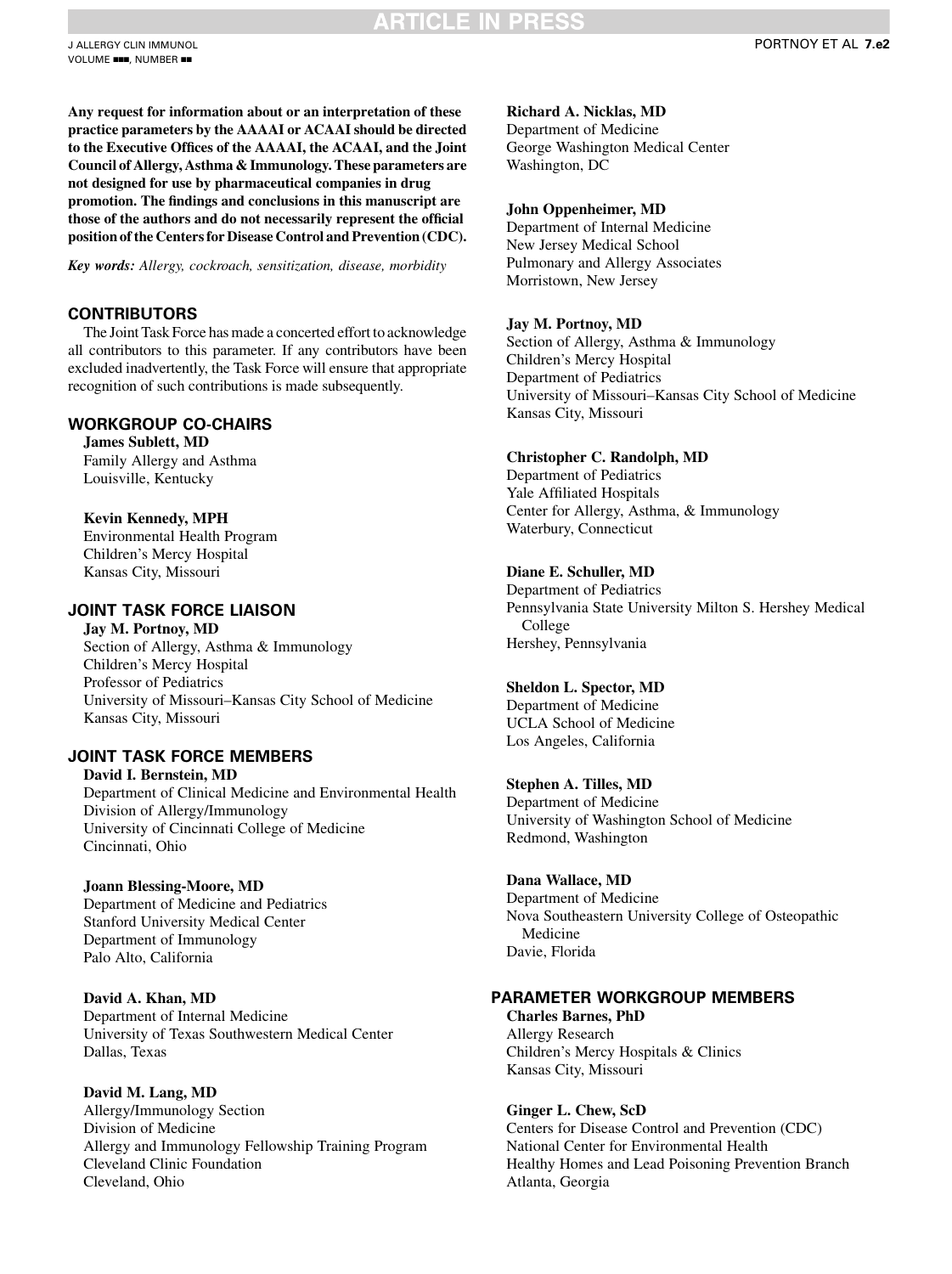**Any request for information about or an interpretation of these practice parameters by the AAAAI or ACAAI should be directed to the Executive Offices of the AAAAI, the ACAAI, and the Joint Council of Allergy, Asthma & Immunology. These parameters are not designed for use by pharmaceutical companies in drug promotion. The findings and conclusions in this manuscript are those of the authors and do not necessarily represent the official position of the Centers for Disease Control and Prevention (CDC).**

***Key words:*** *Allergy, cockroach, sensitization, disease, morbidity*

## CONTRIBUTORS

The Joint Task Force has made a concerted effort to acknowledge all contributors to this parameter. If any contributors have been excluded inadvertently, the Task Force will ensure that appropriate recognition of such contributions is made subsequently.

## WORKGROUP CO-CHAIRS

**James Sublett, MD**
Family Allergy and Asthma
Louisville, Kentucky

**Kevin Kennedy, MPH**
Environmental Health Program
Children's Mercy Hospital
Kansas City, Missouri

## JOINT TASK FORCE LIAISON

**Jay M. Portnoy, MD**
Section of Allergy, Asthma & Immunology
Children's Mercy Hospital
Professor of Pediatrics
University of Missouri–Kansas City School of Medicine
Kansas City, Missouri

## JOINT TASK FORCE MEMBERS

**David I. Bernstein, MD**
Department of Clinical Medicine and Environmental Health
Division of Allergy/Immunology
University of Cincinnati College of Medicine
Cincinnati, Ohio

**Joann Blessing-Moore, MD**
Department of Medicine and Pediatrics
Stanford University Medical Center
Department of Immunology
Palo Alto, California

**David A. Khan, MD**
Department of Internal Medicine
University of Texas Southwestern Medical Center
Dallas, Texas

**David M. Lang, MD**
Allergy/Immunology Section
Division of Medicine
Allergy and Immunology Fellowship Training Program
Cleveland Clinic Foundation
Cleveland, Ohio

**Richard A. Nicklas, MD**
Department of Medicine
George Washington Medical Center
Washington, DC

**John Oppenheimer, MD**
Department of Internal Medicine
New Jersey Medical School
Pulmonary and Allergy Associates
Morristown, New Jersey

**Jay M. Portnoy, MD**
Section of Allergy, Asthma & Immunology
Children's Mercy Hospital
Department of Pediatrics
University of Missouri–Kansas City School of Medicine
Kansas City, Missouri

**Christopher C. Randolph, MD**
Department of Pediatrics
Yale Affiliated Hospitals
Center for Allergy, Asthma, & Immunology
Waterbury, Connecticut

**Diane E. Schuller, MD**
Department of Pediatrics
Pennsylvania State University Milton S. Hershey Medical College
Hershey, Pennsylvania

**Sheldon L. Spector, MD**
Department of Medicine
UCLA School of Medicine
Los Angeles, California

**Stephen A. Tilles, MD**
Department of Medicine
University of Washington School of Medicine
Redmond, Washington

**Dana Wallace, MD**
Department of Medicine
Nova Southeastern University College of Osteopathic Medicine
Davie, Florida

## PARAMETER WORKGROUP MEMBERS

**Charles Barnes, PhD**
Allergy Research
Children's Mercy Hospitals & Clinics
Kansas City, Missouri

**Ginger L. Chew, ScD**
Centers for Disease Control and Prevention (CDC)
National Center for Environmental Health
Healthy Homes and Lead Poisoning Prevention Branch
Atlanta, Georgia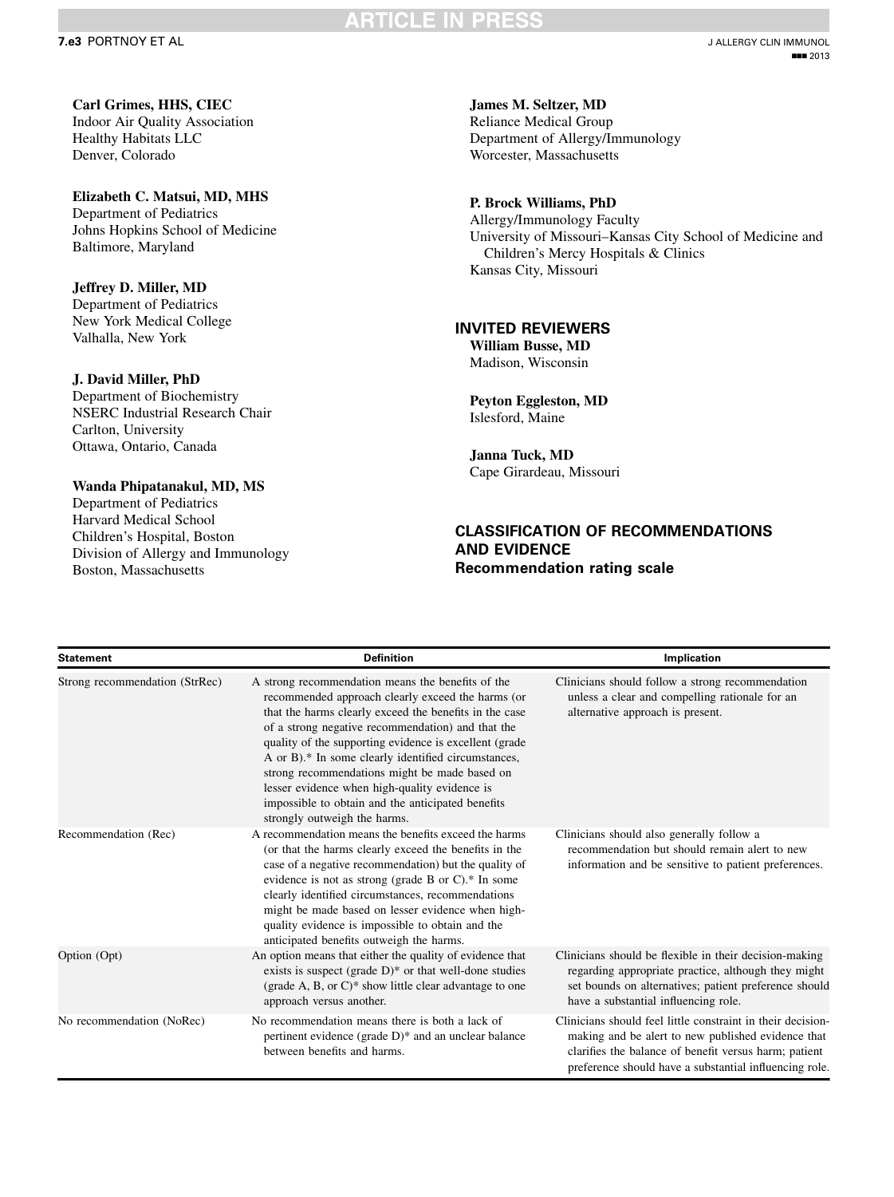**Carl Grimes, HHS, CIEC**
Indoor Air Quality Association
Healthy Habitats LLC
Denver, Colorado

**Elizabeth C. Matsui, MD, MHS**
Department of Pediatrics
Johns Hopkins School of Medicine
Baltimore, Maryland

**Jeffrey D. Miller, MD**
Department of Pediatrics
New York Medical College
Valhalla, New York

**J. David Miller, PhD**
Department of Biochemistry
NSERC Industrial Research Chair
Carlton, University
Ottawa, Ontario, Canada

**Wanda Phipatanakul, MD, MS**
Department of Pediatrics
Harvard Medical School
Children's Hospital, Boston
Division of Allergy and Immunology
Boston, Massachusetts

**James M. Seltzer, MD**
Reliance Medical Group
Department of Allergy/Immunology
Worcester, Massachusetts

**P. Brock Williams, PhD**
Allergy/Immunology Faculty
University of Missouri–Kansas City School of Medicine and Children's Mercy Hospitals & Clinics
Kansas City, Missouri

## INVITED REVIEWERS

**William Busse, MD**
Madison, Wisconsin

**Peyton Eggleston, MD**
Islesford, Maine

**Janna Tuck, MD**
Cape Girardeau, Missouri

## CLASSIFICATION OF RECOMMENDATIONS AND EVIDENCE

### Recommendation rating scale

| Statement | Definition | Implication |
|---|---|---|
| Strong recommendation (StrRec) | A strong recommendation means the benefits of the recommended approach clearly exceed the harms (or that the harms clearly exceed the benefits in the case of a strong negative recommendation) and that the quality of the supporting evidence is excellent (grade A or B).* In some clearly identified circumstances, strong recommendations might be made based on lesser evidence when high-quality evidence is impossible to obtain and the anticipated benefits strongly outweigh the harms. | Clinicians should follow a strong recommendation unless a clear and compelling rationale for an alternative approach is present. |
| Recommendation (Rec) | A recommendation means the benefits exceed the harms (or that the harms clearly exceed the benefits in the case of a negative recommendation) but the quality of evidence is not as strong (grade B or C).* In some clearly identified circumstances, recommendations might be made based on lesser evidence when high-quality evidence is impossible to obtain and the anticipated benefits outweigh the harms. | Clinicians should also generally follow a recommendation but should remain alert to new information and be sensitive to patient preferences. |
| Option (Opt) | An option means that either the quality of evidence that exists is suspect (grade D)* or that well-done studies (grade A, B, or C)* show little clear advantage to one approach versus another. | Clinicians should be flexible in their decision-making regarding appropriate practice, although they might set bounds on alternatives; patient preference should have a substantial influencing role. |
| No recommendation (NoRec) | No recommendation means there is both a lack of pertinent evidence (grade D)* and an unclear balance between benefits and harms. | Clinicians should feel little constraint in their decision-making and be alert to new published evidence that clarifies the balance of benefit versus harm; patient preference should have a substantial influencing role. |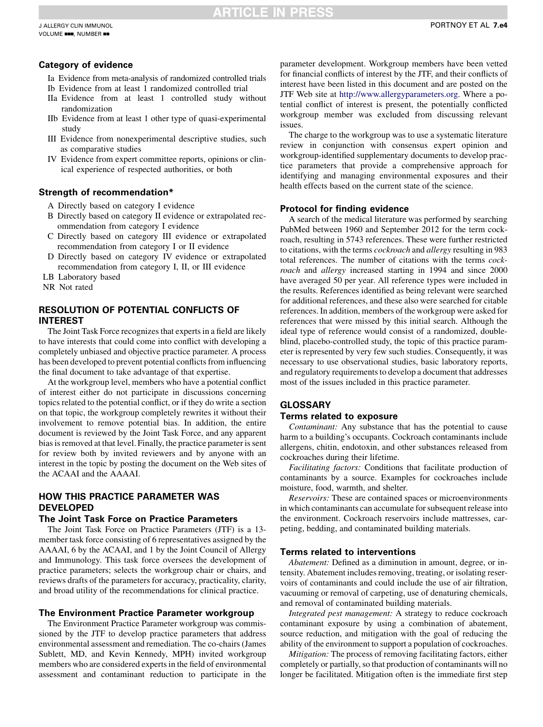### Category of evidence

- Ia Evidence from meta-analysis of randomized controlled trials
- Ib Evidence from at least 1 randomized controlled trial
- IIa Evidence from at least 1 controlled study without randomization
- IIb Evidence from at least 1 other type of quasi-experimental study
- III Evidence from nonexperimental descriptive studies, such as comparative studies
- IV Evidence from expert committee reports, opinions or clinical experience of respected authorities, or both

### Strength of recommendation*

- A Directly based on category I evidence
- B Directly based on category II evidence or extrapolated recommendation from category I evidence
- C Directly based on category III evidence or extrapolated recommendation from category I or II evidence
- D Directly based on category IV evidence or extrapolated recommendation from category I, II, or III evidence
- LB Laboratory based
- NR Not rated

## RESOLUTION OF POTENTIAL CONFLICTS OF INTEREST

The Joint Task Force recognizes that experts in a field are likely to have interests that could come into conflict with developing a completely unbiased and objective practice parameter. A process has been developed to prevent potential conflicts from influencing the final document to take advantage of that expertise.

At the workgroup level, members who have a potential conflict of interest either do not participate in discussions concerning topics related to the potential conflict, or if they do write a section on that topic, the workgroup completely rewrites it without their involvement to remove potential bias. In addition, the entire document is reviewed by the Joint Task Force, and any apparent bias is removed at that level. Finally, the practice parameter is sent for review both by invited reviewers and by anyone with an interest in the topic by posting the document on the Web sites of the ACAAI and the AAAAI.

## HOW THIS PRACTICE PARAMETER WAS DEVELOPED

### The Joint Task Force on Practice Parameters

The Joint Task Force on Practice Parameters (JTF) is a 13-member task force consisting of 6 representatives assigned by the AAAAI, 6 by the ACAAI, and 1 by the Joint Council of Allergy and Immunology. This task force oversees the development of practice parameters; selects the workgroup chair or chairs, and reviews drafts of the parameters for accuracy, practicality, clarity, and broad utility of the recommendations for clinical practice.

### The Environment Practice Parameter workgroup

The Environment Practice Parameter workgroup was commissioned by the JTF to develop practice parameters that address environmental assessment and remediation. The co-chairs (James Sublett, MD, and Kevin Kennedy, MPH) invited workgroup members who are considered experts in the field of environmental assessment and contaminant reduction to participate in the parameter development. Workgroup members have been vetted for financial conflicts of interest by the JTF, and their conflicts of interest have been listed in this document and are posted on the JTF Web site at http://www.allergyparameters.org. Where a potential conflict of interest is present, the potentially conflicted workgroup member was excluded from discussing relevant issues.

The charge to the workgroup was to use a systematic literature review in conjunction with consensus expert opinion and workgroup-identified supplementary documents to develop practice parameters that provide a comprehensive approach for identifying and managing environmental exposures and their health effects based on the current state of the science.

### Protocol for finding evidence

A search of the medical literature was performed by searching PubMed between 1960 and September 2012 for the term cockroach, resulting in 5743 references. These were further restricted to citations, with the terms *cockroach* and *allergy* resulting in 983 total references. The number of citations with the terms *cockroach* and *allergy* increased starting in 1994 and since 2000 have averaged 50 per year. All reference types were included in the results. References identified as being relevant were searched for additional references, and these also were searched for citable references. In addition, members of the workgroup were asked for references that were missed by this initial search. Although the ideal type of reference would consist of a randomized, double-blind, placebo-controlled study, the topic of this practice parameter is represented by very few such studies. Consequently, it was necessary to use observational studies, basic laboratory reports, and regulatory requirements to develop a document that addresses most of the issues included in this practice parameter.

## GLOSSARY

### Terms related to exposure

*Contaminant:* Any substance that has the potential to cause harm to a building's occupants. Cockroach contaminants include allergens, chitin, endotoxin, and other substances released from cockroaches during their lifetime.

*Facilitating factors:* Conditions that facilitate production of contaminants by a source. Examples for cockroaches include moisture, food, warmth, and shelter.

*Reservoirs:* These are contained spaces or microenvironments in which contaminants can accumulate for subsequent release into the environment. Cockroach reservoirs include mattresses, carpeting, bedding, and contaminated building materials.

### Terms related to interventions

*Abatement:* Defined as a diminution in amount, degree, or intensity. Abatement includes removing, treating, or isolating reservoirs of contaminants and could include the use of air filtration, vacuuming or removal of carpeting, use of denaturing chemicals, and removal of contaminated building materials.

*Integrated pest management:* A strategy to reduce cockroach contaminant exposure by using a combination of abatement, source reduction, and mitigation with the goal of reducing the ability of the environment to support a population of cockroaches.

*Mitigation:* The process of removing facilitating factors, either completely or partially, so that production of contaminants will no longer be facilitated. Mitigation often is the immediate first step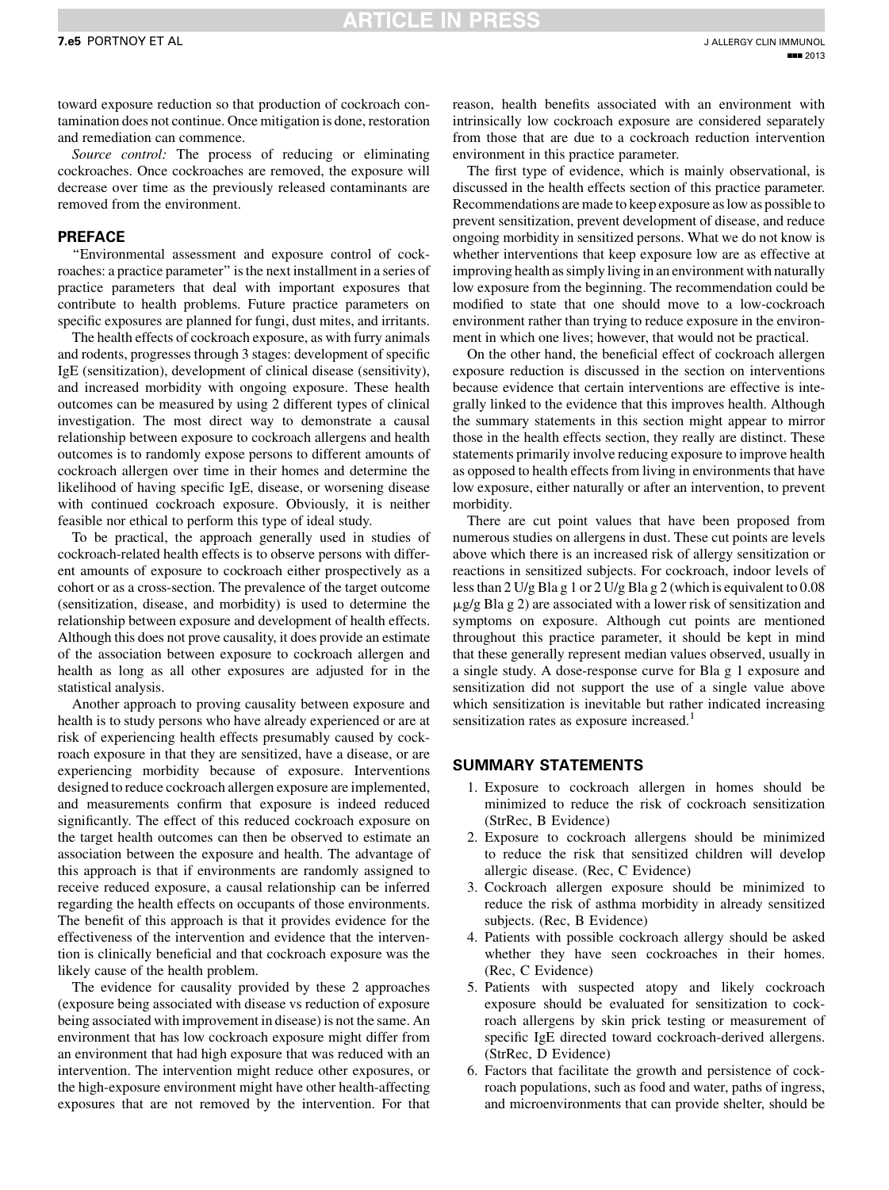toward exposure reduction so that production of cockroach contamination does not continue. Once mitigation is done, restoration and remediation can commence.

*Source control:* The process of reducing or eliminating cockroaches. Once cockroaches are removed, the exposure will decrease over time as the previously released contaminants are removed from the environment.

## PREFACE

"Environmental assessment and exposure control of cockroaches: a practice parameter" is the next installment in a series of practice parameters that deal with important exposures that contribute to health problems. Future practice parameters on specific exposures are planned for fungi, dust mites, and irritants.

The health effects of cockroach exposure, as with furry animals and rodents, progresses through 3 stages: development of specific IgE (sensitization), development of clinical disease (sensitivity), and increased morbidity with ongoing exposure. These health outcomes can be measured by using 2 different types of clinical investigation. The most direct way to demonstrate a causal relationship between exposure to cockroach allergens and health outcomes is to randomly expose persons to different amounts of cockroach allergen over time in their homes and determine the likelihood of having specific IgE, disease, or worsening disease with continued cockroach exposure. Obviously, it is neither feasible nor ethical to perform this type of ideal study.

To be practical, the approach generally used in studies of cockroach-related health effects is to observe persons with different amounts of exposure to cockroach either prospectively as a cohort or as a cross-section. The prevalence of the target outcome (sensitization, disease, and morbidity) is used to determine the relationship between exposure and development of health effects. Although this does not prove causality, it does provide an estimate of the association between exposure to cockroach allergen and health as long as all other exposures are adjusted for in the statistical analysis.

Another approach to proving causality between exposure and health is to study persons who have already experienced or are at risk of experiencing health effects presumably caused by cockroach exposure in that they are sensitized, have a disease, or are experiencing morbidity because of exposure. Interventions designed to reduce cockroach allergen exposure are implemented, and measurements confirm that exposure is indeed reduced significantly. The effect of this reduced cockroach exposure on the target health outcomes can then be observed to estimate an association between the exposure and health. The advantage of this approach is that if environments are randomly assigned to receive reduced exposure, a causal relationship can be inferred regarding the health effects on occupants of those environments. The benefit of this approach is that it provides evidence for the effectiveness of the intervention and evidence that the intervention is clinically beneficial and that cockroach exposure was the likely cause of the health problem.

The evidence for causality provided by these 2 approaches (exposure being associated with disease vs reduction of exposure being associated with improvement in disease) is not the same. An environment that has low cockroach exposure might differ from an environment that had high exposure that was reduced with an intervention. The intervention might reduce other exposures, or the high-exposure environment might have other health-affecting exposures that are not removed by the intervention. For that reason, health benefits associated with an environment with intrinsically low cockroach exposure are considered separately from those that are due to a cockroach reduction intervention environment in this practice parameter.

The first type of evidence, which is mainly observational, is discussed in the health effects section of this practice parameter. Recommendations are made to keep exposure as low as possible to prevent sensitization, prevent development of disease, and reduce ongoing morbidity in sensitized persons. What we do not know is whether interventions that keep exposure low are as effective at improving health as simply living in an environment with naturally low exposure from the beginning. The recommendation could be modified to state that one should move to a low-cockroach environment rather than trying to reduce exposure in the environment in which one lives; however, that would not be practical.

On the other hand, the beneficial effect of cockroach allergen exposure reduction is discussed in the section on interventions because evidence that certain interventions are effective is integrally linked to the evidence that this improves health. Although the summary statements in this section might appear to mirror those in the health effects section, they really are distinct. These statements primarily involve reducing exposure to improve health as opposed to health effects from living in environments that have low exposure, either naturally or after an intervention, to prevent morbidity.

There are cut point values that have been proposed from numerous studies on allergens in dust. These cut points are levels above which there is an increased risk of allergy sensitization or reactions in sensitized subjects. For cockroach, indoor levels of less than 2 U/g Bla g 1 or 2 U/g Bla g 2 (which is equivalent to 0.08 μg/g Bla g 2) are associated with a lower risk of sensitization and symptoms on exposure. Although cut points are mentioned throughout this practice parameter, it should be kept in mind that these generally represent median values observed, usually in a single study. A dose-response curve for Bla g 1 exposure and sensitization did not support the use of a single value above which sensitization is inevitable but rather indicated increasing sensitization rates as exposure increased.[1]

## SUMMARY STATEMENTS

1. Exposure to cockroach allergen in homes should be minimized to reduce the risk of cockroach sensitization (StrRec, B Evidence)
2. Exposure to cockroach allergens should be minimized to reduce the risk that sensitized children will develop allergic disease. (Rec, C Evidence)
3. Cockroach allergen exposure should be minimized to reduce the risk of asthma morbidity in already sensitized subjects. (Rec, B Evidence)
4. Patients with possible cockroach allergy should be asked whether they have seen cockroaches in their homes. (Rec, C Evidence)
5. Patients with suspected atopy and likely cockroach exposure should be evaluated for sensitization to cockroach allergens by skin prick testing or measurement of specific IgE directed toward cockroach-derived allergens. (StrRec, D Evidence)
6. Factors that facilitate the growth and persistence of cockroach populations, such as food and water, paths of ingress, and microenvironments that can provide shelter, should be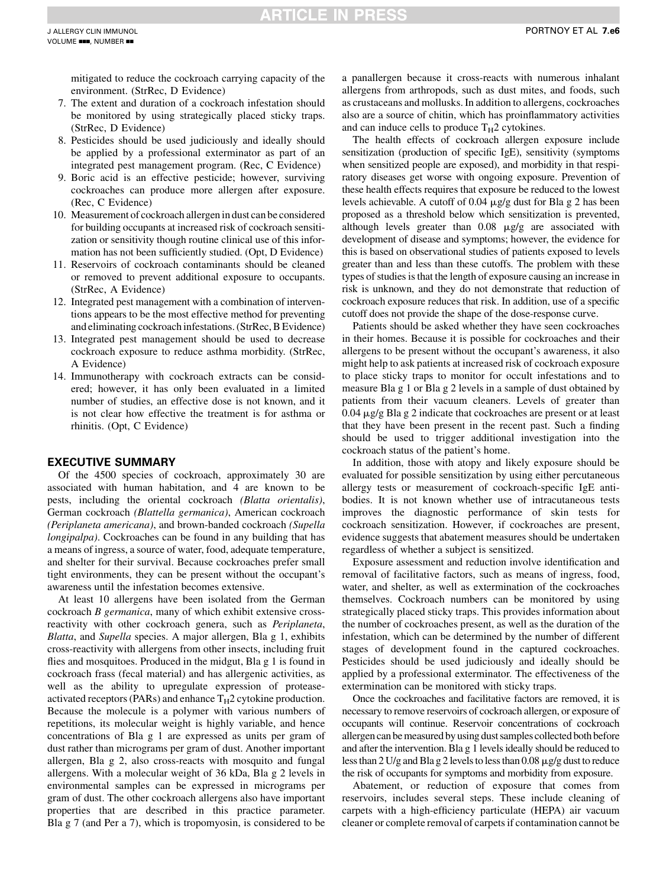mitigated to reduce the cockroach carrying capacity of the environment. (StrRec, D Evidence)

7. The extent and duration of a cockroach infestation should be monitored by using strategically placed sticky traps. (StrRec, D Evidence)
8. Pesticides should be used judiciously and ideally should be applied by a professional exterminator as part of an integrated pest management program. (Rec, C Evidence)
9. Boric acid is an effective pesticide; however, surviving cockroaches can produce more allergen after exposure. (Rec, C Evidence)
10. Measurement of cockroach allergen in dust can be considered for building occupants at increased risk of cockroach sensitization or sensitivity though routine clinical use of this information has not been sufficiently studied. (Opt, D Evidence)
11. Reservoirs of cockroach contaminants should be cleaned or removed to prevent additional exposure to occupants. (StrRec, A Evidence)
12. Integrated pest management with a combination of interventions appears to be the most effective method for preventing and eliminating cockroach infestations. (StrRec, B Evidence)
13. Integrated pest management should be used to decrease cockroach exposure to reduce asthma morbidity. (StrRec, A Evidence)
14. Immunotherapy with cockroach extracts can be considered; however, it has only been evaluated in a limited number of studies, an effective dose is not known, and it is not clear how effective the treatment is for asthma or rhinitis. (Opt, C Evidence)

## EXECUTIVE SUMMARY

Of the 4500 species of cockroach, approximately 30 are associated with human habitation, and 4 are known to be pests, including the oriental cockroach *(Blatta orientalis)*, German cockroach *(Blattella germanica)*, American cockroach *(Periplaneta americana)*, and brown-banded cockroach *(Supella longipalpa)*. Cockroaches can be found in any building that has a means of ingress, a source of water, food, adequate temperature, and shelter for their survival. Because cockroaches prefer small tight environments, they can be present without the occupant's awareness until the infestation becomes extensive.

At least 10 allergens have been isolated from the German cockroach *B germanica*, many of which exhibit extensive cross-reactivity with other cockroach genera, such as *Periplaneta*, *Blatta*, and *Supella* species. A major allergen, Bla g 1, exhibits cross-reactivity with allergens from other insects, including fruit flies and mosquitoes. Produced in the midgut, Bla g 1 is found in cockroach frass (fecal material) and has allergenic activities, as well as the ability to upregulate expression of protease-activated receptors (PARs) and enhance $T_H2$ cytokine production. Because the molecule is a polymer with various numbers of repetitions, its molecular weight is highly variable, and hence concentrations of Bla g 1 are expressed as units per gram of dust rather than micrograms per gram of dust. Another important allergen, Bla g 2, also cross-reacts with mosquito and fungal allergens. With a molecular weight of 36 kDa, Bla g 2 levels in environmental samples can be expressed in micrograms per gram of dust. The other cockroach allergens also have important properties that are described in this practice parameter. Bla g 7 (and Per a 7), which is tropomyosin, is considered to be a panallergen because it cross-reacts with numerous inhalant allergens from arthropods, such as dust mites, and foods, such as crustaceans and mollusks. In addition to allergens, cockroaches also are a source of chitin, which has proinflammatory activities and can induce cells to produce $T_H2$ cytokines.

The health effects of cockroach allergen exposure include sensitization (production of specific IgE), sensitivity (symptoms when sensitized people are exposed), and morbidity in that respiratory diseases get worse with ongoing exposure. Prevention of these health effects requires that exposure be reduced to the lowest levels achievable. A cutoff of 0.04 μg/g dust for Bla g 2 has been proposed as a threshold below which sensitization is prevented, although levels greater than 0.08 μg/g are associated with development of disease and symptoms; however, the evidence for this is based on observational studies of patients exposed to levels greater than and less than these cutoffs. The problem with these types of studies is that the length of exposure causing an increase in risk is unknown, and they do not demonstrate that reduction of cockroach exposure reduces that risk. In addition, use of a specific cutoff does not provide the shape of the dose-response curve.

Patients should be asked whether they have seen cockroaches in their homes. Because it is possible for cockroaches and their allergens to be present without the occupant's awareness, it also might help to ask patients at increased risk of cockroach exposure to place sticky traps to monitor for occult infestations and to measure Bla g 1 or Bla g 2 levels in a sample of dust obtained by patients from their vacuum cleaners. Levels of greater than 0.04 μg/g Bla g 2 indicate that cockroaches are present or at least that they have been present in the recent past. Such a finding should be used to trigger additional investigation into the cockroach status of the patient's home.

In addition, those with atopy and likely exposure should be evaluated for possible sensitization by using either percutaneous allergy tests or measurement of cockroach-specific IgE antibodies. It is not known whether use of intracutaneous tests improves the diagnostic performance of skin tests for cockroach sensitization. However, if cockroaches are present, evidence suggests that abatement measures should be undertaken regardless of whether a subject is sensitized.

Exposure assessment and reduction involve identification and removal of facilitative factors, such as means of ingress, food, water, and shelter, as well as extermination of the cockroaches themselves. Cockroach numbers can be monitored by using strategically placed sticky traps. This provides information about the number of cockroaches present, as well as the duration of the infestation, which can be determined by the number of different stages of development found in the captured cockroaches. Pesticides should be used judiciously and ideally should be applied by a professional exterminator. The effectiveness of the extermination can be monitored with sticky traps.

Once the cockroaches and facilitative factors are removed, it is necessary to remove reservoirs of cockroach allergen, or exposure of occupants will continue. Reservoir concentrations of cockroach allergen can be measured by using dust samples collected both before and after the intervention. Bla g 1 levels ideally should be reduced to less than 2 U/g and Bla g 2 levels to less than 0.08 μg/g dust to reduce the risk of occupants for symptoms and morbidity from exposure.

Abatement, or reduction of exposure that comes from reservoirs, includes several steps. These include cleaning of carpets with a high-efficiency particulate (HEPA) air vacuum cleaner or complete removal of carpets if contamination cannot be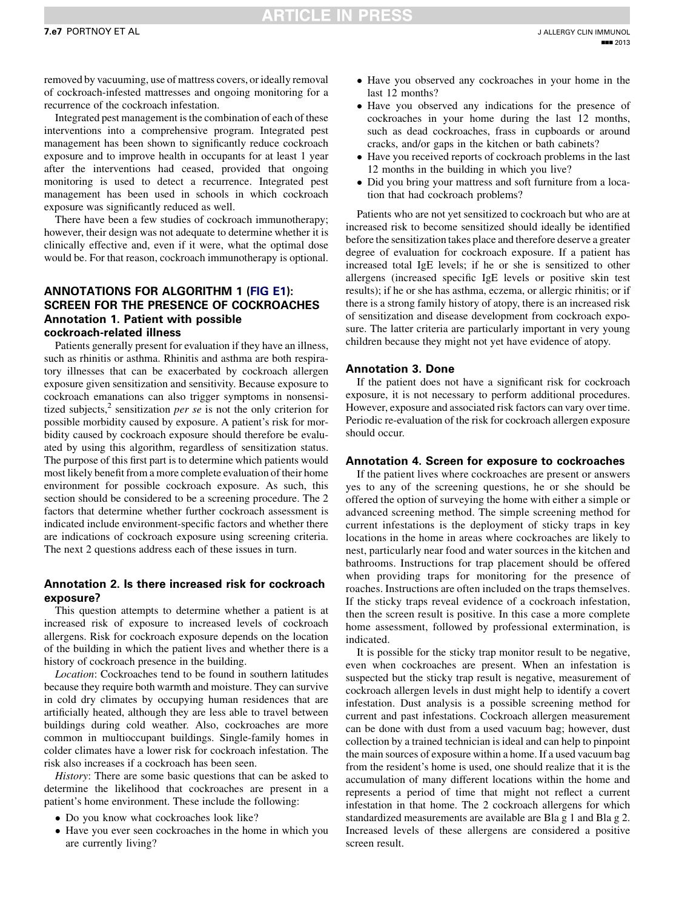removed by vacuuming, use of mattress covers, or ideally removal of cockroach-infested mattresses and ongoing monitoring for a recurrence of the cockroach infestation.

Integrated pest management is the combination of each of these interventions into a comprehensive program. Integrated pest management has been shown to significantly reduce cockroach exposure and to improve health in occupants for at least 1 year after the interventions had ceased, provided that ongoing monitoring is used to detect a recurrence. Integrated pest management has been used in schools in which cockroach exposure was significantly reduced as well.

There have been a few studies of cockroach immunotherapy; however, their design was not adequate to determine whether it is clinically effective and, even if it were, what the optimal dose would be. For that reason, cockroach immunotherapy is optional.

## ANNOTATIONS FOR ALGORITHM 1 (FIG E1): SCREEN FOR THE PRESENCE OF COCKROACHES

### Annotation 1. Patient with possible cockroach-related illness

Patients generally present for evaluation if they have an illness, such as rhinitis or asthma. Rhinitis and asthma are both respiratory illnesses that can be exacerbated by cockroach allergen exposure given sensitization and sensitivity. Because exposure to cockroach emanations can also trigger symptoms in nonsensitized subjects,[2] sensitization *per se* is not the only criterion for possible morbidity caused by exposure. A patient's risk for morbidity caused by cockroach exposure should therefore be evaluated by using this algorithm, regardless of sensitization status. The purpose of this first part is to determine which patients would most likely benefit from a more complete evaluation of their home environment for possible cockroach exposure. As such, this section should be considered to be a screening procedure. The 2 factors that determine whether further cockroach assessment is indicated include environment-specific factors and whether there are indications of cockroach exposure using screening criteria. The next 2 questions address each of these issues in turn.

### Annotation 2. Is there increased risk for cockroach exposure?

This question attempts to determine whether a patient is at increased risk of exposure to increased levels of cockroach allergens. Risk for cockroach exposure depends on the location of the building in which the patient lives and whether there is a history of cockroach presence in the building.

*Location*: Cockroaches tend to be found in southern latitudes because they require both warmth and moisture. They can survive in cold dry climates by occupying human residences that are artificially heated, although they are less able to travel between buildings during cold weather. Also, cockroaches are more common in multioccupant buildings. Single-family homes in colder climates have a lower risk for cockroach infestation. The risk also increases if a cockroach has been seen.

*History*: There are some basic questions that can be asked to determine the likelihood that cockroaches are present in a patient's home environment. These include the following:

- Do you know what cockroaches look like?
- Have you ever seen cockroaches in the home in which you are currently living?
- Have you observed any cockroaches in your home in the last 12 months?
- Have you observed any indications for the presence of cockroaches in your home during the last 12 months, such as dead cockroaches, frass in cupboards or around cracks, and/or gaps in the kitchen or bath cabinets?
- Have you received reports of cockroach problems in the last 12 months in the building in which you live?
- Did you bring your mattress and soft furniture from a location that had cockroach problems?

Patients who are not yet sensitized to cockroach but who are at increased risk to become sensitized should ideally be identified before the sensitization takes place and therefore deserve a greater degree of evaluation for cockroach exposure. If a patient has increased total IgE levels; if he or she is sensitized to other allergens (increased specific IgE levels or positive skin test results); if he or she has asthma, eczema, or allergic rhinitis; or if there is a strong family history of atopy, there is an increased risk of sensitization and disease development from cockroach exposure. The latter criteria are particularly important in very young children because they might not yet have evidence of atopy.

### Annotation 3. Done

If the patient does not have a significant risk for cockroach exposure, it is not necessary to perform additional procedures. However, exposure and associated risk factors can vary over time. Periodic re-evaluation of the risk for cockroach allergen exposure should occur.

### Annotation 4. Screen for exposure to cockroaches

If the patient lives where cockroaches are present or answers yes to any of the screening questions, he or she should be offered the option of surveying the home with either a simple or advanced screening method. The simple screening method for current infestations is the deployment of sticky traps in key locations in the home in areas where cockroaches are likely to nest, particularly near food and water sources in the kitchen and bathrooms. Instructions for trap placement should be offered when providing traps for monitoring for the presence of roaches. Instructions are often included on the traps themselves. If the sticky traps reveal evidence of a cockroach infestation, then the screen result is positive. In this case a more complete home assessment, followed by professional extermination, is indicated.

It is possible for the sticky trap monitor result to be negative, even when cockroaches are present. When an infestation is suspected but the sticky trap result is negative, measurement of cockroach allergen levels in dust might help to identify a covert infestation. Dust analysis is a possible screening method for current and past infestations. Cockroach allergen measurement can be done with dust from a used vacuum bag; however, dust collection by a trained technician is ideal and can help to pinpoint the main sources of exposure within a home. If a used vacuum bag from the resident's home is used, one should realize that it is the accumulation of many different locations within the home and represents a period of time that might not reflect a current infestation in that home. The 2 cockroach allergens for which standardized measurements are available are Bla g 1 and Bla g 2. Increased levels of these allergens are considered a positive screen result.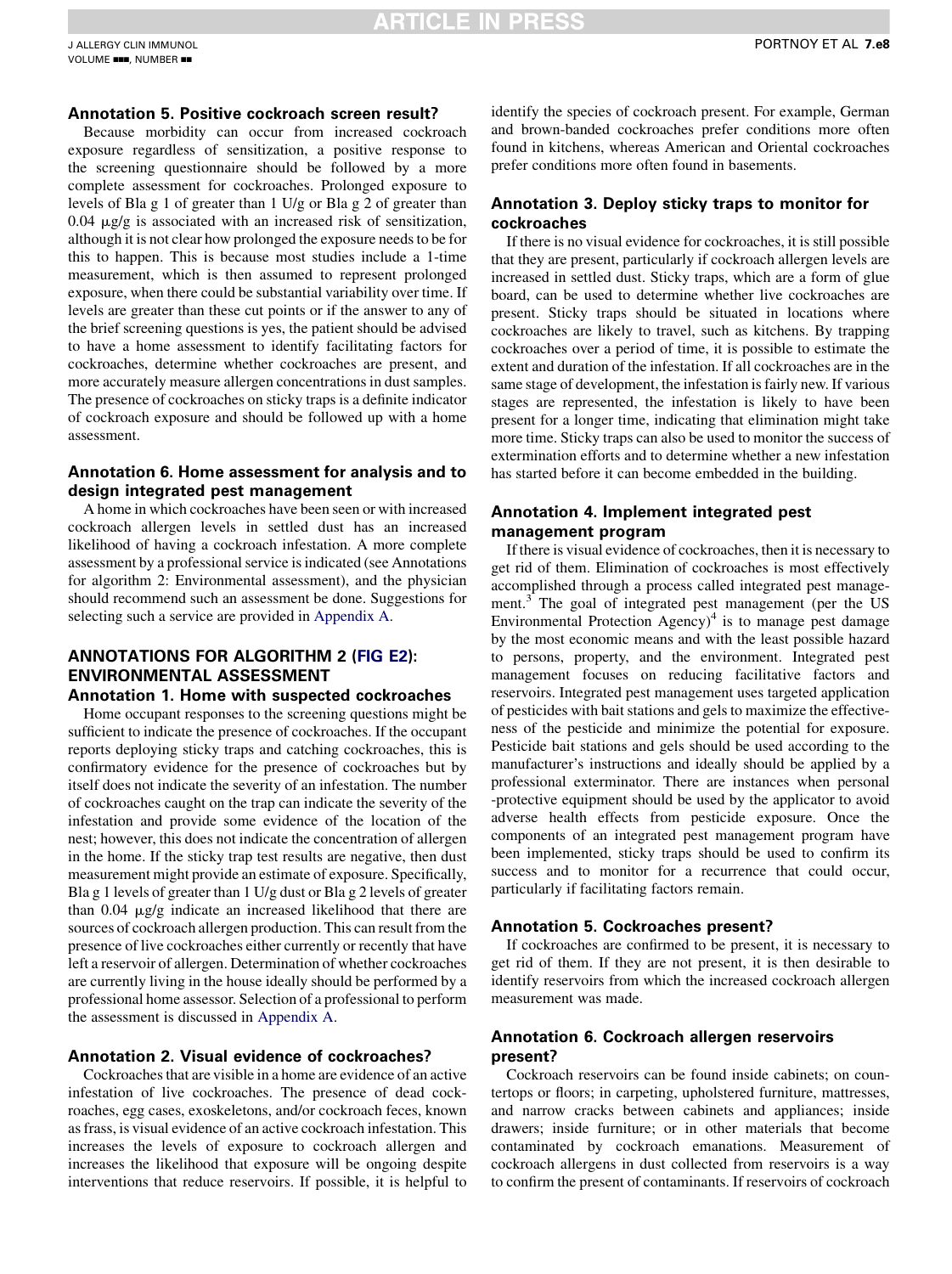### Annotation 5. Positive cockroach screen result?

Because morbidity can occur from increased cockroach exposure regardless of sensitization, a positive response to the screening questionnaire should be followed by a more complete assessment for cockroaches. Prolonged exposure to levels of Bla g 1 of greater than 1 U/g or Bla g 2 of greater than 0.04 μg/g is associated with an increased risk of sensitization, although it is not clear how prolonged the exposure needs to be for this to happen. This is because most studies include a 1-time measurement, which is then assumed to represent prolonged exposure, when there could be substantial variability over time. If levels are greater than these cut points or if the answer to any of the brief screening questions is yes, the patient should be advised to have a home assessment to identify facilitating factors for cockroaches, determine whether cockroaches are present, and more accurately measure allergen concentrations in dust samples. The presence of cockroaches on sticky traps is a definite indicator of cockroach exposure and should be followed up with a home assessment.

### Annotation 6. Home assessment for analysis and to design integrated pest management

A home in which cockroaches have been seen or with increased cockroach allergen levels in settled dust has an increased likelihood of having a cockroach infestation. A more complete assessment by a professional service is indicated (see Annotations for algorithm 2: Environmental assessment), and the physician should recommend such an assessment be done. Suggestions for selecting such a service are provided in Appendix A.

## ANNOTATIONS FOR ALGORITHM 2 (FIG E2): ENVIRONMENTAL ASSESSMENT

### Annotation 1. Home with suspected cockroaches

Home occupant responses to the screening questions might be sufficient to indicate the presence of cockroaches. If the occupant reports deploying sticky traps and catching cockroaches, this is confirmatory evidence for the presence of cockroaches but by itself does not indicate the severity of an infestation. The number of cockroaches caught on the trap can indicate the severity of the infestation and provide some evidence of the location of the nest; however, this does not indicate the concentration of allergen in the home. If the sticky trap test results are negative, then dust measurement might provide an estimate of exposure. Specifically, Bla g 1 levels of greater than 1 U/g dust or Bla g 2 levels of greater than 0.04 μg/g indicate an increased likelihood that there are sources of cockroach allergen production. This can result from the presence of live cockroaches either currently or recently that have left a reservoir of allergen. Determination of whether cockroaches are currently living in the house ideally should be performed by a professional home assessor. Selection of a professional to perform the assessment is discussed in Appendix A.

### Annotation 2. Visual evidence of cockroaches?

Cockroaches that are visible in a home are evidence of an active infestation of live cockroaches. The presence of dead cockroaches, egg cases, exoskeletons, and/or cockroach feces, known as frass, is visual evidence of an active cockroach infestation. This increases the levels of exposure to cockroach allergen and increases the likelihood that exposure will be ongoing despite interventions that reduce reservoirs. If possible, it is helpful to identify the species of cockroach present. For example, German and brown-banded cockroaches prefer conditions more often found in kitchens, whereas American and Oriental cockroaches prefer conditions more often found in basements.

### Annotation 3. Deploy sticky traps to monitor for cockroaches

If there is no visual evidence for cockroaches, it is still possible that they are present, particularly if cockroach allergen levels are increased in settled dust. Sticky traps, which are a form of glue board, can be used to determine whether live cockroaches are present. Sticky traps should be situated in locations where cockroaches are likely to travel, such as kitchens. By trapping cockroaches over a period of time, it is possible to estimate the extent and duration of the infestation. If all cockroaches are in the same stage of development, the infestation is fairly new. If various stages are represented, the infestation is likely to have been present for a longer time, indicating that elimination might take more time. Sticky traps can also be used to monitor the success of extermination efforts and to determine whether a new infestation has started before it can become embedded in the building.

### Annotation 4. Implement integrated pest management program

If there is visual evidence of cockroaches, then it is necessary to get rid of them. Elimination of cockroaches is most effectively accomplished through a process called integrated pest management.[3] The goal of integrated pest management (per the US Environmental Protection Agency)[4] is to manage pest damage by the most economic means and with the least possible hazard to persons, property, and the environment. Integrated pest management focuses on reducing facilitative factors and reservoirs. Integrated pest management uses targeted application of pesticides with bait stations and gels to maximize the effectiveness of the pesticide and minimize the potential for exposure. Pesticide bait stations and gels should be used according to the manufacturer's instructions and ideally should be applied by a professional exterminator. There are instances when personal -protective equipment should be used by the applicator to avoid adverse health effects from pesticide exposure. Once the components of an integrated pest management program have been implemented, sticky traps should be used to confirm its success and to monitor for a recurrence that could occur, particularly if facilitating factors remain.

### Annotation 5. Cockroaches present?

If cockroaches are confirmed to be present, it is necessary to get rid of them. If they are not present, it is then desirable to identify reservoirs from which the increased cockroach allergen measurement was made.

### Annotation 6. Cockroach allergen reservoirs present?

Cockroach reservoirs can be found inside cabinets; on countertops or floors; in carpeting, upholstered furniture, mattresses, and narrow cracks between cabinets and appliances; inside drawers; inside furniture; or in other materials that become contaminated by cockroach emanations. Measurement of cockroach allergens in dust collected from reservoirs is a way to confirm the present of contaminants. If reservoirs of cockroach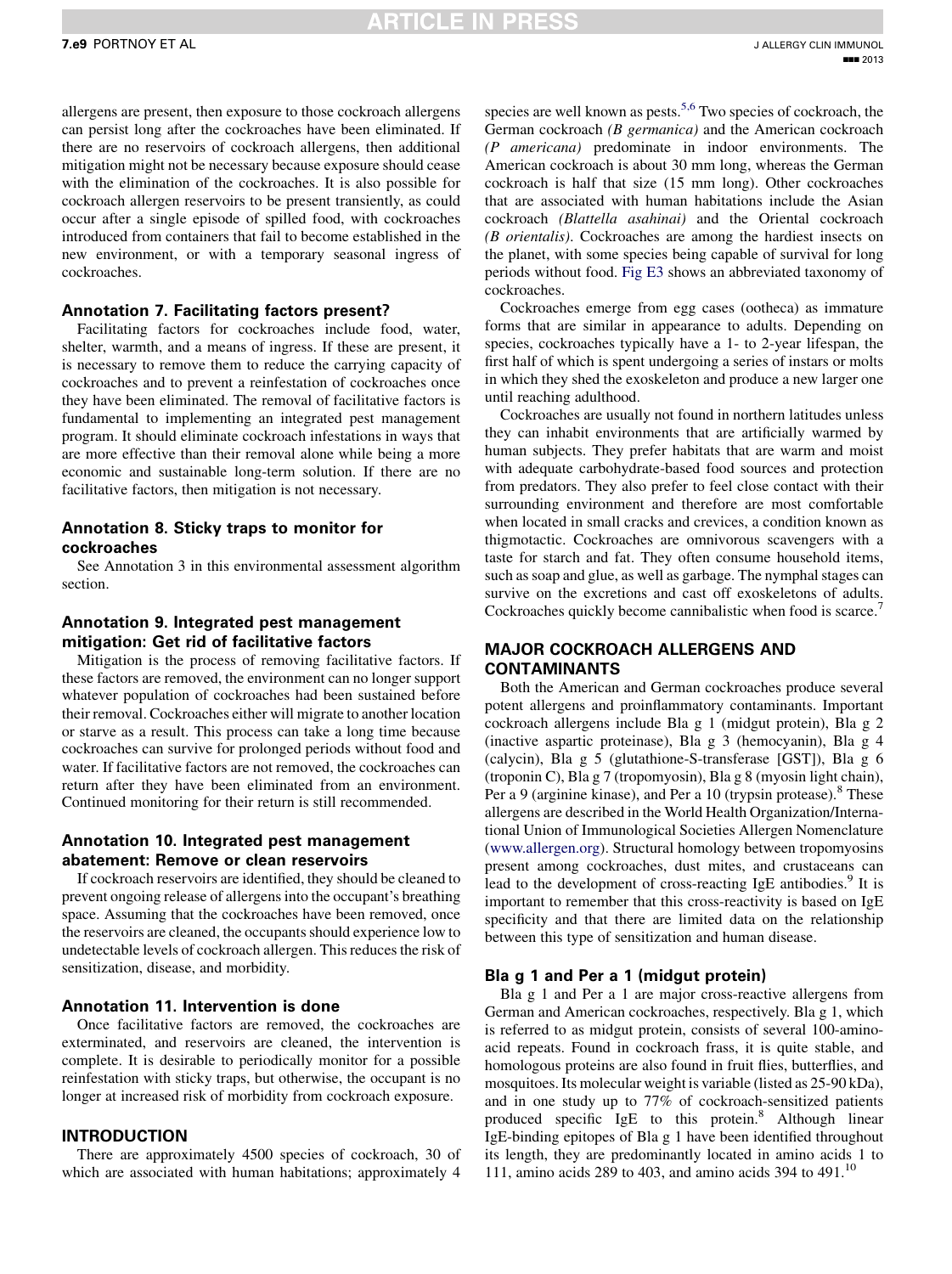allergens are present, then exposure to those cockroach allergens can persist long after the cockroaches have been eliminated. If there are no reservoirs of cockroach allergens, then additional mitigation might not be necessary because exposure should cease with the elimination of the cockroaches. It is also possible for cockroach allergen reservoirs to be present transiently, as could occur after a single episode of spilled food, with cockroaches introduced from containers that fail to become established in the new environment, or with a temporary seasonal ingress of cockroaches.

### Annotation 7. Facilitating factors present?

Facilitating factors for cockroaches include food, water, shelter, warmth, and a means of ingress. If these are present, it is necessary to remove them to reduce the carrying capacity of cockroaches and to prevent a reinfestation of cockroaches once they have been eliminated. The removal of facilitative factors is fundamental to implementing an integrated pest management program. It should eliminate cockroach infestations in ways that are more effective than their removal alone while being a more economic and sustainable long-term solution. If there are no facilitative factors, then mitigation is not necessary.

### Annotation 8. Sticky traps to monitor for cockroaches

See Annotation 3 in this environmental assessment algorithm section.

### Annotation 9. Integrated pest management mitigation: Get rid of facilitative factors

Mitigation is the process of removing facilitative factors. If these factors are removed, the environment can no longer support whatever population of cockroaches had been sustained before their removal. Cockroaches either will migrate to another location or starve as a result. This process can take a long time because cockroaches can survive for prolonged periods without food and water. If facilitative factors are not removed, the cockroaches can return after they have been eliminated from an environment. Continued monitoring for their return is still recommended.

### Annotation 10. Integrated pest management abatement: Remove or clean reservoirs

If cockroach reservoirs are identified, they should be cleaned to prevent ongoing release of allergens into the occupant's breathing space. Assuming that the cockroaches have been removed, once the reservoirs are cleaned, the occupants should experience low to undetectable levels of cockroach allergen. This reduces the risk of sensitization, disease, and morbidity.

### Annotation 11. Intervention is done

Once facilitative factors are removed, the cockroaches are exterminated, and reservoirs are cleaned, the intervention is complete. It is desirable to periodically monitor for a possible reinfestation with sticky traps, but otherwise, the occupant is no longer at increased risk of morbidity from cockroach exposure.

## INTRODUCTION

There are approximately 4500 species of cockroach, 30 of which are associated with human habitations; approximately 4 species are well known as pests.[5,6] Two species of cockroach, the German cockroach *(B germanica)* and the American cockroach *(P americana)* predominate in indoor environments. The American cockroach is about 30 mm long, whereas the German cockroach is half that size (15 mm long). Other cockroaches that are associated with human habitations include the Asian cockroach *(Blattella asahinai)* and the Oriental cockroach *(B orientalis)*. Cockroaches are among the hardiest insects on the planet, with some species being capable of survival for long periods without food. Fig E3 shows an abbreviated taxonomy of cockroaches.

Cockroaches emerge from egg cases (ootheca) as immature forms that are similar in appearance to adults. Depending on species, cockroaches typically have a 1- to 2-year lifespan, the first half of which is spent undergoing a series of instars or molts in which they shed the exoskeleton and produce a new larger one until reaching adulthood.

Cockroaches are usually not found in northern latitudes unless they can inhabit environments that are artificially warmed by human subjects. They prefer habitats that are warm and moist with adequate carbohydrate-based food sources and protection from predators. They also prefer to feel close contact with their surrounding environment and therefore are most comfortable when located in small cracks and crevices, a condition known as thigmotactic. Cockroaches are omnivorous scavengers with a taste for starch and fat. They often consume household items, such as soap and glue, as well as garbage. The nymphal stages can survive on the excretions and cast off exoskeletons of adults. Cockroaches quickly become cannibalistic when food is scarce.[7]

## MAJOR COCKROACH ALLERGENS AND CONTAMINANTS

Both the American and German cockroaches produce several potent allergens and proinflammatory contaminants. Important cockroach allergens include Bla g 1 (midgut protein), Bla g 2 (inactive aspartic proteinase), Bla g 3 (hemocyanin), Bla g 4 (calycin), Bla g 5 (glutathione-S-transferase [GST]), Bla g 6 (troponin C), Bla g 7 (tropomyosin), Bla g 8 (myosin light chain), Per a 9 (arginine kinase), and Per a 10 (trypsin protease).[8] These allergens are described in the World Health Organization/International Union of Immunological Societies Allergen Nomenclature (www.allergen.org). Structural homology between tropomyosins present among cockroaches, dust mites, and crustaceans can lead to the development of cross-reacting IgE antibodies.[9] It is important to remember that this cross-reactivity is based on IgE specificity and that there are limited data on the relationship between this type of sensitization and human disease.

### Bla g 1 and Per a 1 (midgut protein)

Bla g 1 and Per a 1 are major cross-reactive allergens from German and American cockroaches, respectively. Bla g 1, which is referred to as midgut protein, consists of several 100-amino-acid repeats. Found in cockroach frass, it is quite stable, and homologous proteins are also found in fruit flies, butterflies, and mosquitoes. Its molecular weight is variable (listed as 25-90 kDa), and in one study up to 77% of cockroach-sensitized patients produced specific IgE to this protein.[8] Although linear IgE-binding epitopes of Bla g 1 have been identified throughout its length, they are predominantly located in amino acids 1 to 111, amino acids 289 to 403, and amino acids 394 to 491.[10]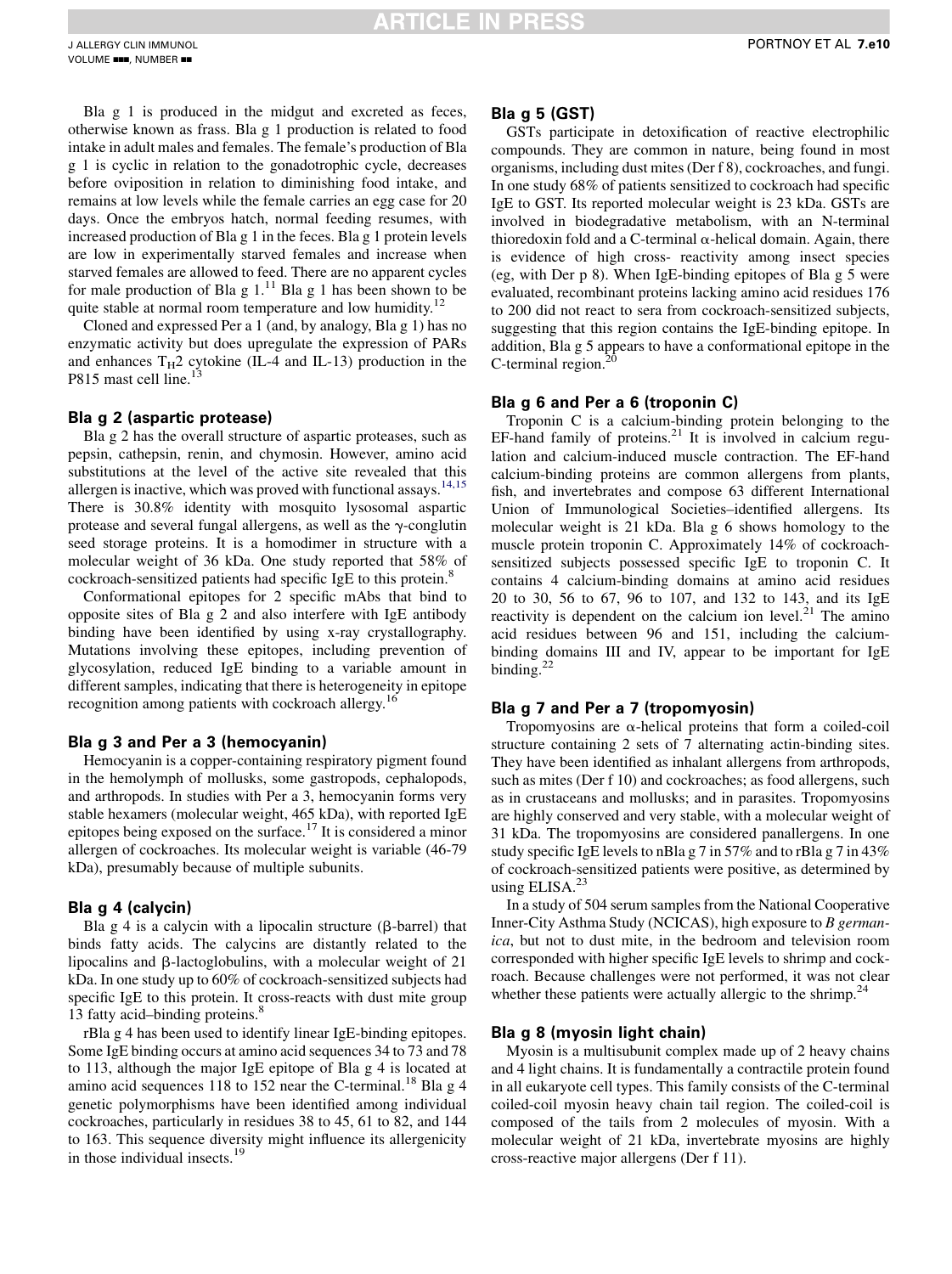Bla g 1 is produced in the midgut and excreted as feces, otherwise known as frass. Bla g 1 production is related to food intake in adult males and females. The female's production of Bla g 1 is cyclic in relation to the gonadotrophic cycle, decreases before oviposition in relation to diminishing food intake, and remains at low levels while the female carries an egg case for 20 days. Once the embryos hatch, normal feeding resumes, with increased production of Bla g 1 in the feces. Bla g 1 protein levels are low in experimentally starved females and increase when starved females are allowed to feed. There are no apparent cycles for male production of Bla g 1.[11] Bla g 1 has been shown to be quite stable at normal room temperature and low humidity.[12]

Cloned and expressed Per a 1 (and, by analogy, Bla g 1) has no enzymatic activity but does upregulate the expression of PARs and enhances $T_H2$ cytokine (IL-4 and IL-13) production in the P815 mast cell line.[13]

### Bla g 2 (aspartic protease)

Bla g 2 has the overall structure of aspartic proteases, such as pepsin, cathepsin, renin, and chymosin. However, amino acid substitutions at the level of the active site revealed that this allergen is inactive, which was proved with functional assays.[14,15] There is 30.8% identity with mosquito lysosomal aspartic protease and several fungal allergens, as well as the γ-conglutin seed storage proteins. It is a homodimer in structure with a molecular weight of 36 kDa. One study reported that 58% of cockroach-sensitized patients had specific IgE to this protein.[8]

Conformational epitopes for 2 specific mAbs that bind to opposite sites of Bla g 2 and also interfere with IgE antibody binding have been identified by using x-ray crystallography. Mutations involving these epitopes, including prevention of glycosylation, reduced IgE binding to a variable amount in different samples, indicating that there is heterogeneity in epitope recognition among patients with cockroach allergy.[16]

### Bla g 3 and Per a 3 (hemocyanin)

Hemocyanin is a copper-containing respiratory pigment found in the hemolymph of mollusks, some gastropods, cephalopods, and arthropods. In studies with Per a 3, hemocyanin forms very stable hexamers (molecular weight, 465 kDa), with reported IgE epitopes being exposed on the surface.[17] It is considered a minor allergen of cockroaches. Its molecular weight is variable (46-79 kDa), presumably because of multiple subunits.

### Bla g 4 (calycin)

Bla g 4 is a calycin with a lipocalin structure (β-barrel) that binds fatty acids. The calycins are distantly related to the lipocalins and β-lactoglobulins, with a molecular weight of 21 kDa. In one study up to 60% of cockroach-sensitized subjects had specific IgE to this protein. It cross-reacts with dust mite group 13 fatty acid–binding proteins.[8]

rBla g 4 has been used to identify linear IgE-binding epitopes. Some IgE binding occurs at amino acid sequences 34 to 73 and 78 to 113, although the major IgE epitope of Bla g 4 is located at amino acid sequences 118 to 152 near the C-terminal.[18] Bla g 4 genetic polymorphisms have been identified among individual cockroaches, particularly in residues 38 to 45, 61 to 82, and 144 to 163. This sequence diversity might influence its allergenicity in those individual insects.[19]

### Bla g 5 (GST)

GSTs participate in detoxification of reactive electrophilic compounds. They are common in nature, being found in most organisms, including dust mites (Der f 8), cockroaches, and fungi. In one study 68% of patients sensitized to cockroach had specific IgE to GST. Its reported molecular weight is 23 kDa. GSTs are involved in biodegradative metabolism, with an N-terminal thioredoxin fold and a C-terminal α-helical domain. Again, there is evidence of high cross- reactivity among insect species (eg, with Der p 8). When IgE-binding epitopes of Bla g 5 were evaluated, recombinant proteins lacking amino acid residues 176 to 200 did not react to sera from cockroach-sensitized subjects, suggesting that this region contains the IgE-binding epitope. In addition, Bla g 5 appears to have a conformational epitope in the C-terminal region.[20]

### Bla g 6 and Per a 6 (troponin C)

Troponin C is a calcium-binding protein belonging to the EF-hand family of proteins.[21] It is involved in calcium regulation and calcium-induced muscle contraction. The EF-hand calcium-binding proteins are common allergens from plants, fish, and invertebrates and compose 63 different International Union of Immunological Societies–identified allergens. Its molecular weight is 21 kDa. Bla g 6 shows homology to the muscle protein troponin C. Approximately 14% of cockroach-sensitized subjects possessed specific IgE to troponin C. It contains 4 calcium-binding domains at amino acid residues 20 to 30, 56 to 67, 96 to 107, and 132 to 143, and its IgE reactivity is dependent on the calcium ion level.[21] The amino acid residues between 96 and 151, including the calcium-binding domains III and IV, appear to be important for IgE binding.[22]

### Bla g 7 and Per a 7 (tropomyosin)

Tropomyosins are α-helical proteins that form a coiled-coil structure containing 2 sets of 7 alternating actin-binding sites. They have been identified as inhalant allergens from arthropods, such as mites (Der f 10) and cockroaches; as food allergens, such as in crustaceans and mollusks; and in parasites. Tropomyosins are highly conserved and very stable, with a molecular weight of 31 kDa. The tropomyosins are considered panallergens. In one study specific IgE levels to nBla g 7 in 57% and to rBla g 7 in 43% of cockroach-sensitized patients were positive, as determined by using ELISA.[23]

In a study of 504 serum samples from the National Cooperative Inner-City Asthma Study (NCICAS), high exposure to *B germanica*, but not to dust mite, in the bedroom and television room corresponded with higher specific IgE levels to shrimp and cockroach. Because challenges were not performed, it was not clear whether these patients were actually allergic to the shrimp.[24]

### Bla g 8 (myosin light chain)

Myosin is a multisubunit complex made up of 2 heavy chains and 4 light chains. It is fundamentally a contractile protein found in all eukaryote cell types. This family consists of the C-terminal coiled-coil myosin heavy chain tail region. The coiled-coil is composed of the tails from 2 molecules of myosin. With a molecular weight of 21 kDa, invertebrate myosins are highly cross-reactive major allergens (Der f 11).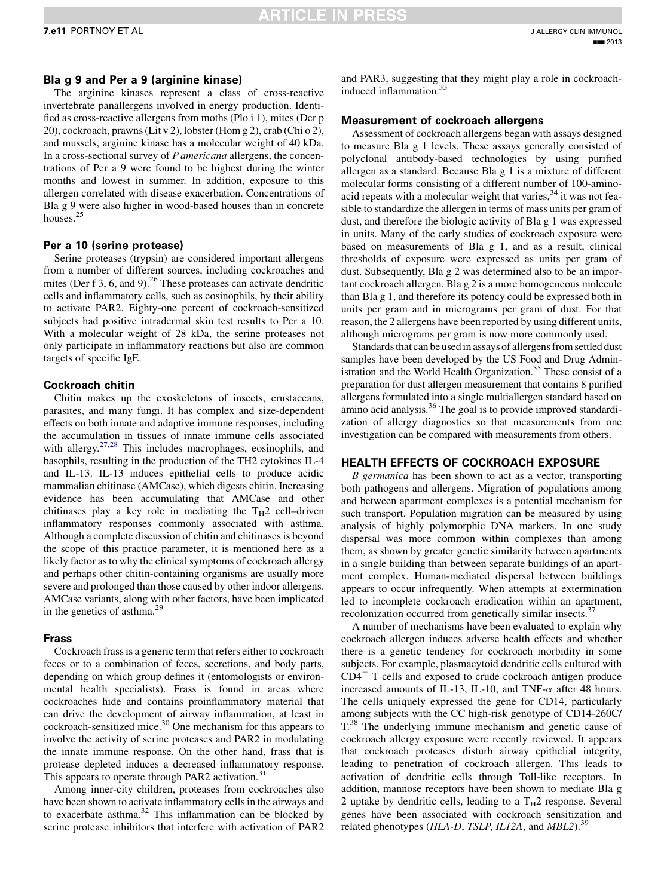### Bla g 9 and Per a 9 (arginine kinase)

The arginine kinases represent a class of cross-reactive invertebrate panallergens involved in energy production. Identified as cross-reactive allergens from moths (Plo i 1), mites (Der p 20), cockroach, prawns (Lit v 2), lobster (Hom g 2), crab (Chi o 2), and mussels, arginine kinase has a molecular weight of 40 kDa. In a cross-sectional survey of *P americana* allergens, the concentrations of Per a 9 were found to be highest during the winter months and lowest in summer. In addition, exposure to this allergen correlated with disease exacerbation. Concentrations of Bla g 9 were also higher in wood-based houses than in concrete houses.[25]

### Per a 10 (serine protease)

Serine proteases (trypsin) are considered important allergens from a number of different sources, including cockroaches and mites (Der f 3, 6, and 9).[26] These proteases can activate dendritic cells and inflammatory cells, such as eosinophils, by their ability to activate PAR2. Eighty-one percent of cockroach-sensitized subjects had positive intradermal skin test results to Per a 10. With a molecular weight of 28 kDa, the serine proteases not only participate in inflammatory reactions but also are common targets of specific IgE.

### Cockroach chitin

Chitin makes up the exoskeletons of insects, crustaceans, parasites, and many fungi. It has complex and size-dependent effects on both innate and adaptive immune responses, including the accumulation in tissues of innate immune cells associated with allergy.[27,28] This includes macrophages, eosinophils, and basophils, resulting in the production of the TH2 cytokines IL-4 and IL-13. IL-13 induces epithelial cells to produce acidic mammalian chitinase (AMCase), which digests chitin. Increasing evidence has been accumulating that AMCase and other chitinases play a key role in mediating the $T_H2$ cell–driven inflammatory responses commonly associated with asthma. Although a complete discussion of chitin and chitinases is beyond the scope of this practice parameter, it is mentioned here as a likely factor as to why the clinical symptoms of cockroach allergy and perhaps other chitin-containing organisms are usually more severe and prolonged than those caused by other indoor allergens. AMCase variants, along with other factors, have been implicated in the genetics of asthma.[29]

### Frass

Cockroach frass is a generic term that refers either to cockroach feces or to a combination of feces, secretions, and body parts, depending on which group defines it (entomologists or environmental health specialists). Frass is found in areas where cockroaches hide and contains proinflammatory material that can drive the development of airway inflammation, at least in cockroach-sensitized mice.[30] One mechanism for this appears to involve the activity of serine proteases and PAR2 in modulating the innate immune response. On the other hand, frass that is protease depleted induces a decreased inflammatory response. This appears to operate through PAR2 activation.[31]

Among inner-city children, proteases from cockroaches also have been shown to activate inflammatory cells in the airways and to exacerbate asthma.[32] This inflammation can be blocked by serine protease inhibitors that interfere with activation of PAR2 and PAR3, suggesting that they might play a role in cockroach-induced inflammation.[33]

### Measurement of cockroach allergens

Assessment of cockroach allergens began with assays designed to measure Bla g 1 levels. These assays generally consisted of polyclonal antibody-based technologies by using purified allergen as a standard. Because Bla g 1 is a mixture of different molecular forms consisting of a different number of 100-amino-acid repeats with a molecular weight that varies,[34] it was not feasible to standardize the allergen in terms of mass units per gram of dust, and therefore the biologic activity of Bla g 1 was expressed in units. Many of the early studies of cockroach exposure were based on measurements of Bla g 1, and as a result, clinical thresholds of exposure were expressed as units per gram of dust. Subsequently, Bla g 2 was determined also to be an important cockroach allergen. Bla g 2 is a more homogeneous molecule than Bla g 1, and therefore its potency could be expressed both in units per gram and in micrograms per gram of dust. For that reason, the 2 allergens have been reported by using different units, although micrograms per gram is now more commonly used.

Standards that can be used in assays of allergens from settled dust samples have been developed by the US Food and Drug Administration and the World Health Organization.[35] These consist of a preparation for dust allergen measurement that contains 8 purified allergens formulated into a single multiallergen standard based on amino acid analysis.[36] The goal is to provide improved standardization of allergy diagnostics so that measurements from one investigation can be compared with measurements from others.

## HEALTH EFFECTS OF COCKROACH EXPOSURE

*B germanica* has been shown to act as a vector, transporting both pathogens and allergens. Migration of populations among and between apartment complexes is a potential mechanism for such transport. Population migration can be measured by using analysis of highly polymorphic DNA markers. In one study dispersal was more common within complexes than among them, as shown by greater genetic similarity between apartments in a single building than between separate buildings of an apartment complex. Human-mediated dispersal between buildings appears to occur infrequently. When attempts at extermination led to incomplete cockroach eradication within an apartment, recolonization occurred from genetically similar insects.[37]

A number of mechanisms have been evaluated to explain why cockroach allergen induces adverse health effects and whether there is a genetic tendency for cockroach morbidity in some subjects. For example, plasmacytoid dendritic cells cultured with $CD4^+$ T cells and exposed to crude cockroach antigen produce increased amounts of IL-13, IL-10, and TNF-α after 48 hours. The cells uniquely expressed the gene for CD14, particularly among subjects with the CC high-risk genotype of CD14-260C/T.[38] The underlying immune mechanism and genetic cause of cockroach allergy exposure were recently reviewed. It appears that cockroach proteases disturb airway epithelial integrity, leading to penetration of cockroach allergen. This leads to activation of dendritic cells through Toll-like receptors. In addition, mannose receptors have been shown to mediate Bla g 2 uptake by dendritic cells, leading to a $T_H2$ response. Several genes have been associated with cockroach sensitization and related phenotypes (*HLA-D*, *TSLP*, *IL12A*, and *MBL2*).[39]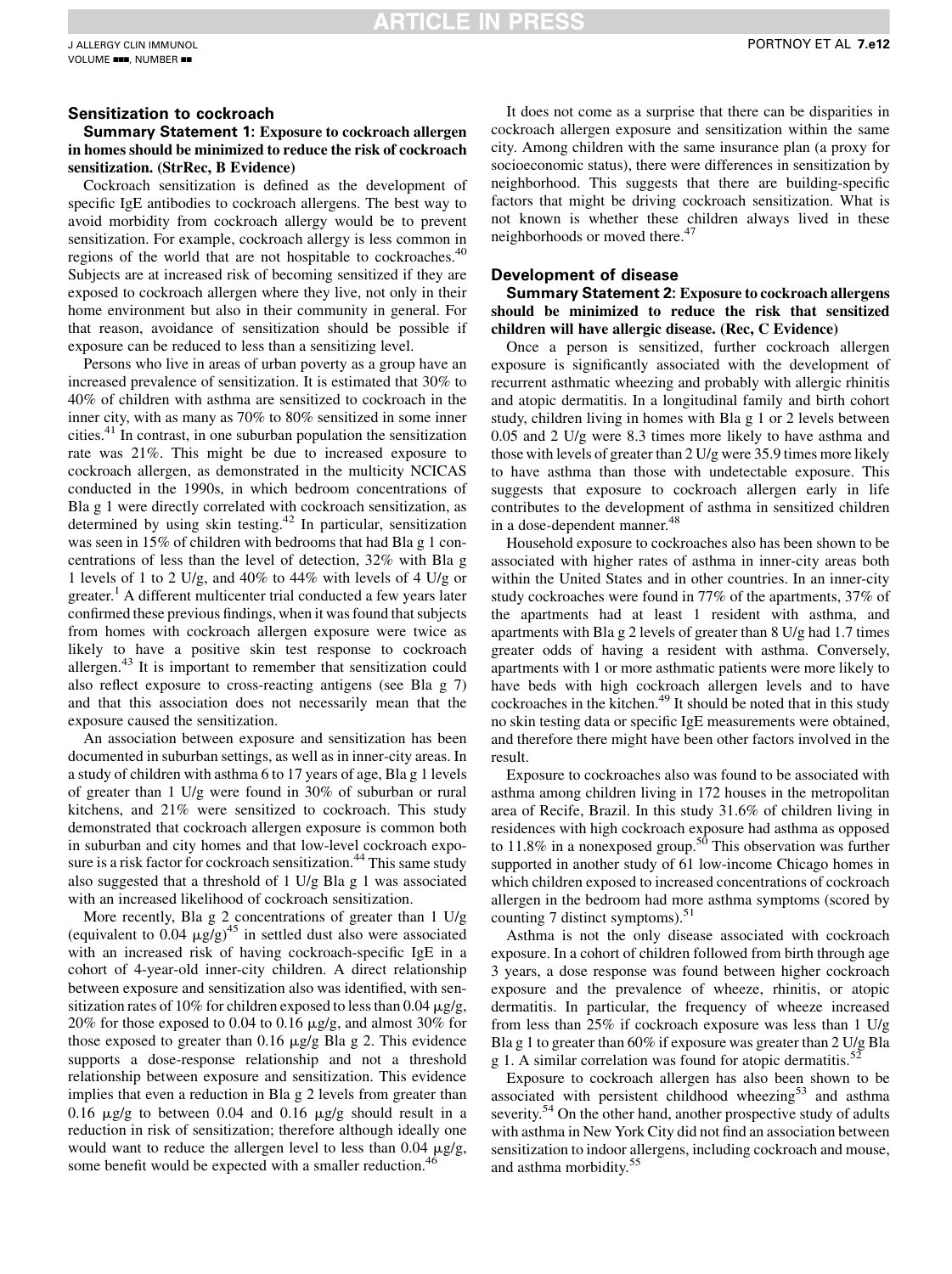### Sensitization to cockroach

**Summary Statement 1: Exposure to cockroach allergen in homes should be minimized to reduce the risk of cockroach sensitization. (StrRec, B Evidence)**

Cockroach sensitization is defined as the development of specific IgE antibodies to cockroach allergens. The best way to avoid morbidity from cockroach allergy would be to prevent sensitization. For example, cockroach allergy is less common in regions of the world that are not hospitable to cockroaches.[40] Subjects are at increased risk of becoming sensitized if they are exposed to cockroach allergen where they live, not only in their home environment but also in their community in general. For that reason, avoidance of sensitization should be possible if exposure can be reduced to less than a sensitizing level.

Persons who live in areas of urban poverty as a group have an increased prevalence of sensitization. It is estimated that 30% to 40% of children with asthma are sensitized to cockroach in the inner city, with as many as 70% to 80% sensitized in some inner cities.[41] In contrast, in one suburban population the sensitization rate was 21%. This might be due to increased exposure to cockroach allergen, as demonstrated in the multicity NCICAS conducted in the 1990s, in which bedroom concentrations of Bla g 1 were directly correlated with cockroach sensitization, as determined by using skin testing.[42] In particular, sensitization was seen in 15% of children with bedrooms that had Bla g 1 concentrations of less than the level of detection, 32% with Bla g 1 levels of 1 to 2 U/g, and 40% to 44% with levels of 4 U/g or greater.[1] A different multicenter trial conducted a few years later confirmed these previous findings, when it was found that subjects from homes with cockroach allergen exposure were twice as likely to have a positive skin test response to cockroach allergen.[43] It is important to remember that sensitization could also reflect exposure to cross-reacting antigens (see Bla g 7) and that this association does not necessarily mean that the exposure caused the sensitization.

An association between exposure and sensitization has been documented in suburban settings, as well as in inner-city areas. In a study of children with asthma 6 to 17 years of age, Bla g 1 levels of greater than 1 U/g were found in 30% of suburban or rural kitchens, and 21% were sensitized to cockroach. This study demonstrated that cockroach allergen exposure is common both in suburban and city homes and that low-level cockroach exposure is a risk factor for cockroach sensitization.[44] This same study also suggested that a threshold of 1 U/g Bla g 1 was associated with an increased likelihood of cockroach sensitization.

More recently, Bla g 2 concentrations of greater than 1 U/g (equivalent to 0.04 μg/g)[45] in settled dust also were associated with an increased risk of having cockroach-specific IgE in a cohort of 4-year-old inner-city children. A direct relationship between exposure and sensitization also was identified, with sensitization rates of 10% for children exposed to less than 0.04 μg/g, 20% for those exposed to 0.04 to 0.16 μg/g, and almost 30% for those exposed to greater than 0.16 μg/g Bla g 2. This evidence supports a dose-response relationship and not a threshold relationship between exposure and sensitization. This evidence implies that even a reduction in Bla g 2 levels from greater than 0.16 μg/g to between 0.04 and 0.16 μg/g should result in a reduction in risk of sensitization; therefore although ideally one would want to reduce the allergen level to less than 0.04 μg/g, some benefit would be expected with a smaller reduction.[46]

It does not come as a surprise that there can be disparities in cockroach allergen exposure and sensitization within the same city. Among children with the same insurance plan (a proxy for socioeconomic status), there were differences in sensitization by neighborhood. This suggests that there are building-specific factors that might be driving cockroach sensitization. What is not known is whether these children always lived in these neighborhoods or moved there.[47]

### Development of disease

**Summary Statement 2: Exposure to cockroach allergens should be minimized to reduce the risk that sensitized children will have allergic disease. (Rec, C Evidence)**

Once a person is sensitized, further cockroach allergen exposure is significantly associated with the development of recurrent asthmatic wheezing and probably with allergic rhinitis and atopic dermatitis. In a longitudinal family and birth cohort study, children living in homes with Bla g 1 or 2 levels between 0.05 and 2 U/g were 8.3 times more likely to have asthma and those with levels of greater than 2 U/g were 35.9 times more likely to have asthma than those with undetectable exposure. This suggests that exposure to cockroach allergen early in life contributes to the development of asthma in sensitized children in a dose-dependent manner.[48]

Household exposure to cockroaches also has been shown to be associated with higher rates of asthma in inner-city areas both within the United States and in other countries. In an inner-city study cockroaches were found in 77% of the apartments, 37% of the apartments had at least 1 resident with asthma, and apartments with Bla g 2 levels of greater than 8 U/g had 1.7 times greater odds of having a resident with asthma. Conversely, apartments with 1 or more asthmatic patients were more likely to have beds with high cockroach allergen levels and to have cockroaches in the kitchen.[49] It should be noted that in this study no skin testing data or specific IgE measurements were obtained, and therefore there might have been other factors involved in the result.

Exposure to cockroaches also was found to be associated with asthma among children living in 172 houses in the metropolitan area of Recife, Brazil. In this study 31.6% of children living in residences with high cockroach exposure had asthma as opposed to 11.8% in a nonexposed group.[50] This observation was further supported in another study of 61 low-income Chicago homes in which children exposed to increased concentrations of cockroach allergen in the bedroom had more asthma symptoms (scored by counting 7 distinct symptoms).[51]

Asthma is not the only disease associated with cockroach exposure. In a cohort of children followed from birth through age 3 years, a dose response was found between higher cockroach exposure and the prevalence of wheeze, rhinitis, or atopic dermatitis. In particular, the frequency of wheeze increased from less than 25% if cockroach exposure was less than 1 U/g Bla g 1 to greater than 60% if exposure was greater than 2 U/g Bla g 1. A similar correlation was found for atopic dermatitis.[52]

Exposure to cockroach allergen has also been shown to be associated with persistent childhood wheezing[53] and asthma severity.[54] On the other hand, another prospective study of adults with asthma in New York City did not find an association between sensitization to indoor allergens, including cockroach and mouse, and asthma morbidity.[55]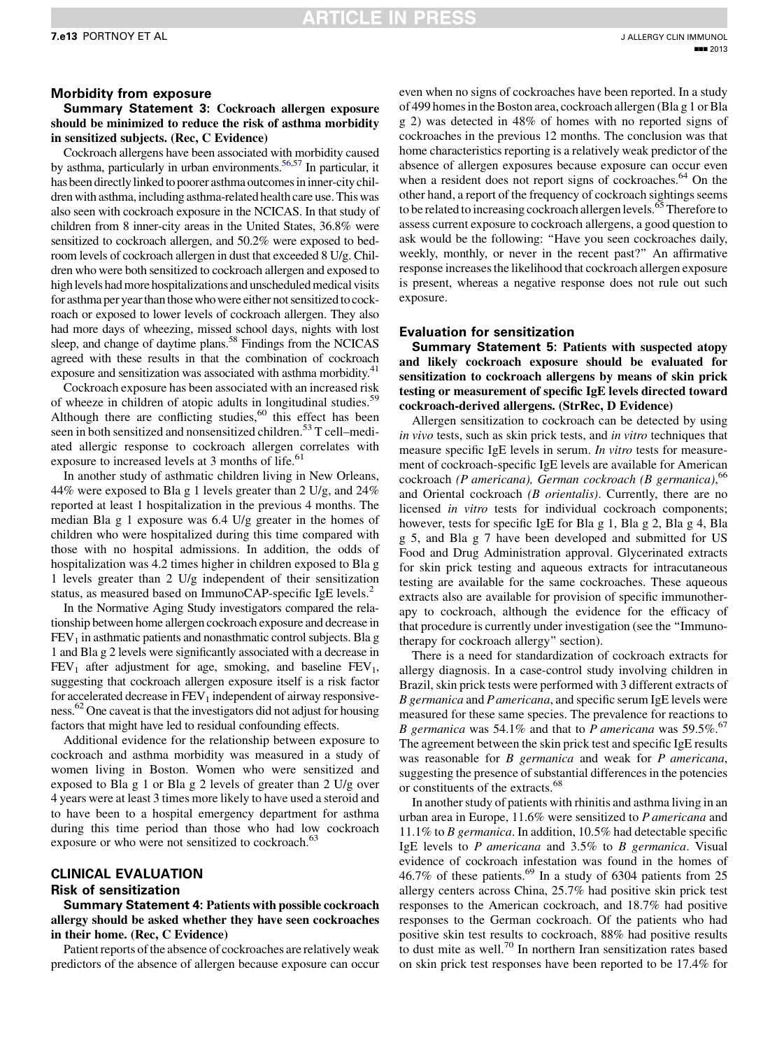### Morbidity from exposure

**Summary Statement 3: Cockroach allergen exposure should be minimized to reduce the risk of asthma morbidity in sensitized subjects. (Rec, C Evidence)**

Cockroach allergens have been associated with morbidity caused by asthma, particularly in urban environments.[56,57] In particular, it has been directly linked to poorer asthma outcomes in inner-city children with asthma, including asthma-related health care use. This was also seen with cockroach exposure in the NCICAS. In that study of children from 8 inner-city areas in the United States, 36.8% were sensitized to cockroach allergen, and 50.2% were exposed to bedroom levels of cockroach allergen in dust that exceeded 8 U/g. Children who were both sensitized to cockroach allergen and exposed to high levels had more hospitalizations and unscheduled medical visits for asthma per year than those who were either not sensitized to cockroach or exposed to lower levels of cockroach allergen. They also had more days of wheezing, missed school days, nights with lost sleep, and change of daytime plans.[58] Findings from the NCICAS agreed with these results in that the combination of cockroach exposure and sensitization was associated with asthma morbidity.[41]

Cockroach exposure has been associated with an increased risk of wheeze in children of atopic adults in longitudinal studies.[59] Although there are conflicting studies,[60] this effect has been seen in both sensitized and nonsensitized children.[53] T cell–mediated allergic response to cockroach allergen correlates with exposure to increased levels at 3 months of life.[61]

In another study of asthmatic children living in New Orleans, 44% were exposed to Bla g 1 levels greater than 2 U/g, and 24% reported at least 1 hospitalization in the previous 4 months. The median Bla g 1 exposure was 6.4 U/g greater in the homes of children who were hospitalized during this time compared with those with no hospital admissions. In addition, the odds of hospitalization was 4.2 times higher in children exposed to Bla g 1 levels greater than 2 U/g independent of their sensitization status, as measured based on ImmunoCAP-specific IgE levels.[2]

In the Normative Aging Study investigators compared the relationship between home allergen cockroach exposure and decrease in $FEV_1$ in asthmatic patients and nonasthmatic control subjects. Bla g 1 and Bla g 2 levels were significantly associated with a decrease in $FEV_1$ after adjustment for age, smoking, and baseline $FEV_1$, suggesting that cockroach allergen exposure itself is a risk factor for accelerated decrease in $FEV_1$ independent of airway responsiveness.[62] One caveat is that the investigators did not adjust for housing factors that might have led to residual confounding effects.

Additional evidence for the relationship between exposure to cockroach and asthma morbidity was measured in a study of women living in Boston. Women who were sensitized and exposed to Bla g 1 or Bla g 2 levels of greater than 2 U/g over 4 years were at least 3 times more likely to have used a steroid and to have been to a hospital emergency department for asthma during this time period than those who had low cockroach exposure or who were not sensitized to cockroach.[63]

## CLINICAL EVALUATION

### Risk of sensitization

**Summary Statement 4: Patients with possible cockroach allergy should be asked whether they have seen cockroaches in their home. (Rec, C Evidence)**

Patient reports of the absence of cockroaches are relatively weak predictors of the absence of allergen because exposure can occur even when no signs of cockroaches have been reported. In a study of 499 homes in the Boston area, cockroach allergen (Bla g 1 or Bla g 2) was detected in 48% of homes with no reported signs of cockroaches in the previous 12 months. The conclusion was that home characteristics reporting is a relatively weak predictor of the absence of allergen exposures because exposure can occur even when a resident does not report signs of cockroaches.[64] On the other hand, a report of the frequency of cockroach sightings seems to be related to increasing cockroach allergen levels.[65] Therefore to assess current exposure to cockroach allergens, a good question to ask would be the following: "Have you seen cockroaches daily, weekly, monthly, or never in the recent past?" An affirmative response increases the likelihood that cockroach allergen exposure is present, whereas a negative response does not rule out such exposure.

### Evaluation for sensitization

**Summary Statement 5: Patients with suspected atopy and likely cockroach exposure should be evaluated for sensitization to cockroach allergens by means of skin prick testing or measurement of specific IgE levels directed toward cockroach-derived allergens. (StrRec, D Evidence)**

Allergen sensitization to cockroach can be detected by using *in vivo* tests, such as skin prick tests, and *in vitro* techniques that measure specific IgE levels in serum. *In vitro* tests for measurement of cockroach-specific IgE levels are available for American cockroach *(P americana), German cockroach (B germanica)*,[66] and Oriental cockroach *(B orientalis)*. Currently, there are no licensed *in vitro* tests for individual cockroach components; however, tests for specific IgE for Bla g 1, Bla g 2, Bla g 4, Bla g 5, and Bla g 7 have been developed and submitted for US Food and Drug Administration approval. Glycerinated extracts for skin prick testing and aqueous extracts for intracutaneous testing are available for the same cockroaches. These aqueous extracts also are available for provision of specific immunotherapy to cockroach, although the evidence for the efficacy of that procedure is currently under investigation (see the "Immunotherapy for cockroach allergy" section).

There is a need for standardization of cockroach extracts for allergy diagnosis. In a case-control study involving children in Brazil, skin prick tests were performed with 3 different extracts of *B germanica* and *P americana*, and specific serum IgE levels were measured for these same species. The prevalence for reactions to *B germanica* was 54.1% and that to *P americana* was 59.5%.[67] The agreement between the skin prick test and specific IgE results was reasonable for *B germanica* and weak for *P americana*, suggesting the presence of substantial differences in the potencies or constituents of the extracts.[68]

In another study of patients with rhinitis and asthma living in an urban area in Europe, 11.6% were sensitized to *P americana* and 11.1% to *B germanica*. In addition, 10.5% had detectable specific IgE levels to *P americana* and 3.5% to *B germanica*. Visual evidence of cockroach infestation was found in the homes of 46.7% of these patients.[69] In a study of 6304 patients from 25 allergy centers across China, 25.7% had positive skin prick test responses to the American cockroach, and 18.7% had positive responses to the German cockroach. Of the patients who had positive skin test results to cockroach, 88% had positive results to dust mite as well.[70] In northern Iran sensitization rates based on skin prick test responses have been reported to be 17.4% for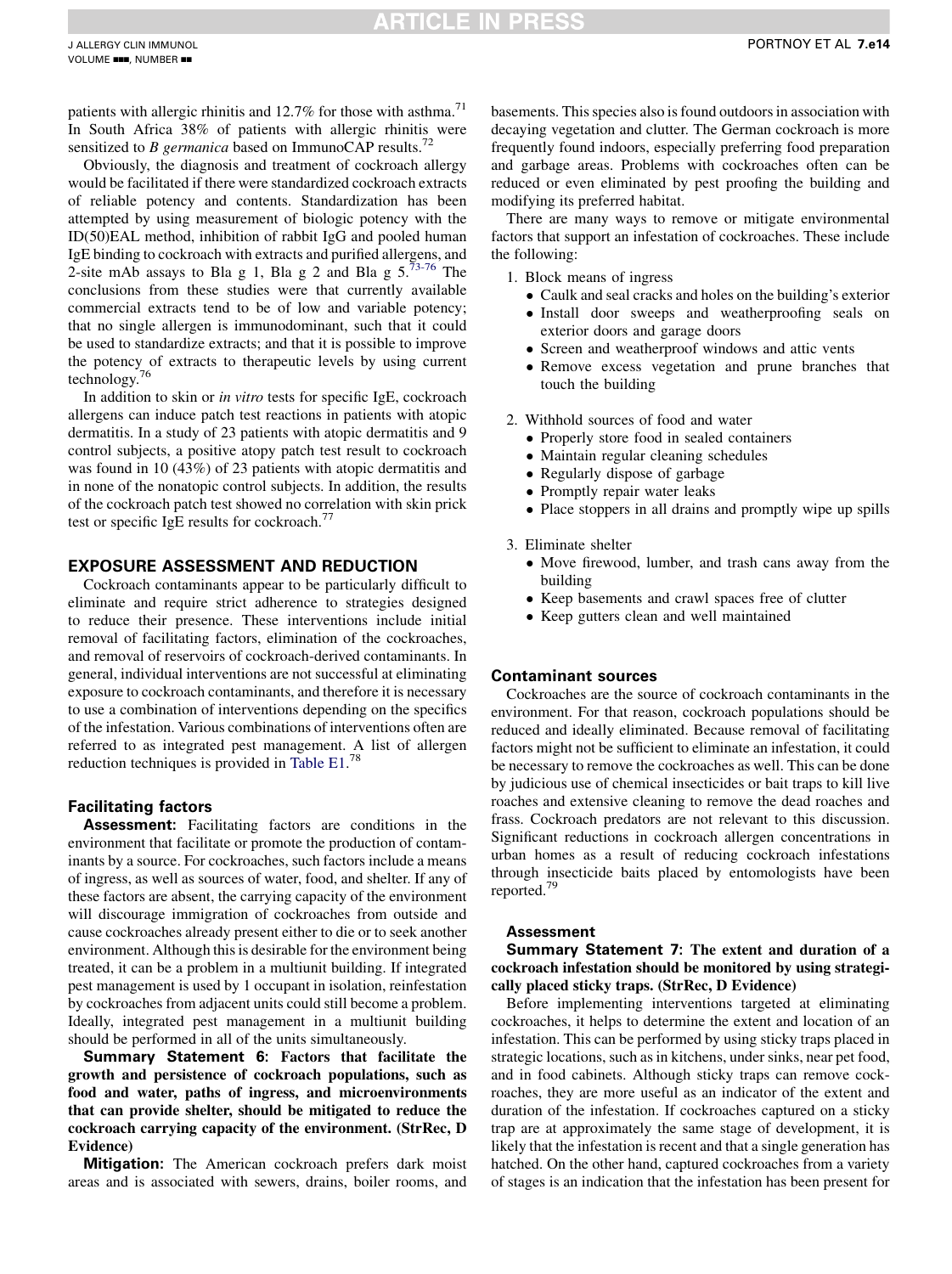patients with allergic rhinitis and 12.7% for those with asthma.[71] In South Africa 38% of patients with allergic rhinitis were sensitized to *B germanica* based on ImmunoCAP results.[72]

Obviously, the diagnosis and treatment of cockroach allergy would be facilitated if there were standardized cockroach extracts of reliable potency and contents. Standardization has been attempted by using measurement of biologic potency with the ID(50)EAL method, inhibition of rabbit IgG and pooled human IgE binding to cockroach with extracts and purified allergens, and 2-site mAb assays to Bla g 1, Bla g 2 and Bla g 5.[73-76] The conclusions from these studies were that currently available commercial extracts tend to be of low and variable potency; that no single allergen is immunodominant, such that it could be used to standardize extracts; and that it is possible to improve the potency of extracts to therapeutic levels by using current technology.[76]

In addition to skin or *in vitro* tests for specific IgE, cockroach allergens can induce patch test reactions in patients with atopic dermatitis. In a study of 23 patients with atopic dermatitis and 9 control subjects, a positive atopy patch test result to cockroach was found in 10 (43%) of 23 patients with atopic dermatitis and in none of the nonatopic control subjects. In addition, the results of the cockroach patch test showed no correlation with skin prick test or specific IgE results for cockroach.[77]

## EXPOSURE ASSESSMENT AND REDUCTION

Cockroach contaminants appear to be particularly difficult to eliminate and require strict adherence to strategies designed to reduce their presence. These interventions include initial removal of facilitating factors, elimination of the cockroaches, and removal of reservoirs of cockroach-derived contaminants. In general, individual interventions are not successful at eliminating exposure to cockroach contaminants, and therefore it is necessary to use a combination of interventions depending on the specifics of the infestation. Various combinations of interventions often are referred to as integrated pest management. A list of allergen reduction techniques is provided in Table E1.[78]

### Facilitating factors

**Assessment:** Facilitating factors are conditions in the environment that facilitate or promote the production of contaminants by a source. For cockroaches, such factors include a means of ingress, as well as sources of water, food, and shelter. If any of these factors are absent, the carrying capacity of the environment will discourage immigration of cockroaches from outside and cause cockroaches already present either to die or to seek another environment. Although this is desirable for the environment being treated, it can be a problem in a multiunit building. If integrated pest management is used by 1 occupant in isolation, reinfestation by cockroaches from adjacent units could still become a problem. Ideally, integrated pest management in a multiunit building should be performed in all of the units simultaneously.

**Summary Statement 6: Factors that facilitate the growth and persistence of cockroach populations, such as food and water, paths of ingress, and microenvironments that can provide shelter, should be mitigated to reduce the cockroach carrying capacity of the environment. (StrRec, D Evidence)**

**Mitigation:** The American cockroach prefers dark moist areas and is associated with sewers, drains, boiler rooms, and basements. This species also is found outdoors in association with decaying vegetation and clutter. The German cockroach is more frequently found indoors, especially preferring food preparation and garbage areas. Problems with cockroaches often can be reduced or even eliminated by pest proofing the building and modifying its preferred habitat.

There are many ways to remove or mitigate environmental factors that support an infestation of cockroaches. These include the following:

1. Block means of ingress
   - Caulk and seal cracks and holes on the building's exterior
   - Install door sweeps and weatherproofing seals on exterior doors and garage doors
   - Screen and weatherproof windows and attic vents
   - Remove excess vegetation and prune branches that touch the building

2. Withhold sources of food and water
   - Properly store food in sealed containers
   - Maintain regular cleaning schedules
   - Regularly dispose of garbage
   - Promptly repair water leaks
   - Place stoppers in all drains and promptly wipe up spills

3. Eliminate shelter
   - Move firewood, lumber, and trash cans away from the building
   - Keep basements and crawl spaces free of clutter
   - Keep gutters clean and well maintained

### Contaminant sources

Cockroaches are the source of cockroach contaminants in the environment. For that reason, cockroach populations should be reduced and ideally eliminated. Because removal of facilitating factors might not be sufficient to eliminate an infestation, it could be necessary to remove the cockroaches as well. This can be done by judicious use of chemical insecticides or bait traps to kill live roaches and extensive cleaning to remove the dead roaches and frass. Cockroach predators are not relevant to this discussion. Significant reductions in cockroach allergen concentrations in urban homes as a result of reducing cockroach infestations through insecticide baits placed by entomologists have been reported.[79]

#### Assessment

**Summary Statement 7: The extent and duration of a cockroach infestation should be monitored by using strategically placed sticky traps. (StrRec, D Evidence)**

Before implementing interventions targeted at eliminating cockroaches, it helps to determine the extent and location of an infestation. This can be performed by using sticky traps placed in strategic locations, such as in kitchens, under sinks, near pet food, and in food cabinets. Although sticky traps can remove cockroaches, they are more useful as an indicator of the extent and duration of the infestation. If cockroaches captured on a sticky trap are at approximately the same stage of development, it is likely that the infestation is recent and that a single generation has hatched. On the other hand, captured cockroaches from a variety of stages is an indication that the infestation has been present for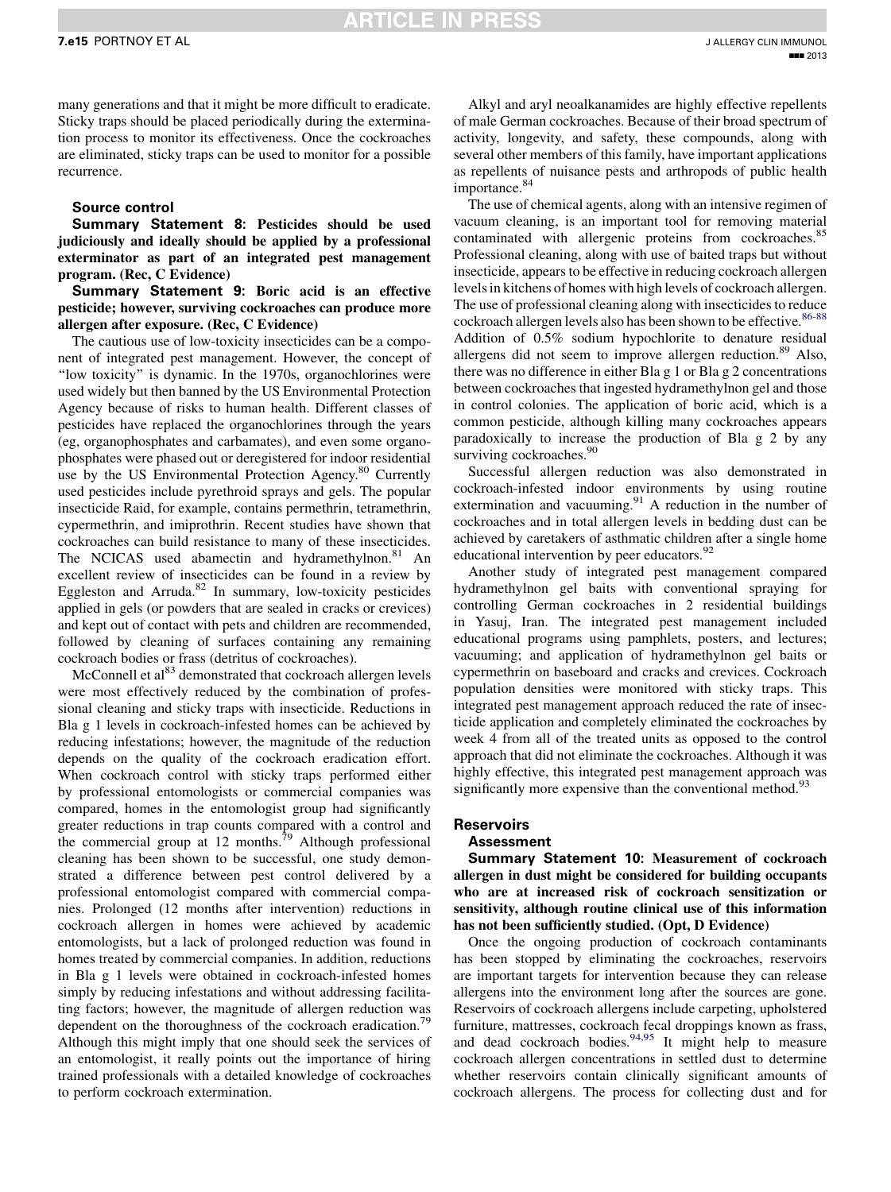many generations and that it might be more difficult to eradicate. Sticky traps should be placed periodically during the extermination process to monitor its effectiveness. Once the cockroaches are eliminated, sticky traps can be used to monitor for a possible recurrence.

### Source control

**Summary Statement 8: Pesticides should be used judiciously and ideally should be applied by a professional exterminator as part of an integrated pest management program. (Rec, C Evidence)**

**Summary Statement 9: Boric acid is an effective pesticide; however, surviving cockroaches can produce more allergen after exposure. (Rec, C Evidence)**

The cautious use of low-toxicity insecticides can be a component of integrated pest management. However, the concept of "low toxicity" is dynamic. In the 1970s, organochlorines were used widely but then banned by the US Environmental Protection Agency because of risks to human health. Different classes of pesticides have replaced the organochlorines through the years (eg, organophosphates and carbamates), and even some organophosphates were phased out or deregistered for indoor residential use by the US Environmental Protection Agency.[80] Currently used pesticides include pyrethroid sprays and gels. The popular insecticide Raid, for example, contains permethrin, tetramethrin, cypermethrin, and imiprothrin. Recent studies have shown that cockroaches can build resistance to many of these insecticides. The NCICAS used abamectin and hydramethylnon.[81] An excellent review of insecticides can be found in a review by Eggleston and Arruda.[82] In summary, low-toxicity pesticides applied in gels (or powders that are sealed in cracks or crevices) and kept out of contact with pets and children are recommended, followed by cleaning of surfaces containing any remaining cockroach bodies or frass (detritus of cockroaches).

McConnell et al[83] demonstrated that cockroach allergen levels were most effectively reduced by the combination of professional cleaning and sticky traps with insecticide. Reductions in Bla g 1 levels in cockroach-infested homes can be achieved by reducing infestations; however, the magnitude of the reduction depends on the quality of the cockroach eradication effort. When cockroach control with sticky traps performed either by professional entomologists or commercial companies was compared, homes in the entomologist group had significantly greater reductions in trap counts compared with a control and the commercial group at 12 months.[79] Although professional cleaning has been shown to be successful, one study demonstrated a difference between pest control delivered by a professional entomologist compared with commercial companies. Prolonged (12 months after intervention) reductions in cockroach allergen in homes were achieved by academic entomologists, but a lack of prolonged reduction was found in homes treated by commercial companies. In addition, reductions in Bla g 1 levels were obtained in cockroach-infested homes simply by reducing infestations and without addressing facilitating factors; however, the magnitude of allergen reduction was dependent on the thoroughness of the cockroach eradication.[79] Although this might imply that one should seek the services of an entomologist, it really points out the importance of hiring trained professionals with a detailed knowledge of cockroaches to perform cockroach extermination.

Alkyl and aryl neoalkanamides are highly effective repellents of male German cockroaches. Because of their broad spectrum of activity, longevity, and safety, these compounds, along with several other members of this family, have important applications as repellents of nuisance pests and arthropods of public health importance.[84]

The use of chemical agents, along with an intensive regimen of vacuum cleaning, is an important tool for removing material contaminated with allergenic proteins from cockroaches.[85] Professional cleaning, along with use of baited traps but without insecticide, appears to be effective in reducing cockroach allergen levels in kitchens of homes with high levels of cockroach allergen. The use of professional cleaning along with insecticides to reduce cockroach allergen levels also has been shown to be effective.[86-88] Addition of 0.5% sodium hypochlorite to denature residual allergens did not seem to improve allergen reduction.[89] Also, there was no difference in either Bla g 1 or Bla g 2 concentrations between cockroaches that ingested hydramethylnon gel and those in control colonies. The application of boric acid, which is a common pesticide, although killing many cockroaches appears paradoxically to increase the production of Bla g 2 by any surviving cockroaches.[90]

Successful allergen reduction was also demonstrated in cockroach-infested indoor environments by using routine extermination and vacuuming.[91] A reduction in the number of cockroaches and in total allergen levels in bedding dust can be achieved by caretakers of asthmatic children after a single home educational intervention by peer educators.[92]

Another study of integrated pest management compared hydramethylnon gel baits with conventional spraying for controlling German cockroaches in 2 residential buildings in Yasuj, Iran. The integrated pest management included educational programs using pamphlets, posters, and lectures; vacuuming; and application of hydramethylnon gel baits or cypermethrin on baseboard and cracks and crevices. Cockroach population densities were monitored with sticky traps. This integrated pest management approach reduced the rate of insecticide application and completely eliminated the cockroaches by week 4 from all of the treated units as opposed to the control approach that did not eliminate the cockroaches. Although it was highly effective, this integrated pest management approach was significantly more expensive than the conventional method.[93]

## Reservoirs

### Assessment

**Summary Statement 10: Measurement of cockroach allergen in dust might be considered for building occupants who are at increased risk of cockroach sensitization or sensitivity, although routine clinical use of this information has not been sufficiently studied. (Opt, D Evidence)**

Once the ongoing production of cockroach contaminants has been stopped by eliminating the cockroaches, reservoirs are important targets for intervention because they can release allergens into the environment long after the sources are gone. Reservoirs of cockroach allergens include carpeting, upholstered furniture, mattresses, cockroach fecal droppings known as frass, and dead cockroach bodies.[94,95] It might help to measure cockroach allergen concentrations in settled dust to determine whether reservoirs contain clinically significant amounts of cockroach allergens. The process for collecting dust and for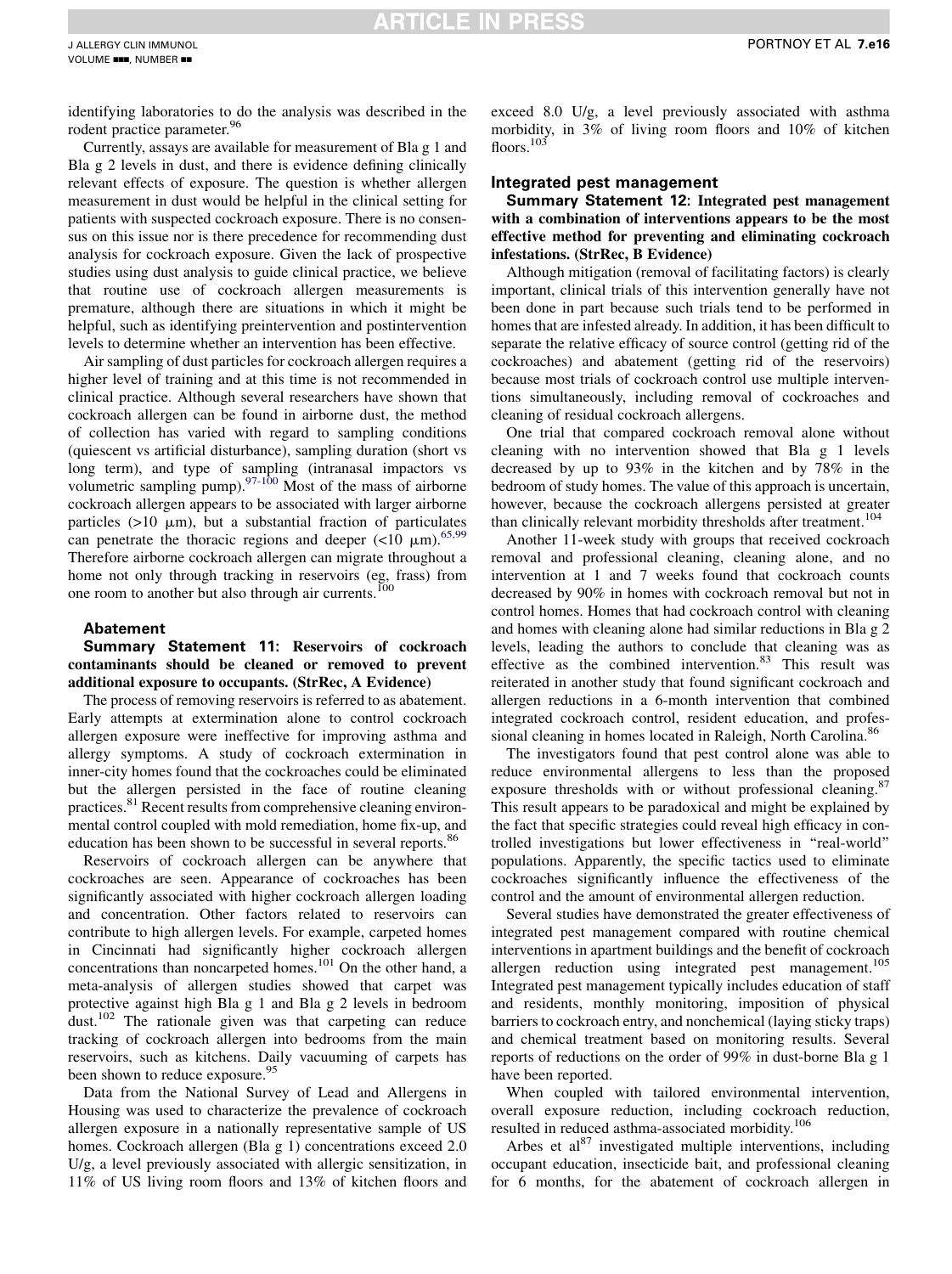identifying laboratories to do the analysis was described in the rodent practice parameter.[96]

Currently, assays are available for measurement of Bla g 1 and Bla g 2 levels in dust, and there is evidence defining clinically relevant effects of exposure. The question is whether allergen measurement in dust would be helpful in the clinical setting for patients with suspected cockroach exposure. There is no consensus on this issue nor is there precedence for recommending dust analysis for cockroach exposure. Given the lack of prospective studies using dust analysis to guide clinical practice, we believe that routine use of cockroach allergen measurements is premature, although there are situations in which it might be helpful, such as identifying preintervention and postintervention levels to determine whether an intervention has been effective.

Air sampling of dust particles for cockroach allergen requires a higher level of training and at this time is not recommended in clinical practice. Although several researchers have shown that cockroach allergen can be found in airborne dust, the method of collection has varied with regard to sampling conditions (quiescent vs artificial disturbance), sampling duration (short vs long term), and type of sampling (intranasal impactors vs volumetric sampling pump).[97-100] Most of the mass of airborne cockroach allergen appears to be associated with larger airborne particles (>10 μm), but a substantial fraction of particulates can penetrate the thoracic regions and deeper (<10 μm).[65,99] Therefore airborne cockroach allergen can migrate throughout a home not only through tracking in reservoirs (eg, frass) from one room to another but also through air currents.[100]

### Abatement

**Summary Statement 11: Reservoirs of cockroach contaminants should be cleaned or removed to prevent additional exposure to occupants. (StrRec, A Evidence)**

The process of removing reservoirs is referred to as abatement. Early attempts at extermination alone to control cockroach allergen exposure were ineffective for improving asthma and allergy symptoms. A study of cockroach extermination in inner-city homes found that the cockroaches could be eliminated but the allergen persisted in the face of routine cleaning practices.[81] Recent results from comprehensive cleaning environmental control coupled with mold remediation, home fix-up, and education has been shown to be successful in several reports.[86]

Reservoirs of cockroach allergen can be anywhere that cockroaches are seen. Appearance of cockroaches has been significantly associated with higher cockroach allergen loading and concentration. Other factors related to reservoirs can contribute to high allergen levels. For example, carpeted homes in Cincinnati had significantly higher cockroach allergen concentrations than noncarpeted homes.[101] On the other hand, a meta-analysis of allergen studies showed that carpet was protective against high Bla g 1 and Bla g 2 levels in bedroom dust.[102] The rationale given was that carpeting can reduce tracking of cockroach allergen into bedrooms from the main reservoirs, such as kitchens. Daily vacuuming of carpets has been shown to reduce exposure.[95]

Data from the National Survey of Lead and Allergens in Housing was used to characterize the prevalence of cockroach allergen exposure in a nationally representative sample of US homes. Cockroach allergen (Bla g 1) concentrations exceed 2.0 U/g, a level previously associated with allergic sensitization, in 11% of US living room floors and 13% of kitchen floors and exceed 8.0 U/g, a level previously associated with asthma morbidity, in 3% of living room floors and 10% of kitchen floors.[103]

### Integrated pest management

**Summary Statement 12: Integrated pest management with a combination of interventions appears to be the most effective method for preventing and eliminating cockroach infestations. (StrRec, B Evidence)**

Although mitigation (removal of facilitating factors) is clearly important, clinical trials of this intervention generally have not been done in part because such trials tend to be performed in homes that are infested already. In addition, it has been difficult to separate the relative efficacy of source control (getting rid of the cockroaches) and abatement (getting rid of the reservoirs) because most trials of cockroach control use multiple interventions simultaneously, including removal of cockroaches and cleaning of residual cockroach allergens.

One trial that compared cockroach removal alone without cleaning with no intervention showed that Bla g 1 levels decreased by up to 93% in the kitchen and by 78% in the bedroom of study homes. The value of this approach is uncertain, however, because the cockroach allergens persisted at greater than clinically relevant morbidity thresholds after treatment.[104]

Another 11-week study with groups that received cockroach removal and professional cleaning, cleaning alone, and no intervention at 1 and 7 weeks found that cockroach counts decreased by 90% in homes with cockroach removal but not in control homes. Homes that had cockroach control with cleaning and homes with cleaning alone had similar reductions in Bla g 2 levels, leading the authors to conclude that cleaning was as effective as the combined intervention.[83] This result was reiterated in another study that found significant cockroach and allergen reductions in a 6-month intervention that combined integrated cockroach control, resident education, and professional cleaning in homes located in Raleigh, North Carolina.[86]

The investigators found that pest control alone was able to reduce environmental allergens to less than the proposed exposure thresholds with or without professional cleaning.[87] This result appears to be paradoxical and might be explained by the fact that specific strategies could reveal high efficacy in controlled investigations but lower effectiveness in "real-world" populations. Apparently, the specific tactics used to eliminate cockroaches significantly influence the effectiveness of the control and the amount of environmental allergen reduction.

Several studies have demonstrated the greater effectiveness of integrated pest management compared with routine chemical interventions in apartment buildings and the benefit of cockroach allergen reduction using integrated pest management.[105] Integrated pest management typically includes education of staff and residents, monthly monitoring, imposition of physical barriers to cockroach entry, and nonchemical (laying sticky traps) and chemical treatment based on monitoring results. Several reports of reductions on the order of 99% in dust-borne Bla g 1 have been reported.

When coupled with tailored environmental intervention, overall exposure reduction, including cockroach reduction, resulted in reduced asthma-associated morbidity.[106]

Arbes et al[87] investigated multiple interventions, including occupant education, insecticide bait, and professional cleaning for 6 months, for the abatement of cockroach allergen in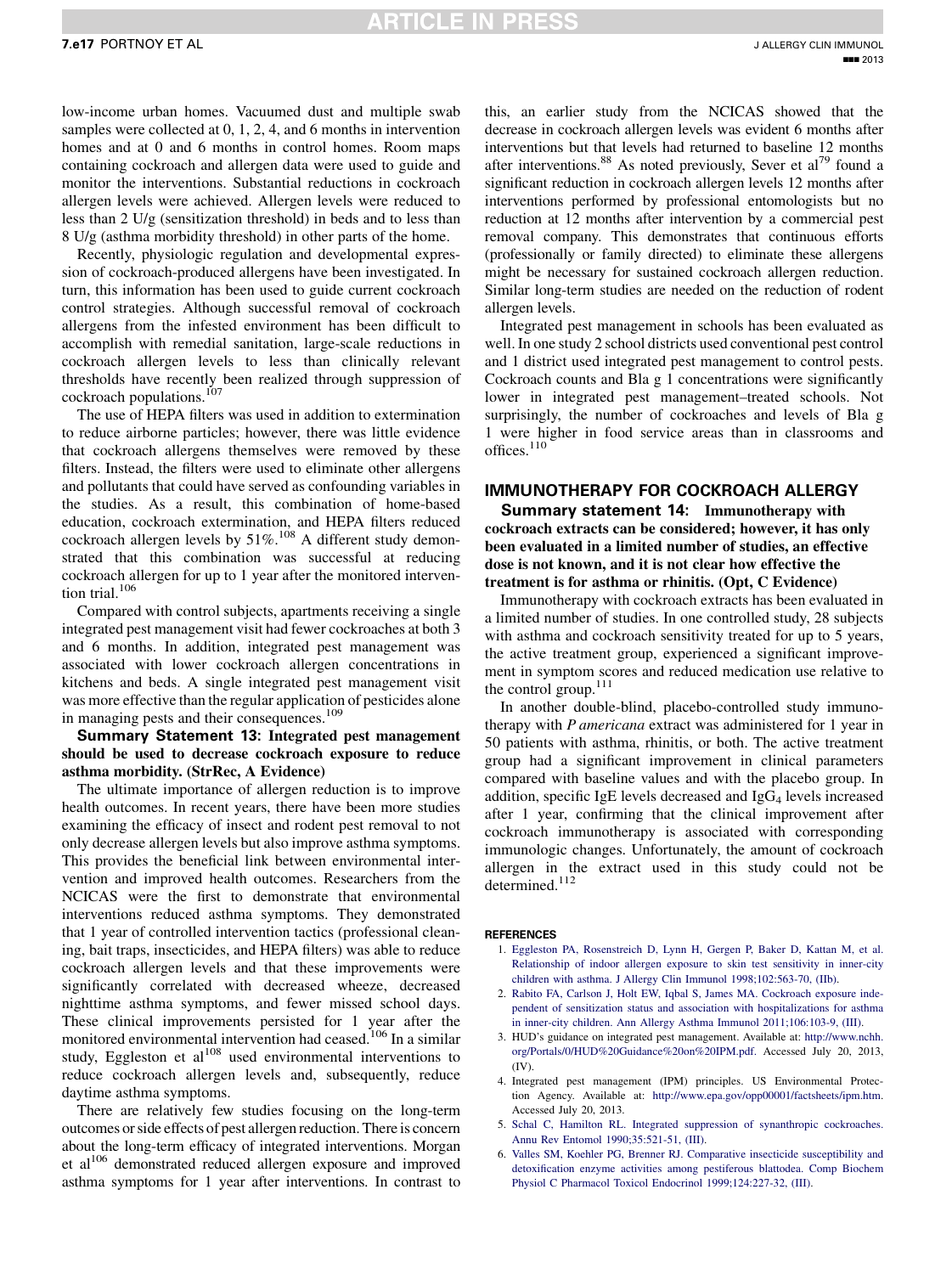low-income urban homes. Vacuumed dust and multiple swab samples were collected at 0, 1, 2, 4, and 6 months in intervention homes and at 0 and 6 months in control homes. Room maps containing cockroach and allergen data were used to guide and monitor the interventions. Substantial reductions in cockroach allergen levels were achieved. Allergen levels were reduced to less than 2 U/g (sensitization threshold) in beds and to less than 8 U/g (asthma morbidity threshold) in other parts of the home.

Recently, physiologic regulation and developmental expression of cockroach-produced allergens have been investigated. In turn, this information has been used to guide current cockroach control strategies. Although successful removal of cockroach allergens from the infested environment has been difficult to accomplish with remedial sanitation, large-scale reductions in cockroach allergen levels to less than clinically relevant thresholds have recently been realized through suppression of cockroach populations.[107]

The use of HEPA filters was used in addition to extermination to reduce airborne particles; however, there was little evidence that cockroach allergens themselves were removed by these filters. Instead, the filters were used to eliminate other allergens and pollutants that could have served as confounding variables in the studies. As a result, this combination of home-based education, cockroach extermination, and HEPA filters reduced cockroach allergen levels by 51%.[108] A different study demonstrated that this combination was successful at reducing cockroach allergen for up to 1 year after the monitored intervention trial.[106]

Compared with control subjects, apartments receiving a single integrated pest management visit had fewer cockroaches at both 3 and 6 months. In addition, integrated pest management was associated with lower cockroach allergen concentrations in kitchens and beds. A single integrated pest management visit was more effective than the regular application of pesticides alone in managing pests and their consequences.[109]

**Summary Statement 13: Integrated pest management should be used to decrease cockroach exposure to reduce asthma morbidity. (StrRec, A Evidence)**

The ultimate importance of allergen reduction is to improve health outcomes. In recent years, there have been more studies examining the efficacy of insect and rodent pest removal to not only decrease allergen levels but also improve asthma symptoms. This provides the beneficial link between environmental intervention and improved health outcomes. Researchers from the NCICAS were the first to demonstrate that environmental interventions reduced asthma symptoms. They demonstrated that 1 year of controlled intervention tactics (professional cleaning, bait traps, insecticides, and HEPA filters) was able to reduce cockroach allergen levels and that these improvements were significantly correlated with decreased wheeze, decreased nighttime asthma symptoms, and fewer missed school days. These clinical improvements persisted for 1 year after the monitored environmental intervention had ceased.[106] In a similar study, Eggleston et al[108] used environmental interventions to reduce cockroach allergen levels and, subsequently, reduce daytime asthma symptoms.

There are relatively few studies focusing on the long-term outcomes or side effects of pest allergen reduction. There is concern about the long-term efficacy of integrated interventions. Morgan et al[106] demonstrated reduced allergen exposure and improved asthma symptoms for 1 year after interventions. In contrast to this, an earlier study from the NCICAS showed that the decrease in cockroach allergen levels was evident 6 months after interventions but that levels had returned to baseline 12 months after interventions.[88] As noted previously, Sever et al[79] found a significant reduction in cockroach allergen levels 12 months after interventions performed by professional entomologists but no reduction at 12 months after intervention by a commercial pest removal company. This demonstrates that continuous efforts (professionally or family directed) to eliminate these allergens might be necessary for sustained cockroach allergen reduction. Similar long-term studies are needed on the reduction of rodent allergen levels.

Integrated pest management in schools has been evaluated as well. In one study 2 school districts used conventional pest control and 1 district used integrated pest management to control pests. Cockroach counts and Bla g 1 concentrations were significantly lower in integrated pest management–treated schools. Not surprisingly, the number of cockroaches and levels of Bla g 1 were higher in food service areas than in classrooms and offices.[110]

## IMMUNOTHERAPY FOR COCKROACH ALLERGY

**Summary statement 14: Immunotherapy with cockroach extracts can be considered; however, it has only been evaluated in a limited number of studies, an effective dose is not known, and it is not clear how effective the treatment is for asthma or rhinitis. (Opt, C Evidence)**

Immunotherapy with cockroach extracts has been evaluated in a limited number of studies. In one controlled study, 28 subjects with asthma and cockroach sensitivity treated for up to 5 years, the active treatment group, experienced a significant improvement in symptom scores and reduced medication use relative to the control group.[111]

In another double-blind, placebo-controlled study immunotherapy with *P americana* extract was administered for 1 year in 50 patients with asthma, rhinitis, or both. The active treatment group had a significant improvement in clinical parameters compared with baseline values and with the placebo group. In addition, specific IgE levels decreased and $IgG_4$ levels increased after 1 year, confirming that the clinical improvement after cockroach immunotherapy is associated with corresponding immunologic changes. Unfortunately, the amount of cockroach allergen in the extract used in this study could not be determined.[112]

### REFERENCES

1. Eggleston PA, Rosenstreich D, Lynn H, Gergen P, Baker D, Kattan M, et al. Relationship of indoor allergen exposure to skin test sensitivity in inner-city children with asthma. J Allergy Clin Immunol 1998;102:563-70, (IIb).
2. Rabito FA, Carlson J, Holt EW, Iqbal S, James MA. Cockroach exposure independent of sensitization status and association with hospitalizations for asthma in inner-city children. Ann Allergy Asthma Immunol 2011;106:103-9, (III).
3. HUD's guidance on integrated pest management. Available at: http://www.nchh.org/Portals/0/HUD%20Guidance%20on%20IPM.pdf. Accessed July 20, 2013, (IV).
4. Integrated pest management (IPM) principles. US Environmental Protection Agency. Available at: http://www.epa.gov/opp00001/factsheets/ipm.htm. Accessed July 20, 2013.
5. Schal C, Hamilton RL. Integrated suppression of synanthropic cockroaches. Annu Rev Entomol 1990;35:521-51, (III).
6. Valles SM, Koehler PG, Brenner RJ. Comparative insecticide susceptibility and detoxification enzyme activities among pestiferous blattodea. Comp Biochem Physiol C Pharmacol Toxicol Endocrinol 1999;124:227-32, (III).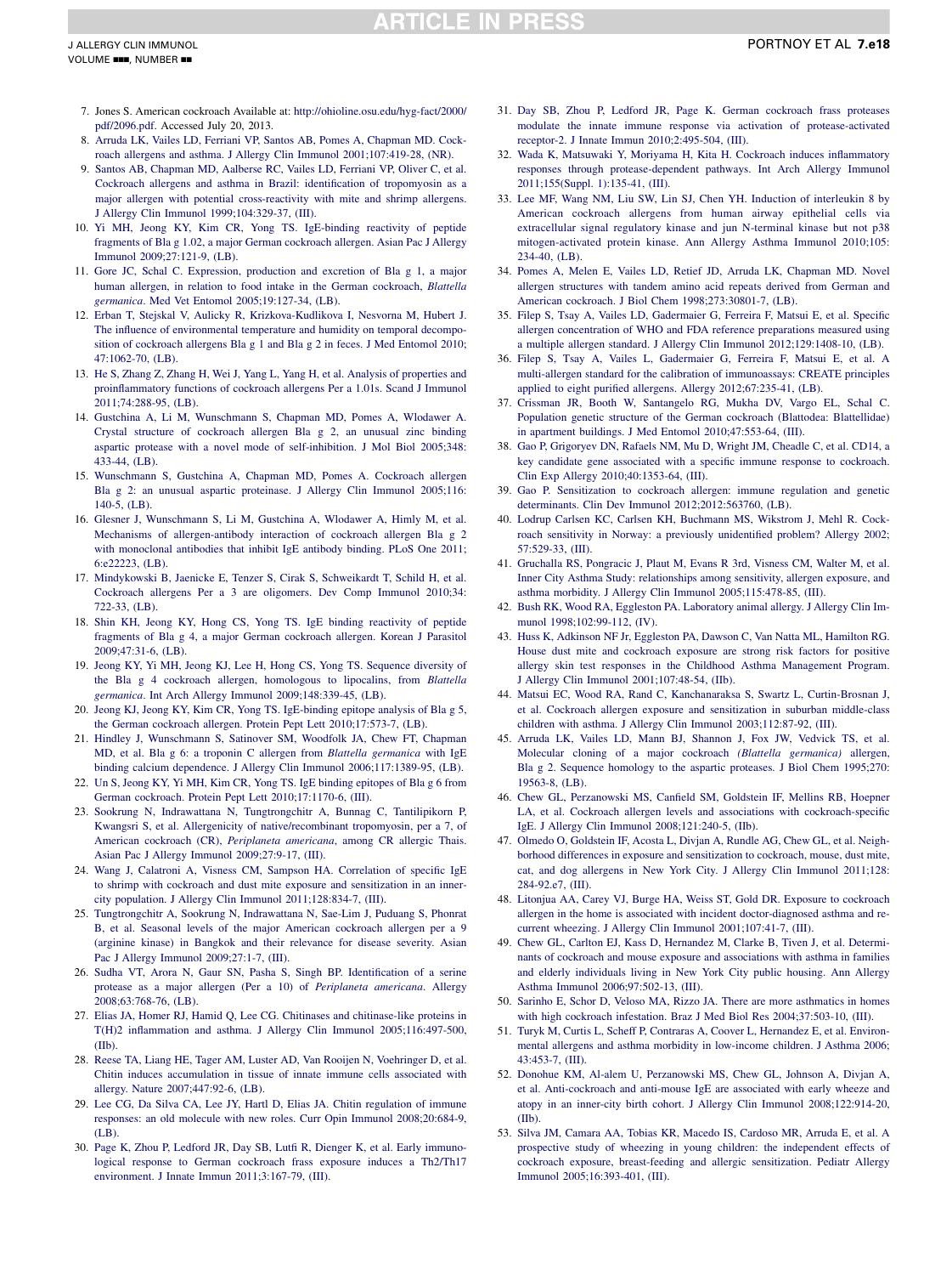7. Jones S. American cockroach Available at: http://ohioline.osu.edu/hyg-fact/2000/pdf/2096.pdf. Accessed July 20, 2013.
8. Arruda LK, Vailes LD, Ferriani VP, Santos AB, Pomes A, Chapman MD. Cockroach allergens and asthma. J Allergy Clin Immunol 2001;107:419-28, (NR).
9. Santos AB, Chapman MD, Aalberse RC, Vailes LD, Ferriani VP, Oliver C, et al. Cockroach allergens and asthma in Brazil: identification of tropomyosin as a major allergen with potential cross-reactivity with mite and shrimp allergens. J Allergy Clin Immunol 1999;104:329-37, (III).
10. Yi MH, Jeong KY, Kim CR, Yong TS. IgE-binding reactivity of peptide fragments of Bla g 1.02, a major German cockroach allergen. Asian Pac J Allergy Immunol 2009;27:121-9, (LB).
11. Gore JC, Schal C. Expression, production and excretion of Bla g 1, a major human allergen, in relation to food intake in the German cockroach, *Blattella germanica*. Med Vet Entomol 2005;19:127-34, (LB).
12. Erban T, Stejskal V, Aulicky R, Krizkova-Kudlikova I, Nesvorna M, Hubert J. The influence of environmental temperature and humidity on temporal decomposition of cockroach allergens Bla g 1 and Bla g 2 in feces. J Med Entomol 2010;47:1062-70, (LB).
13. He S, Zhang Z, Zhang H, Wei J, Yang L, Yang H, et al. Analysis of properties and proinflammatory functions of cockroach allergens Per a 1.01s. Scand J Immunol 2011;74:288-95, (LB).
14. Gustchina A, Li M, Wunschmann S, Chapman MD, Pomes A, Wlodawer A. Crystal structure of cockroach allergen Bla g 2, an unusual zinc binding aspartic protease with a novel mode of self-inhibition. J Mol Biol 2005;348:433-44, (LB).
15. Wunschmann S, Gustchina A, Chapman MD, Pomes A. Cockroach allergen Bla g 2: an unusual aspartic proteinase. J Allergy Clin Immunol 2005;116:140-5, (LB).
16. Glesner J, Wunschmann S, Li M, Gustchina A, Wlodawer A, Himly M, et al. Mechanisms of allergen-antibody interaction of cockroach allergen Bla g 2 with monoclonal antibodies that inhibit IgE antibody binding. PLoS One 2011;6:e22223, (LB).
17. Mindykowski B, Jaenicke E, Tenzer S, Cirak S, Schweikardt T, Schild H, et al. Cockroach allergens Per a 3 are oligomers. Dev Comp Immunol 2010;34:722-33, (LB).
18. Shin KH, Jeong KY, Hong CS, Yong TS. IgE binding reactivity of peptide fragments of Bla g 4, a major German cockroach allergen. Korean J Parasitol 2009;47:31-6, (LB).
19. Jeong KY, Yi MH, Jeong KJ, Lee H, Hong CS, Yong TS. Sequence diversity of the Bla g 4 cockroach allergen, homologous to lipocalins, from *Blattella germanica*. Int Arch Allergy Immunol 2009;148:339-45, (LB).
20. Jeong KJ, Jeong KY, Kim CR, Yong TS. IgE-binding epitope analysis of Bla g 5, the German cockroach allergen. Protein Pept Lett 2010;17:573-7, (LB).
21. Hindley J, Wunschmann S, Satinover SM, Woodfolk JA, Chew FT, Chapman MD, et al. Bla g 6: a troponin C allergen from *Blattella germanica* with IgE binding calcium dependence. J Allergy Clin Immunol 2006;117:1389-95, (LB).
22. Un S, Jeong KY, Yi MH, Kim CR, Yong TS. IgE binding epitopes of Bla g 6 from German cockroach. Protein Pept Lett 2010;17:1170-6, (III).
23. Sookrung N, Indrawattana N, Tungtrongchitr A, Bunnag C, Tantilipikorn P, Kwangsri S, et al. Allergenicity of native/recombinant tropomyosin, per a 7, of American cockroach (CR), *Periplaneta americana*, among CR allergic Thais. Asian Pac J Allergy Immunol 2009;27:9-17, (III).
24. Wang J, Calatroni A, Visness CM, Sampson HA. Correlation of specific IgE to shrimp with cockroach and dust mite exposure and sensitization in an inner-city population. J Allergy Clin Immunol 2011;128:834-7, (III).
25. Tungtrongchitr A, Sookrung N, Indrawattana N, Sae-Lim J, Puduang S, Phonrat B, et al. Seasonal levels of the major American cockroach allergen per a 9 (arginine kinase) in Bangkok and their relevance for disease severity. Asian Pac J Allergy Immunol 2009;27:1-7, (III).
26. Sudha VT, Arora N, Gaur SN, Pasha S, Singh BP. Identification of a serine protease as a major allergen (Per a 10) of *Periplaneta americana*. Allergy 2008;63:768-76, (LB).
27. Elias JA, Homer RJ, Hamid Q, Lee CG. Chitinases and chitinase-like proteins in T(H)2 inflammation and asthma. J Allergy Clin Immunol 2005;116:497-500, (IIb).
28. Reese TA, Liang HE, Tager AM, Luster AD, Van Rooijen N, Voehringer D, et al. Chitin induces accumulation in tissue of innate immune cells associated with allergy. Nature 2007;447:92-6, (LB).
29. Lee CG, Da Silva CA, Lee JY, Hartl D, Elias JA. Chitin regulation of immune responses: an old molecule with new roles. Curr Opin Immunol 2008;20:684-9, (LB).
30. Page K, Zhou P, Ledford JR, Day SB, Lutfi R, Dienger K, et al. Early immunological response to German cockroach frass exposure induces a Th2/Th17 environment. J Innate Immun 2011;3:167-79, (III).
31. Day SB, Zhou P, Ledford JR, Page K. German cockroach frass proteases modulate the innate immune response via activation of protease-activated receptor-2. J Innate Immun 2010;2:495-504, (III).
32. Wada K, Matsuwaki Y, Moriyama H, Kita H. Cockroach induces inflammatory responses through protease-dependent pathways. Int Arch Allergy Immunol 2011;155(Suppl. 1):135-41, (III).
33. Lee MF, Wang NM, Liu SW, Lin SJ, Chen YH. Induction of interleukin 8 by American cockroach allergens from human airway epithelial cells via extracellular signal regulatory kinase and jun N-terminal kinase but not p38 mitogen-activated protein kinase. Ann Allergy Asthma Immunol 2010;105:234-40, (LB).
34. Pomes A, Melen E, Vailes LD, Retief JD, Arruda LK, Chapman MD. Novel allergen structures with tandem amino acid repeats derived from German and American cockroach. J Biol Chem 1998;273:30801-7, (LB).
35. Filep S, Tsay A, Vailes LD, Gadermaier G, Ferreira F, Matsui E, et al. Specific allergen concentration of WHO and FDA reference preparations measured using a multiple allergen standard. J Allergy Clin Immunol 2012;129:1408-10, (LB).
36. Filep S, Tsay A, Vailes L, Gadermaier G, Ferreira F, Matsui E, et al. A multi-allergen standard for the calibration of immunoassays: CREATE principles applied to eight purified allergens. Allergy 2012;67:235-41, (LB).
37. Crissman JR, Booth W, Santangelo RG, Mukha DV, Vargo EL, Schal C. Population genetic structure of the German cockroach (Blattodea: Blattellidae) in apartment buildings. J Med Entomol 2010;47:553-64, (III).
38. Gao P, Grigoryev DN, Rafaels NM, Mu D, Wright JM, Cheadle C, et al. CD14, a key candidate gene associated with a specific immune response to cockroach. Clin Exp Allergy 2010;40:1353-64, (III).
39. Gao P. Sensitization to cockroach allergen: immune regulation and genetic determinants. Clin Dev Immunol 2012;2012:563760, (LB).
40. Lodrup Carlsen KC, Carlsen KH, Buchmann MS, Wikstrom J, Mehl R. Cockroach sensitivity in Norway: a previously unidentified problem? Allergy 2002;57:529-33, (III).
41. Gruchalla RS, Pongracic J, Plaut M, Evans R 3rd, Visness CM, Walter M, et al. Inner City Asthma Study: relationships among sensitivity, allergen exposure, and asthma morbidity. J Allergy Clin Immunol 2005;115:478-85, (III).
42. Bush RK, Wood RA, Eggleston PA. Laboratory animal allergy. J Allergy Clin Immunol 1998;102:99-112, (IV).
43. Huss K, Adkinson NF Jr, Eggleston PA, Dawson C, Van Natta ML, Hamilton RG. House dust mite and cockroach exposure are strong risk factors for positive allergy skin test responses in the Childhood Asthma Management Program. J Allergy Clin Immunol 2001;107:48-54, (IIb).
44. Matsui EC, Wood RA, Rand C, Kanchanaraksa S, Swartz L, Curtin-Brosnan J, et al. Cockroach allergen exposure and sensitization in suburban middle-class children with asthma. J Allergy Clin Immunol 2003;112:87-92, (III).
45. Arruda LK, Vailes LD, Mann BJ, Shannon J, Fox JW, Vedvick TS, et al. Molecular cloning of a major cockroach *(Blattella germanica)* allergen, Bla g 2. Sequence homology to the aspartic proteases. J Biol Chem 1995;270:19563-8, (LB).
46. Chew GL, Perzanowski MS, Canfield SM, Goldstein IF, Mellins RB, Hoepner LA, et al. Cockroach allergen levels and associations with cockroach-specific IgE. J Allergy Clin Immunol 2008;121:240-5, (IIb).
47. Olmedo O, Goldstein IF, Acosta L, Divjan A, Rundle AG, Chew GL, et al. Neighborhood differences in exposure and sensitization to cockroach, mouse, dust mite, cat, and dog allergens in New York City. J Allergy Clin Immunol 2011;128:284-92.e7, (III).
48. Litonjua AA, Carey VJ, Burge HA, Weiss ST, Gold DR. Exposure to cockroach allergen in the home is associated with incident doctor-diagnosed asthma and recurrent wheezing. J Allergy Clin Immunol 2001;107:41-7, (III).
49. Chew GL, Carlton EJ, Kass D, Hernandez M, Clarke B, Tiven J, et al. Determinants of cockroach and mouse exposure and associations with asthma in families and elderly individuals living in New York City public housing. Ann Allergy Asthma Immunol 2006;97:502-13, (III).
50. Sarinho E, Schor D, Veloso MA, Rizzo JA. There are more asthmatics in homes with high cockroach infestation. Braz J Med Biol Res 2004;37:503-10, (III).
51. Turyk M, Curtis L, Scheff P, Contraras A, Coover L, Hernandez E, et al. Environmental allergens and asthma morbidity in low-income children. J Asthma 2006;43:453-7, (III).
52. Donohue KM, Al-alem U, Perzanowski MS, Chew GL, Johnson A, Divjan A, et al. Anti-cockroach and anti-mouse IgE are associated with early wheeze and atopy in an inner-city birth cohort. J Allergy Clin Immunol 2008;122:914-20, (IIb).
53. Silva JM, Camara AA, Tobias KR, Macedo IS, Cardoso MR, Arruda E, et al. A prospective study of wheezing in young children: the independent effects of cockroach exposure, breast-feeding and allergic sensitization. Pediatr Allergy Immunol 2005;16:393-401, (III).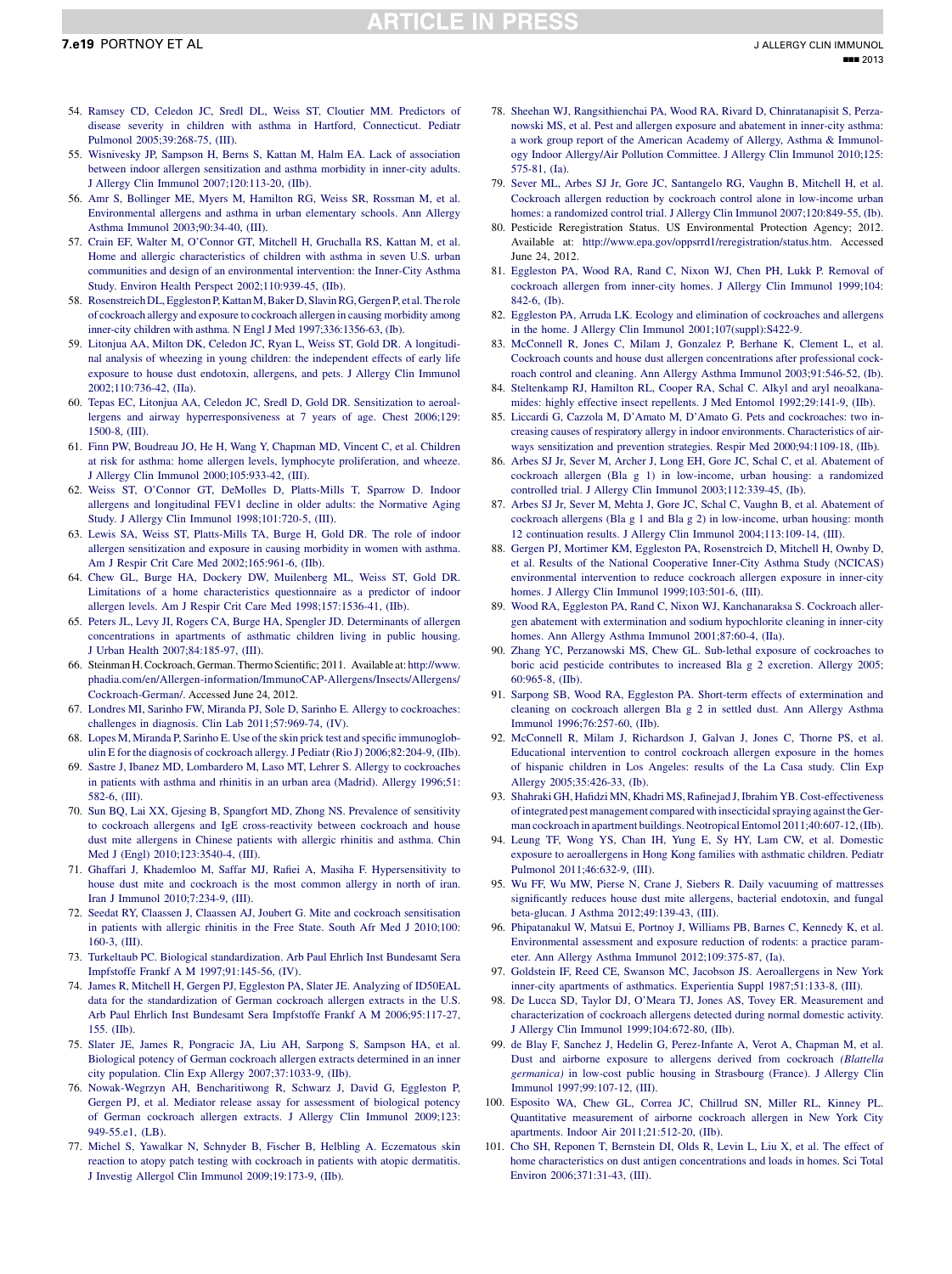54. Ramsey CD, Celedon JC, Sredl DL, Weiss ST, Cloutier MM. Predictors of disease severity in children with asthma in Hartford, Connecticut. Pediatr Pulmonol 2005;39:268-75, (III).
55. Wisnivesky JP, Sampson H, Berns S, Kattan M, Halm EA. Lack of association between indoor allergen sensitization and asthma morbidity in inner-city adults. J Allergy Clin Immunol 2007;120:113-20, (IIb).
56. Amr S, Bollinger ME, Myers M, Hamilton RG, Weiss SR, Rossman M, et al. Environmental allergens and asthma in urban elementary schools. Ann Allergy Asthma Immunol 2003;90:34-40, (III).
57. Crain EF, Walter M, O'Connor GT, Mitchell H, Gruchalla RS, Kattan M, et al. Home and allergic characteristics of children with asthma in seven U.S. urban communities and design of an environmental intervention: the Inner-City Asthma Study. Environ Health Perspect 2002;110:939-45, (IIb).
58. Rosenstreich DL, Eggleston P, Kattan M, Baker D, Slavin RG, Gergen P, et al. The role of cockroach allergy and exposure to cockroach allergen in causing morbidity among inner-city children with asthma. N Engl J Med 1997;336:1356-63, (Ib).
59. Litonjua AA, Milton DK, Celedon JC, Ryan L, Weiss ST, Gold DR. A longitudinal analysis of wheezing in young children: the independent effects of early life exposure to house dust endotoxin, allergens, and pets. J Allergy Clin Immunol 2002;110:736-42, (IIa).
60. Tepas EC, Litonjua AA, Celedon JC, Sredl D, Gold DR. Sensitization to aeroallergens and airway hyperresponsiveness at 7 years of age. Chest 2006;129:1500-8, (III).
61. Finn PW, Boudreau JO, He H, Wang Y, Chapman MD, Vincent C, et al. Children at risk for asthma: home allergen levels, lymphocyte proliferation, and wheeze. J Allergy Clin Immunol 2000;105:933-42, (III).
62. Weiss ST, O'Connor GT, DeMolles D, Platts-Mills T, Sparrow D. Indoor allergens and longitudinal FEV1 decline in older adults: the Normative Aging Study. J Allergy Clin Immunol 1998;101:720-5, (III).
63. Lewis SA, Weiss ST, Platts-Mills TA, Burge H, Gold DR. The role of indoor allergen sensitization and exposure in causing morbidity in women with asthma. Am J Respir Crit Care Med 2002;165:961-6, (IIb).
64. Chew GL, Burge HA, Dockery DW, Muilenberg ML, Weiss ST, Gold DR. Limitations of a home characteristics questionnaire as a predictor of indoor allergen levels. Am J Respir Crit Care Med 1998;157:1536-41, (IIb).
65. Peters JL, Levy JI, Rogers CA, Burge HA, Spengler JD. Determinants of allergen concentrations in apartments of asthmatic children living in public housing. J Urban Health 2007;84:185-97, (III).
66. Steinman H. Cockroach, German. Thermo Scientific; 2011. Available at: http://www.phadia.com/en/Allergen-information/ImmunoCAP-Allergens/Insects/Allergens/Cockroach-German/. Accessed June 24, 2012.
67. Londres MI, Sarinho FW, Miranda PJ, Sole D, Sarinho E. Allergy to cockroaches: challenges in diagnosis. Clin Lab 2011;57:969-74, (IV).
68. Lopes M, Miranda P, Sarinho E. Use of the skin prick test and specific immunoglobulin E for the diagnosis of cockroach allergy. J Pediatr (Rio J) 2006;82:204-9, (IIb).
69. Sastre J, Ibanez MD, Lombardero M, Laso MT, Lehrer S. Allergy to cockroaches in patients with asthma and rhinitis in an urban area (Madrid). Allergy 1996;51:582-6, (III).
70. Sun BQ, Lai XX, Gjesing B, Spangfort MD, Zhong NS. Prevalence of sensitivity to cockroach allergens and IgE cross-reactivity between cockroach and house dust mite allergens in Chinese patients with allergic rhinitis and asthma. Chin Med J (Engl) 2010;123:3540-4, (III).
71. Ghaffari J, Khademloo M, Saffar MJ, Rafiei A, Masiha F. Hypersensitivity to house dust mite and cockroach is the most common allergy in north of iran. Iran J Immunol 2010;7:234-9, (III).
72. Seedat RY, Claassen J, Claassen AJ, Joubert G. Mite and cockroach sensitisation in patients with allergic rhinitis in the Free State. South Afr Med J 2010;100:160-3, (III).
73. Turkeltaub PC. Biological standardization. Arb Paul Ehrlich Inst Bundesamt Sera Impfstoffe Frankf A M 1997;91:145-56, (IV).
74. James R, Mitchell H, Gergen PJ, Eggleston PA, Slater JE. Analyzing of ID50EAL data for the standardization of German cockroach allergen extracts in the U.S. Arb Paul Ehrlich Inst Bundesamt Sera Impfstoffe Frankf A M 2006;95:117-27, 155. (IIb).
75. Slater JE, James R, Pongracic JA, Liu AH, Sarpong S, Sampson HA, et al. Biological potency of German cockroach allergen extracts determined in an inner city population. Clin Exp Allergy 2007;37:1033-9, (IIb).
76. Nowak-Wegrzyn AH, Bencharitiwong R, Schwarz J, David G, Eggleston P, Gergen PJ, et al. Mediator release assay for assessment of biological potency of German cockroach allergen extracts. J Allergy Clin Immunol 2009;123:949-55.e1, (LB).
77. Michel S, Yawalkar N, Schnyder B, Fischer B, Helbling A. Eczematous skin reaction to atopy patch testing with cockroach in patients with atopic dermatitis. J Investig Allergol Clin Immunol 2009;19:173-9, (IIb).
78. Sheehan WJ, Rangsithienchai PA, Wood RA, Rivard D, Chinratanapisit S, Perzanowski MS, et al. Pest and allergen exposure and abatement in inner-city asthma: a work group report of the American Academy of Allergy, Asthma & Immunology Indoor Allergy/Air Pollution Committee. J Allergy Clin Immunol 2010;125:575-81, (Ia).
79. Sever ML, Arbes SJ Jr, Gore JC, Santangelo RG, Vaughn B, Mitchell H, et al. Cockroach allergen reduction by cockroach control alone in low-income urban homes: a randomized control trial. J Allergy Clin Immunol 2007;120:849-55, (Ib).
80. Pesticide Reregistration Status. US Environmental Protection Agency; 2012. Available at: http://www.epa.gov/oppsrrd1/reregistration/status.htm. Accessed June 24, 2012.
81. Eggleston PA, Wood RA, Rand C, Nixon WJ, Chen PH, Lukk P. Removal of cockroach allergen from inner-city homes. J Allergy Clin Immunol 1999;104:842-6, (Ib).
82. Eggleston PA, Arruda LK. Ecology and elimination of cockroaches and allergens in the home. J Allergy Clin Immunol 2001;107(suppl):S422-9.
83. McConnell R, Jones C, Milam J, Gonzalez P, Berhane K, Clement L, et al. Cockroach counts and house dust allergen concentrations after professional cockroach control and cleaning. Ann Allergy Asthma Immunol 2003;91:546-52, (Ib).
84. Steltenkamp RJ, Hamilton RL, Cooper RA, Schal C. Alkyl and aryl neoalkanamides: highly effective insect repellents. J Med Entomol 1992;29:141-9, (IIb).
85. Liccardi G, Cazzola M, D'Amato M, D'Amato G. Pets and cockroaches: two increasing causes of respiratory allergy in indoor environments. Characteristics of airways sensitization and prevention strategies. Respir Med 2000;94:1109-18, (IIb).
86. Arbes SJ Jr, Sever M, Archer J, Long EH, Gore JC, Schal C, et al. Abatement of cockroach allergen (Bla g 1) in low-income, urban housing: a randomized controlled trial. J Allergy Clin Immunol 2003;112:339-45, (Ib).
87. Arbes SJ Jr, Sever M, Mehta J, Gore JC, Schal C, Vaughn B, et al. Abatement of cockroach allergens (Bla g 1 and Bla g 2) in low-income, urban housing: month 12 continuation results. J Allergy Clin Immunol 2004;113:109-14, (III).
88. Gergen PJ, Mortimer KM, Eggleston PA, Rosenstreich D, Mitchell H, Ownby D, et al. Results of the National Cooperative Inner-City Asthma Study (NCICAS) environmental intervention to reduce cockroach allergen exposure in inner-city homes. J Allergy Clin Immunol 1999;103:501-6, (III).
89. Wood RA, Eggleston PA, Rand C, Nixon WJ, Kanchanaraksa S. Cockroach allergen abatement with extermination and sodium hypochlorite cleaning in inner-city homes. Ann Allergy Asthma Immunol 2001;87:60-4, (IIa).
90. Zhang YC, Perzanowski MS, Chew GL. Sub-lethal exposure of cockroaches to boric acid pesticide contributes to increased Bla g 2 excretion. Allergy 2005;60:965-8, (IIb).
91. Sarpong SB, Wood RA, Eggleston PA. Short-term effects of extermination and cleaning on cockroach allergen Bla g 2 in settled dust. Ann Allergy Asthma Immunol 1996;76:257-60, (IIb).
92. McConnell R, Milam J, Richardson J, Galvan J, Jones C, Thorne PS, et al. Educational intervention to control cockroach allergen exposure in the homes of hispanic children in Los Angeles: results of the La Casa study. Clin Exp Allergy 2005;35:426-33, (Ib).
93. Shahraki GH, Hafidzi MN, Khadri MS, Rafinejad J, Ibrahim YB. Cost-effectiveness of integrated pest management compared with insecticidal spraying against the German cockroach in apartment buildings. Neotropical Entomol 2011;40:607-12, (IIb).
94. Leung TF, Wong YS, Chan IH, Yung E, Sy HY, Lam CW, et al. Domestic exposure to aeroallergens in Hong Kong families with asthmatic children. Pediatr Pulmonol 2011;46:632-9, (III).
95. Wu FF, Wu MW, Pierse N, Crane J, Siebers R. Daily vacuuming of mattresses significantly reduces house dust mite allergens, bacterial endotoxin, and fungal beta-glucan. J Asthma 2012;49:139-43, (III).
96. Phipatanakul W, Matsui E, Portnoy J, Williams PB, Barnes C, Kennedy K, et al. Environmental assessment and exposure reduction of rodents: a practice parameter. Ann Allergy Asthma Immunol 2012;109:375-87, (Ia).
97. Goldstein IF, Reed CE, Swanson MC, Jacobson JS. Aeroallergens in New York inner-city apartments of asthmatics. Experientia Suppl 1987;51:133-8, (III).
98. De Lucca SD, Taylor DJ, O'Meara TJ, Jones AS, Tovey ER. Measurement and characterization of cockroach allergens detected during normal domestic activity. J Allergy Clin Immunol 1999;104:672-80, (IIb).
99. de Blay F, Sanchez J, Hedelin G, Perez-Infante A, Verot A, Chapman M, et al. Dust and airborne exposure to allergens derived from cockroach *(Blattella germanica)* in low-cost public housing in Strasbourg (France). J Allergy Clin Immunol 1997;99:107-12, (III).
100. Esposito WA, Chew GL, Correa JC, Chillrud SN, Miller RL, Kinney PL. Quantitative measurement of airborne cockroach allergen in New York City apartments. Indoor Air 2011;21:512-20, (IIb).
101. Cho SH, Reponen T, Bernstein DI, Olds R, Levin L, Liu X, et al. The effect of home characteristics on dust antigen concentrations and loads in homes. Sci Total Environ 2006;371:31-43, (III).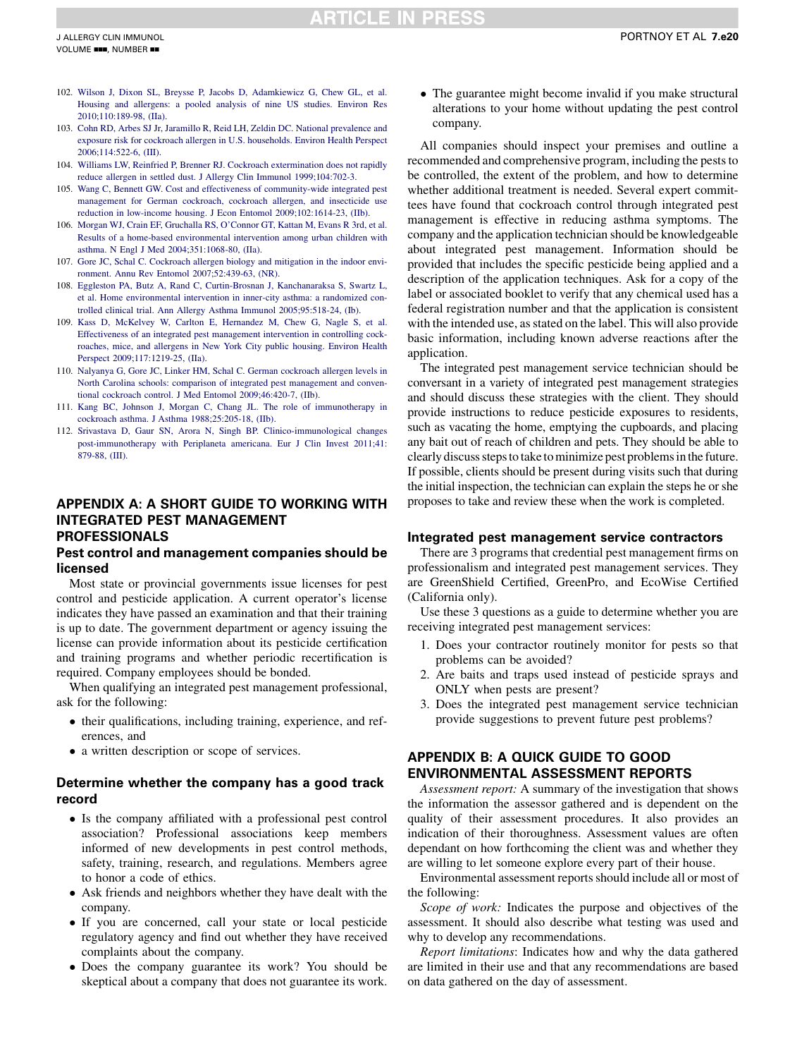102. Wilson J, Dixon SL, Breysse P, Jacobs D, Adamkiewicz G, Chew GL, et al. Housing and allergens: a pooled analysis of nine US studies. Environ Res 2010;110:189-98, (IIa).
103. Cohn RD, Arbes SJ Jr, Jaramillo R, Reid LH, Zeldin DC. National prevalence and exposure risk for cockroach allergen in U.S. households. Environ Health Perspect 2006;114:522-6, (III).
104. Williams LW, Reinfried P, Brenner RJ. Cockroach extermination does not rapidly reduce allergen in settled dust. J Allergy Clin Immunol 1999;104:702-3.
105. Wang C, Bennett GW. Cost and effectiveness of community-wide integrated pest management for German cockroach, cockroach allergen, and insecticide use reduction in low-income housing. J Econ Entomol 2009;102:1614-23, (IIb).
106. Morgan WJ, Crain EF, Gruchalla RS, O'Connor GT, Kattan M, Evans R 3rd, et al. Results of a home-based environmental intervention among urban children with asthma. N Engl J Med 2004;351:1068-80, (IIa).
107. Gore JC, Schal C. Cockroach allergen biology and mitigation in the indoor environment. Annu Rev Entomol 2007;52:439-63, (NR).
108. Eggleston PA, Butz A, Rand C, Curtin-Brosnan J, Kanchanaraksa S, Swartz L, et al. Home environmental intervention in inner-city asthma: a randomized controlled clinical trial. Ann Allergy Asthma Immunol 2005;95:518-24, (Ib).
109. Kass D, McKelvey W, Carlton E, Hernandez M, Chew G, Nagle S, et al. Effectiveness of an integrated pest management intervention in controlling cockroaches, mice, and allergens in New York City public housing. Environ Health Perspect 2009;117:1219-25, (IIa).
110. Nalyanya G, Gore JC, Linker HM, Schal C. German cockroach allergen levels in North Carolina schools: comparison of integrated pest management and conventional cockroach control. J Med Entomol 2009;46:420-7, (IIb).
111. Kang BC, Johnson J, Morgan C, Chang JL. The role of immunotherapy in cockroach asthma. J Asthma 1988;25:205-18, (IIb).
112. Srivastava D, Gaur SN, Arora N, Singh BP. Clinico-immunological changes post-immunotherapy with Periplaneta americana. Eur J Clin Invest 2011;41:879-88, (III).

## APPENDIX A: A SHORT GUIDE TO WORKING WITH INTEGRATED PEST MANAGEMENT PROFESSIONALS

### Pest control and management companies should be licensed

Most state or provincial governments issue licenses for pest control and pesticide application. A current operator's license indicates they have passed an examination and that their training is up to date. The government department or agency issuing the license can provide information about its pesticide certification and training programs and whether periodic recertification is required. Company employees should be bonded.

When qualifying an integrated pest management professional, ask for the following:

- their qualifications, including training, experience, and references, and
- a written description or scope of services.

### Determine whether the company has a good track record

- Is the company affiliated with a professional pest control association? Professional associations keep members informed of new developments in pest control methods, safety, training, research, and regulations. Members agree to honor a code of ethics.
- Ask friends and neighbors whether they have dealt with the company.
- If you are concerned, call your state or local pesticide regulatory agency and find out whether they have received complaints about the company.
- Does the company guarantee its work? You should be skeptical about a company that does not guarantee its work.
- The guarantee might become invalid if you make structural alterations to your home without updating the pest control company.

All companies should inspect your premises and outline a recommended and comprehensive program, including the pests to be controlled, the extent of the problem, and how to determine whether additional treatment is needed. Several expert committees have found that cockroach control through integrated pest management is effective in reducing asthma symptoms. The company and the application technician should be knowledgeable about integrated pest management. Information should be provided that includes the specific pesticide being applied and a description of the application techniques. Ask for a copy of the label or associated booklet to verify that any chemical used has a federal registration number and that the application is consistent with the intended use, as stated on the label. This will also provide basic information, including known adverse reactions after the application.

The integrated pest management service technician should be conversant in a variety of integrated pest management strategies and should discuss these strategies with the client. They should provide instructions to reduce pesticide exposures to residents, such as vacating the home, emptying the cupboards, and placing any bait out of reach of children and pets. They should be able to clearly discuss steps to take to minimize pest problems in the future. If possible, clients should be present during visits such that during the initial inspection, the technician can explain the steps he or she proposes to take and review these when the work is completed.

### Integrated pest management service contractors

There are 3 programs that credential pest management firms on professionalism and integrated pest management services. They are GreenShield Certified, GreenPro, and EcoWise Certified (California only).

Use these 3 questions as a guide to determine whether you are receiving integrated pest management services:

1. Does your contractor routinely monitor for pests so that problems can be avoided?
2. Are baits and traps used instead of pesticide sprays and ONLY when pests are present?
3. Does the integrated pest management service technician provide suggestions to prevent future pest problems?

## APPENDIX B: A QUICK GUIDE TO GOOD ENVIRONMENTAL ASSESSMENT REPORTS

*Assessment report:* A summary of the investigation that shows the information the assessor gathered and is dependent on the quality of their assessment procedures. It also provides an indication of their thoroughness. Assessment values are often dependant on how forthcoming the client was and whether they are willing to let someone explore every part of their house.

Environmental assessment reports should include all or most of the following:

*Scope of work:* Indicates the purpose and objectives of the assessment. It should also describe what testing was used and why to develop any recommendations.

*Report limitations:* Indicates how and why the data gathered are limited in their use and that any recommendations are based on data gathered on the day of assessment.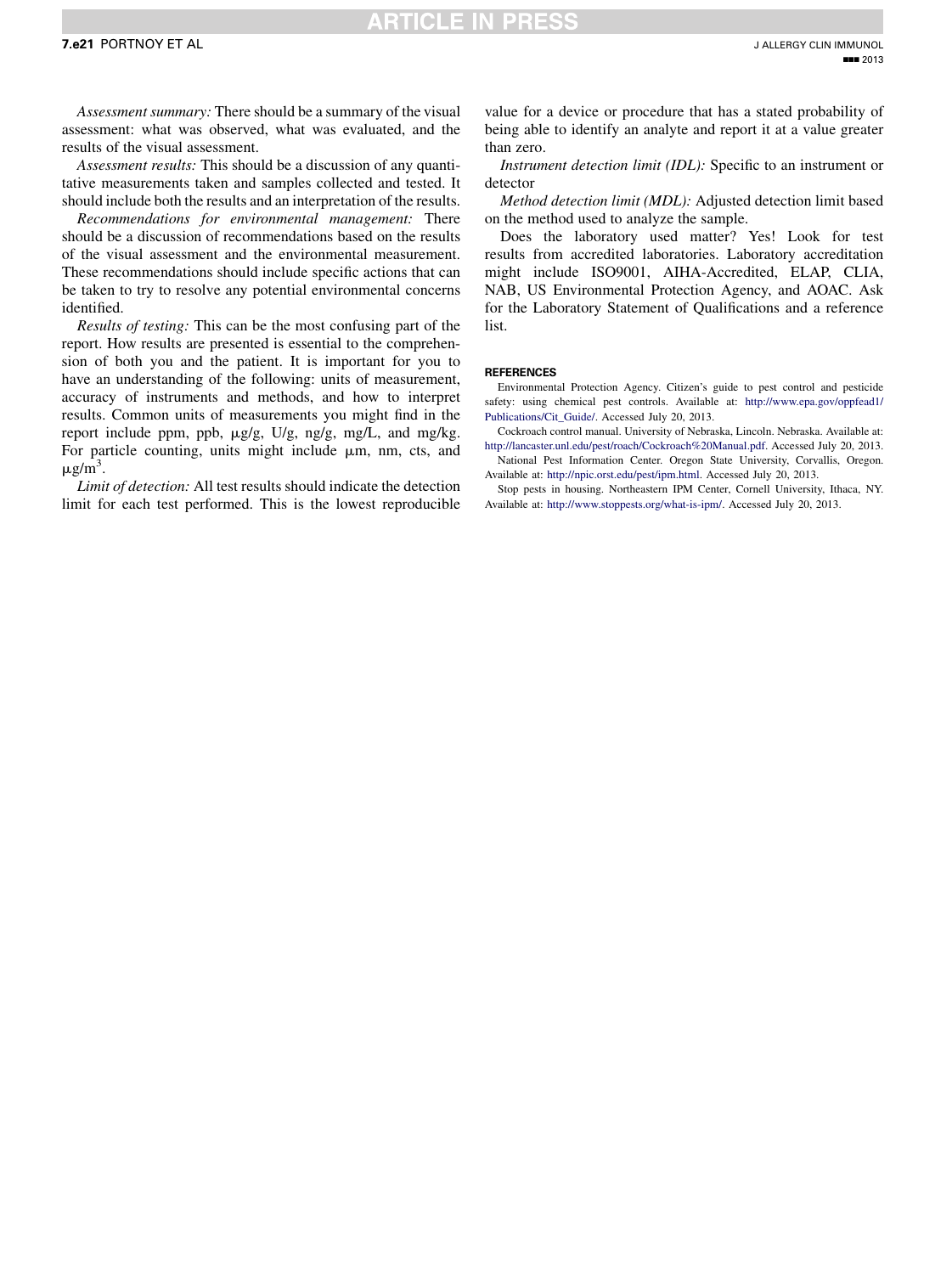*Assessment summary:* There should be a summary of the visual assessment: what was observed, what was evaluated, and the results of the visual assessment.

*Assessment results:* This should be a discussion of any quantitative measurements taken and samples collected and tested. It should include both the results and an interpretation of the results.

*Recommendations for environmental management:* There should be a discussion of recommendations based on the results of the visual assessment and the environmental measurement. These recommendations should include specific actions that can be taken to try to resolve any potential environmental concerns identified.

*Results of testing:* This can be the most confusing part of the report. How results are presented is essential to the comprehension of both you and the patient. It is important for you to have an understanding of the following: units of measurement, accuracy of instruments and methods, and how to interpret results. Common units of measurements you might find in the report include ppm, ppb, μg/g, U/g, ng/g, mg/L, and mg/kg. For particle counting, units might include μm, nm, cts, and $\mu g/m^3$.

*Limit of detection:* All test results should indicate the detection limit for each test performed. This is the lowest reproducible value for a device or procedure that has a stated probability of being able to identify an analyte and report it at a value greater than zero.

*Instrument detection limit (IDL):* Specific to an instrument or detector

*Method detection limit (MDL):* Adjusted detection limit based on the method used to analyze the sample.

Does the laboratory used matter? Yes! Look for test results from accredited laboratories. Laboratory accreditation might include ISO9001, AIHA-Accredited, ELAP, CLIA, NAB, US Environmental Protection Agency, and AOAC. Ask for the Laboratory Statement of Qualifications and a reference list.

## REFERENCES

Environmental Protection Agency. Citizen's guide to pest control and pesticide safety: using chemical pest controls. Available at: http://www.epa.gov/oppfead1/Publications/Cit_Guide/. Accessed July 20, 2013.

Cockroach control manual. University of Nebraska, Lincoln. Nebraska. Available at: http://lancaster.unl.edu/pest/roach/Cockroach%20Manual.pdf. Accessed July 20, 2013.

National Pest Information Center. Oregon State University, Corvallis, Oregon. Available at: http://npic.orst.edu/pest/ipm.html. Accessed July 20, 2013.

Stop pests in housing. Northeastern IPM Center, Cornell University, Ithaca, NY. Available at: http://www.stoppests.org/what-is-ipm/. Accessed July 20, 2013.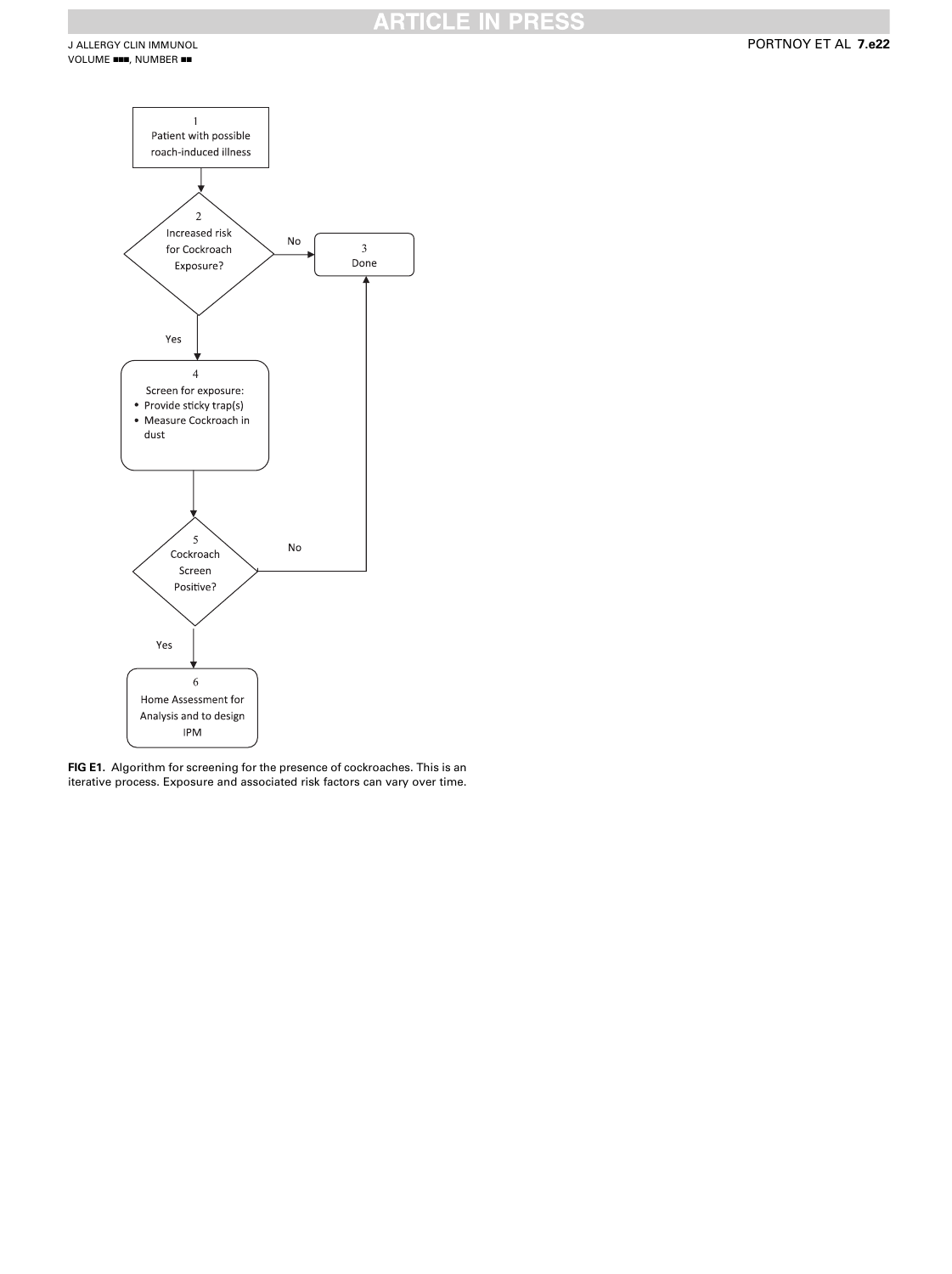1
Patient with possible roach-induced illness

2
Increased risk for Cockroach Exposure?

No → 3 Done

Yes ↓

4
Screen for exposure:
- Provide sticky trap(s)
- Measure Cockroach in dust

5
Cockroach Screen Positive?

No → 3 Done

Yes ↓

6
Home Assessment for Analysis and to design IPM

**FIG E1.** Algorithm for screening for the presence of cockroaches. This is an iterative process. Exposure and associated risk factors can vary over time.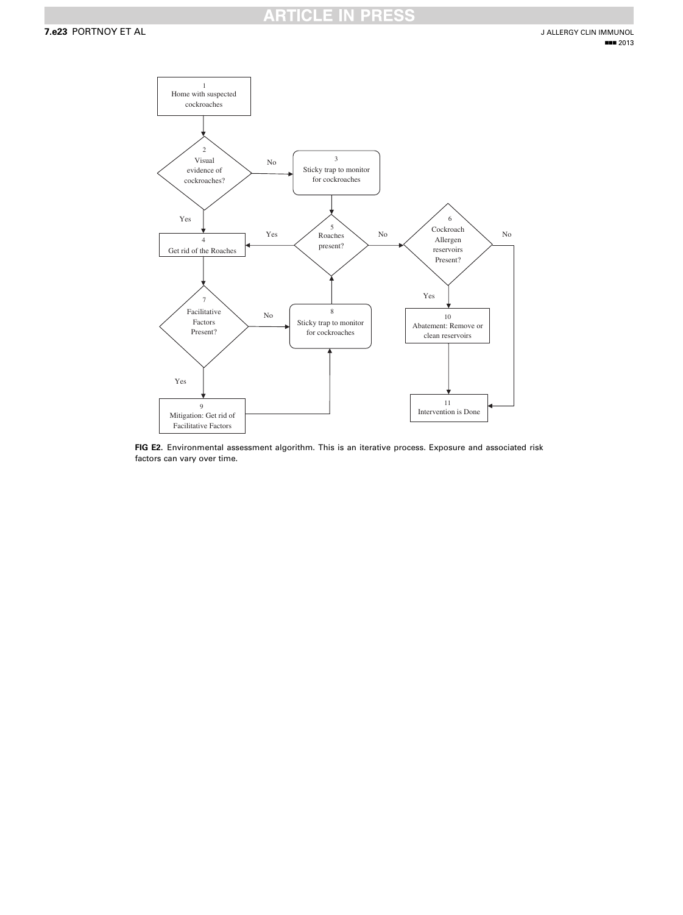1 Home with suspected cockroaches

2 Visual evidence of cockroaches?
- No → 3
- Yes → 4

3 Sticky trap to monitor for cockroaches → 5

4 Get rid of the Roaches → 7

5 Roaches present?
- Yes → 4
- No → 6

6 Cockroach Allergen reservoirs Present?
- Yes → 10
- No → 11

7 Facilitative Factors Present?
- No → 8
- Yes → 9

8 Sticky trap to monitor for cockroaches → 5

9 Mitigation: Get rid of Facilitative Factors → 8

10 Abatement: Remove or clean reservoirs → 11

11 Intervention is Done

**FIG E2.** Environmental assessment algorithm. This is an iterative process. Exposure and associated risk factors can vary over time.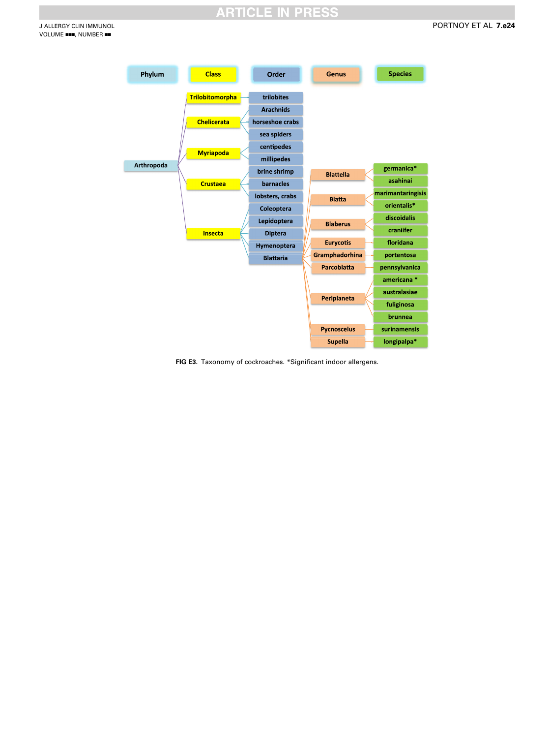Phylum | Class | Order | Genus | Species

- Arthropoda
  - Trilobitomorpha
    - trilobites
  - Chelicerata
    - Arachnids
    - horseshoe crabs
    - sea spiders
  - Myriapoda
    - centipedes
    - millipedes
  - Crustaea
    - brine shrimp
    - barnacles
    - lobsters, crabs
  - Insecta
    - Coleoptera
    - Lepidoptera
    - Diptera
    - Hymenoptera
    - Blattaria
      - Blattella
        - germanica*
        - asahinai
      - Blatta
        - marimantaringisis
        - orientalis*
      - Blaberus
        - discoidalis
        - craniifer
      - Eurycotis
        - floridana
      - Gramphadorhina
        - portentosa
      - Parcoblatta
        - pennsylvanica
      - Periplaneta
        - americana *
        - australasiae
        - fuliginosa
        - brunnea
      - Pycnoscelus
        - surinamensis
      - Supella
        - longipalpa*

**FIG E3.** Taxonomy of cockroaches. *Significant indoor allergens.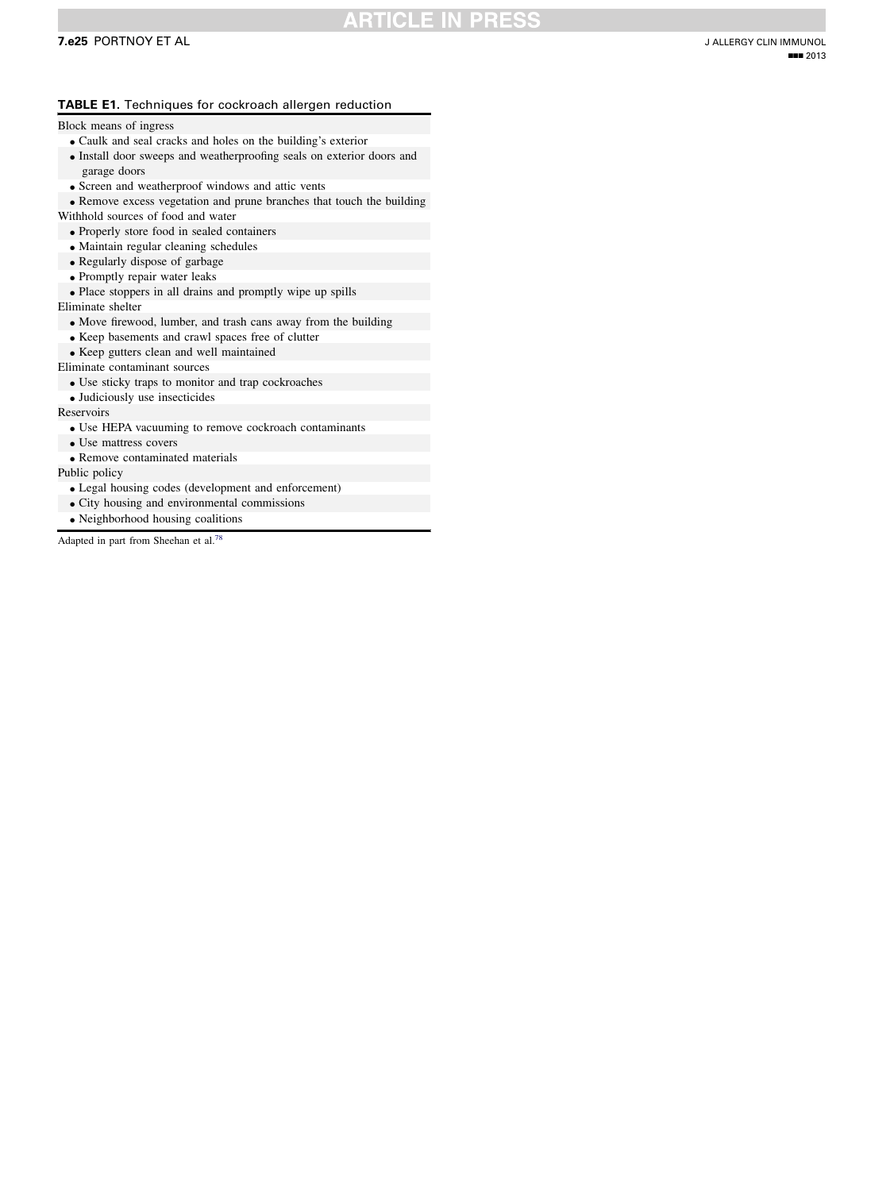**TABLE E1.** Techniques for cockroach allergen reduction

| |
|---|
| Block means of ingress |
| • Caulk and seal cracks and holes on the building's exterior |
| • Install door sweeps and weatherproofing seals on exterior doors and garage doors |
| • Screen and weatherproof windows and attic vents |
| • Remove excess vegetation and prune branches that touch the building |
| Withhold sources of food and water |
| • Properly store food in sealed containers |
| • Maintain regular cleaning schedules |
| • Regularly dispose of garbage |
| • Promptly repair water leaks |
| • Place stoppers in all drains and promptly wipe up spills |
| Eliminate shelter |
| • Move firewood, lumber, and trash cans away from the building |
| • Keep basements and crawl spaces free of clutter |
| • Keep gutters clean and well maintained |
| Eliminate contaminant sources |
| • Use sticky traps to monitor and trap cockroaches |
| • Judiciously use insecticides |
| Reservoirs |
| • Use HEPA vacuuming to remove cockroach contaminants |
| • Use mattress covers |
| • Remove contaminated materials |
| Public policy |
| • Legal housing codes (development and enforcement) |
| • City housing and environmental commissions |
| • Neighborhood housing coalitions |

Adapted in part from Sheehan et al.[78]